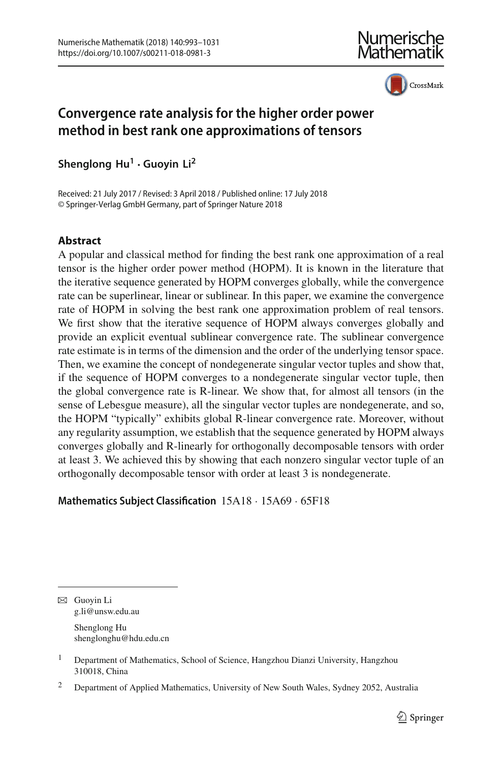# Convergence rate analysis for the higher order power method in best rank one approximations of tensors

**Shenglong Hu[1] · Guoyin Li[2]**

Received: 21 July 2017 / Revised: 3 April 2018 / Published online: 17 July 2018
© Springer-Verlag GmbH Germany, part of Springer Nature 2018

## Abstract

A popular and classical method for finding the best rank one approximation of a real tensor is the higher order power method (HOPM). It is known in the literature that the iterative sequence generated by HOPM converges globally, while the convergence rate can be superlinear, linear or sublinear. In this paper, we examine the convergence rate of HOPM in solving the best rank one approximation problem of real tensors. We first show that the iterative sequence of HOPM always converges globally and provide an explicit eventual sublinear convergence rate. The sublinear convergence rate estimate is in terms of the dimension and the order of the underlying tensor space. Then, we examine the concept of nondegenerate singular vector tuples and show that, if the sequence of HOPM converges to a nondegenerate singular vector tuple, then the global convergence rate is R-linear. We show that, for almost all tensors (in the sense of Lebesgue measure), all the singular vector tuples are nondegenerate, and so, the HOPM "typically" exhibits global R-linear convergence rate. Moreover, without any regularity assumption, we establish that the sequence generated by HOPM always converges globally and R-linearly for orthogonally decomposable tensors with order at least 3. We achieved this by showing that each nonzero singular vector tuple of an orthogonally decomposable tensor with order at least 3 is nondegenerate.

**Mathematics Subject Classification** 15A18 · 15A69 · 65F18

---

✉ Guoyin Li
g.li@unsw.edu.au

Shenglong Hu
shenglonghu@hdu.edu.cn

[1] Department of Mathematics, School of Science, Hangzhou Dianzi University, Hangzhou 310018, China

[2] Department of Applied Mathematics, University of New South Wales, Sydney 2052, Australia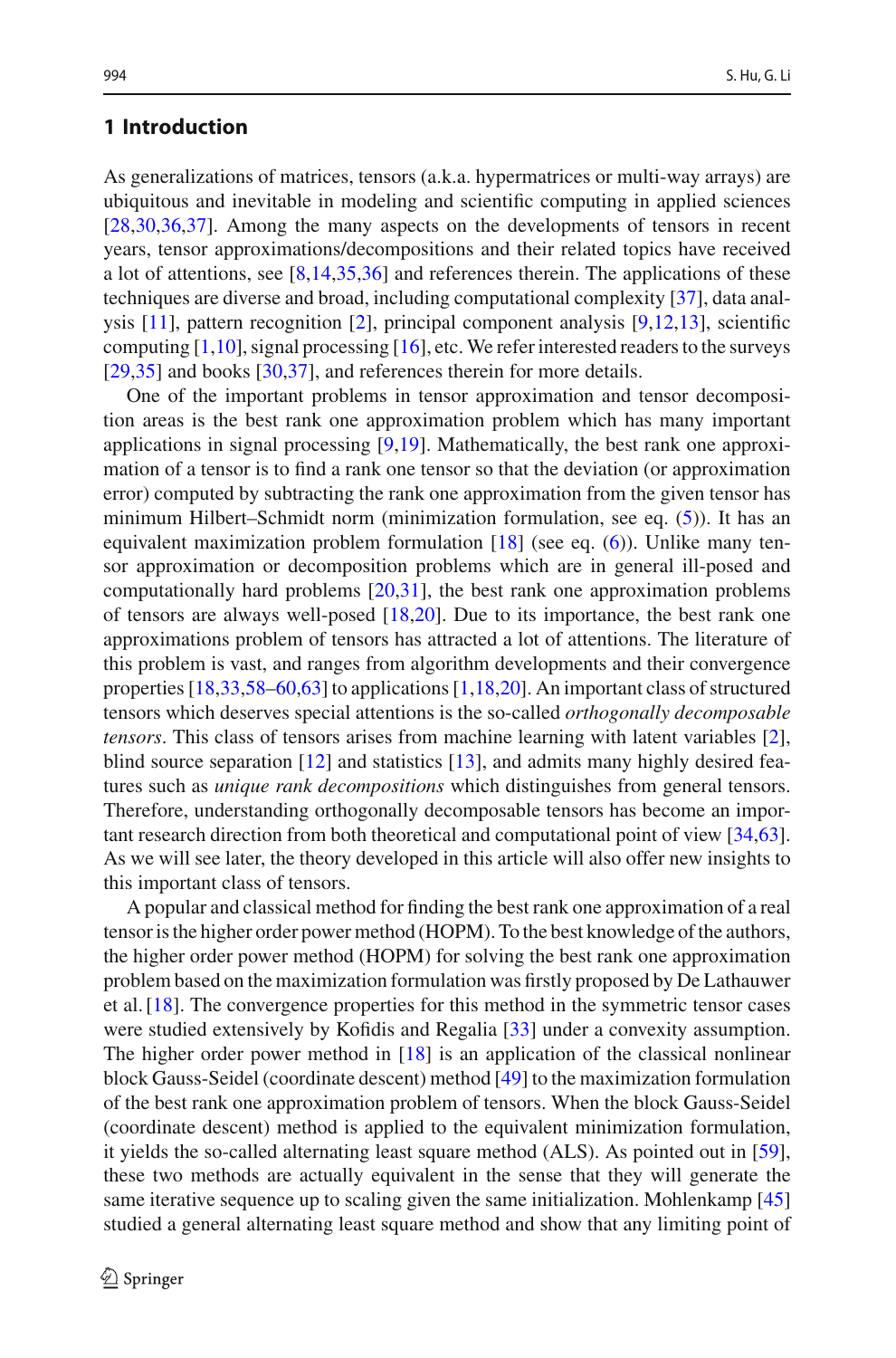## 1 Introduction

As generalizations of matrices, tensors (a.k.a. hypermatrices or multi-way arrays) are ubiquitous and inevitable in modeling and scientific computing in applied sciences [28,30,36,37]. Among the many aspects on the developments of tensors in recent years, tensor approximations/decompositions and their related topics have received a lot of attentions, see [8,14,35,36] and references therein. The applications of these techniques are diverse and broad, including computational complexity [37], data analysis [11], pattern recognition [2], principal component analysis [9,12,13], scientific computing [1,10], signal processing [16], etc. We refer interested readers to the surveys [29,35] and books [30,37], and references therein for more details.

One of the important problems in tensor approximation and tensor decomposition areas is the best rank one approximation problem which has many important applications in signal processing [9,19]. Mathematically, the best rank one approximation of a tensor is to find a rank one tensor so that the deviation (or approximation error) computed by subtracting the rank one approximation from the given tensor has minimum Hilbert–Schmidt norm (minimization formulation, see eq. (5)). It has an equivalent maximization problem formulation [18] (see eq. (6)). Unlike many tensor approximation or decomposition problems which are in general ill-posed and computationally hard problems [20,31], the best rank one approximation problems of tensors are always well-posed [18,20]. Due to its importance, the best rank one approximations problem of tensors has attracted a lot of attentions. The literature of this problem is vast, and ranges from algorithm developments and their convergence properties [18,33,58–60,63] to applications [1,18,20]. An important class of structured tensors which deserves special attentions is the so-called *orthogonally decomposable tensors*. This class of tensors arises from machine learning with latent variables [2], blind source separation [12] and statistics [13], and admits many highly desired features such as *unique rank decompositions* which distinguishes from general tensors. Therefore, understanding orthogonally decomposable tensors has become an important research direction from both theoretical and computational point of view [34,63]. As we will see later, the theory developed in this article will also offer new insights to this important class of tensors.

A popular and classical method for finding the best rank one approximation of a real tensor is the higher order power method (HOPM). To the best knowledge of the authors, the higher order power method (HOPM) for solving the best rank one approximation problem based on the maximization formulation was firstly proposed by De Lathauwer et al. [18]. The convergence properties for this method in the symmetric tensor cases were studied extensively by Kofidis and Regalia [33] under a convexity assumption. The higher order power method in [18] is an application of the classical nonlinear block Gauss-Seidel (coordinate descent) method [49] to the maximization formulation of the best rank one approximation problem of tensors. When the block Gauss-Seidel (coordinate descent) method is applied to the equivalent minimization formulation, it yields the so-called alternating least square method (ALS). As pointed out in [59], these two methods are actually equivalent in the sense that they will generate the same iterative sequence up to scaling given the same initialization. Mohlenkamp [45] studied a general alternating least square method and show that any limiting point of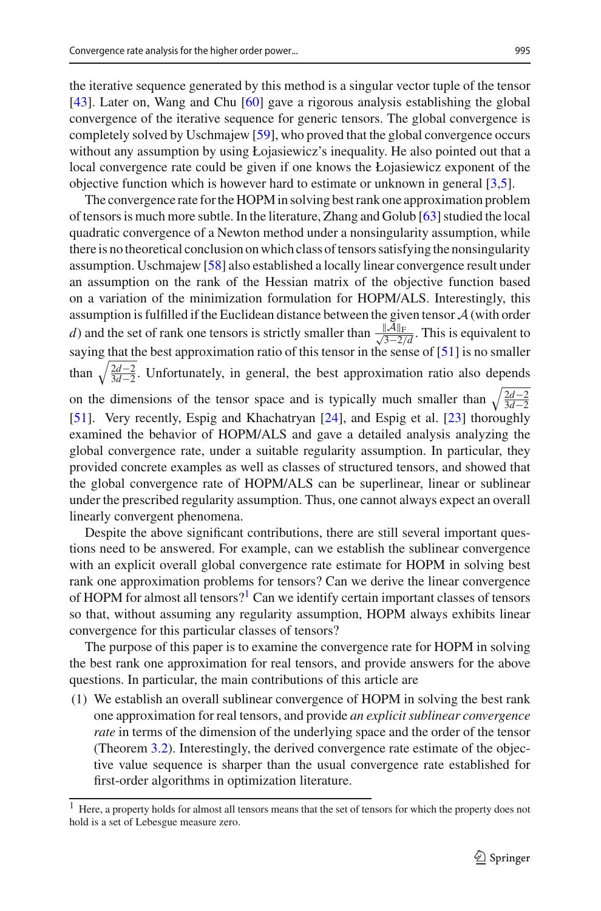the iterative sequence generated by this method is a singular vector tuple of the tensor [43]. Later on, Wang and Chu [60] gave a rigorous analysis establishing the global convergence of the iterative sequence for generic tensors. The global convergence is completely solved by Uschmajew [59], who proved that the global convergence occurs without any assumption by using Łojasiewicz's inequality. He also pointed out that a local convergence rate could be given if one knows the Łojasiewicz exponent of the objective function which is however hard to estimate or unknown in general [3,5].

The convergence rate for the HOPM in solving best rank one approximation problem of tensors is much more subtle. In the literature, Zhang and Golub [63] studied the local quadratic convergence of a Newton method under a nonsingularity assumption, while there is no theoretical conclusion on which class of tensors satisfying the nonsingularity assumption. Uschmajew [58] also established a locally linear convergence result under an assumption on the rank of the Hessian matrix of the objective function based on a variation of the minimization formulation for HOPM/ALS. Interestingly, this assumption is fulfilled if the Euclidean distance between the given tensor $\mathcal{A}$ (with order $d$) and the set of rank one tensors is strictly smaller than $\frac{\|\mathcal{A}\|_F}{\sqrt{3-2/d}}$. This is equivalent to saying that the best approximation ratio of this tensor in the sense of [51] is no smaller than $\sqrt{\frac{2d-2}{3d-2}}$. Unfortunately, in general, the best approximation ratio also depends on the dimensions of the tensor space and is typically much smaller than $\sqrt{\frac{2d-2}{3d-2}}$ [51]. Very recently, Espig and Khachatryan [24], and Espig et al. [23] thoroughly examined the behavior of HOPM/ALS and gave a detailed analysis analyzing the global convergence rate, under a suitable regularity assumption. In particular, they provided concrete examples as well as classes of structured tensors, and showed that the global convergence rate of HOPM/ALS can be superlinear, linear or sublinear under the prescribed regularity assumption. Thus, one cannot always expect an overall linearly convergent phenomena.

Despite the above significant contributions, there are still several important questions need to be answered. For example, can we establish the sublinear convergence with an explicit overall global convergence rate estimate for HOPM in solving best rank one approximation problems for tensors? Can we derive the linear convergence of HOPM for almost all tensors?[1] Can we identify certain important classes of tensors so that, without assuming any regularity assumption, HOPM always exhibits linear convergence for this particular classes of tensors?

The purpose of this paper is to examine the convergence rate for HOPM in solving the best rank one approximation for real tensors, and provide answers for the above questions. In particular, the main contributions of this article are

(1) We establish an overall sublinear convergence of HOPM in solving the best rank one approximation for real tensors, and provide *an explicit sublinear convergence rate* in terms of the dimension of the underlying space and the order of the tensor (Theorem 3.2). Interestingly, the derived convergence rate estimate of the objective value sequence is sharper than the usual convergence rate established for first-order algorithms in optimization literature.

[1] Here, a property holds for almost all tensors means that the set of tensors for which the property does not hold is a set of Lebesgue measure zero.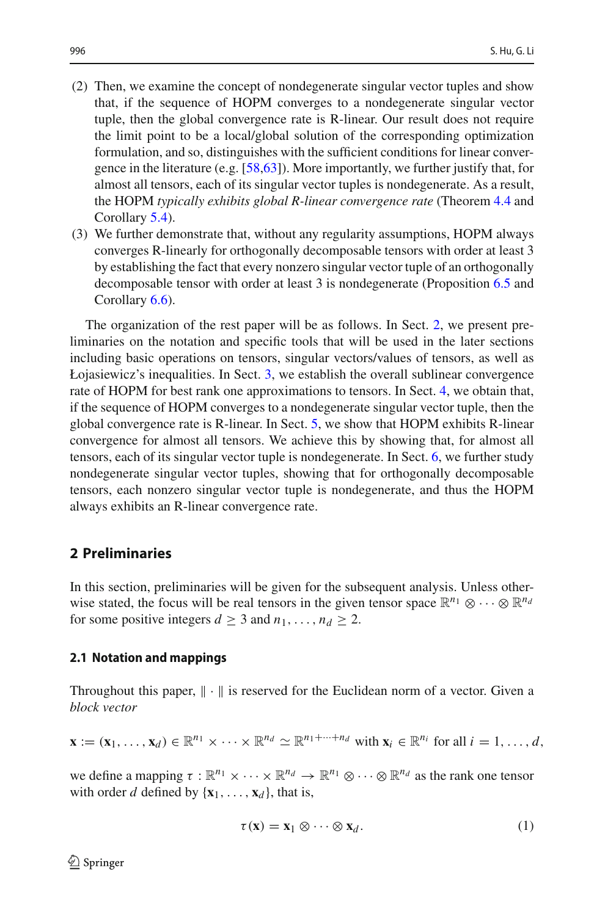(2) Then, we examine the concept of nondegenerate singular vector tuples and show that, if the sequence of HOPM converges to a nondegenerate singular vector tuple, then the global convergence rate is R-linear. Our result does not require the limit point to be a local/global solution of the corresponding optimization formulation, and so, distinguishes with the sufficient conditions for linear convergence in the literature (e.g. [58,63]). More importantly, we further justify that, for almost all tensors, each of its singular vector tuples is nondegenerate. As a result, the HOPM *typically exhibits global R-linear convergence rate* (Theorem 4.4 and Corollary 5.4).

(3) We further demonstrate that, without any regularity assumptions, HOPM always converges R-linearly for orthogonally decomposable tensors with order at least 3 by establishing the fact that every nonzero singular vector tuple of an orthogonally decomposable tensor with order at least 3 is nondegenerate (Proposition 6.5 and Corollary 6.6).

The organization of the rest paper will be as follows. In Sect. 2, we present preliminaries on the notation and specific tools that will be used in the later sections including basic operations on tensors, singular vectors/values of tensors, as well as Łojasiewicz's inequalities. In Sect. 3, we establish the overall sublinear convergence rate of HOPM for best rank one approximations to tensors. In Sect. 4, we obtain that, if the sequence of HOPM converges to a nondegenerate singular vector tuple, then the global convergence rate is R-linear. In Sect. 5, we show that HOPM exhibits R-linear convergence for almost all tensors. We achieve this by showing that, for almost all tensors, each of its singular vector tuple is nondegenerate. In Sect. 6, we further study nondegenerate singular vector tuples, showing that for orthogonally decomposable tensors, each nonzero singular vector tuple is nondegenerate, and thus the HOPM always exhibits an R-linear convergence rate.

## 2 Preliminaries

In this section, preliminaries will be given for the subsequent analysis. Unless otherwise stated, the focus will be real tensors in the given tensor space $\mathbb{R}^{n_1}\otimes\cdots\otimes\mathbb{R}^{n_d}$ for some positive integers $d\geq 3$ and $n_1,\ldots,n_d\geq 2$.

### 2.1 Notation and mappings

Throughout this paper, $\|\cdot\|$ is reserved for the Euclidean norm of a vector. Given a *block vector*

$$\mathbf{x}:=(\mathbf{x}_1,\ldots,\mathbf{x}_d)\in\mathbb{R}^{n_1}\times\cdots\times\mathbb{R}^{n_d}\simeq\mathbb{R}^{n_1+\cdots+n_d}\ \text{with}\ \mathbf{x}_i\in\mathbb{R}^{n_i}\ \text{for all}\ i=1,\ldots,d,$$

we define a mapping $\tau:\mathbb{R}^{n_1}\times\cdots\times\mathbb{R}^{n_d}\to\mathbb{R}^{n_1}\otimes\cdots\otimes\mathbb{R}^{n_d}$ as the rank one tensor with order $d$ defined by $\{\mathbf{x}_1,\ldots,\mathbf{x}_d\}$, that is,

$$\tau(\mathbf{x})=\mathbf{x}_1\otimes\cdots\otimes\mathbf{x}_d. \tag{1}$$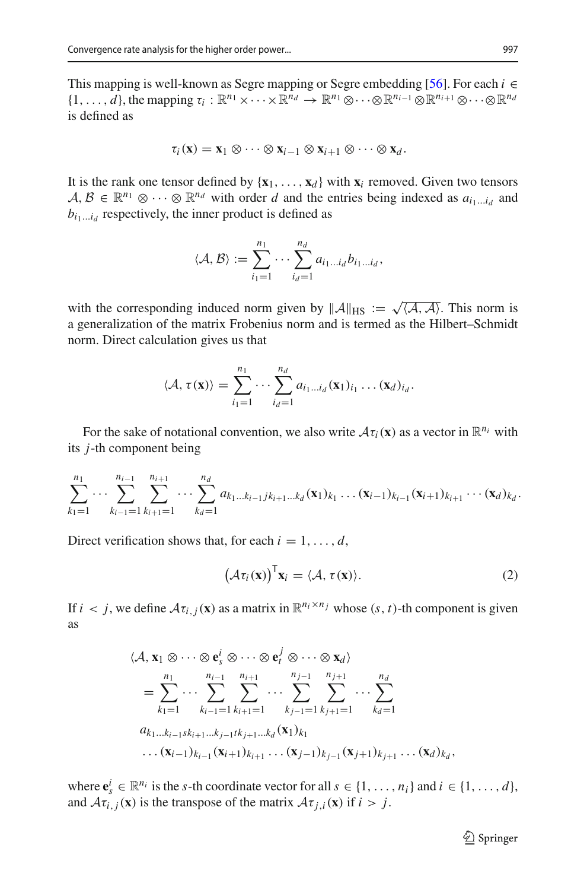This mapping is well-known as Segre mapping or Segre embedding [56]. For each $i \in \{1, \dots, d\}$, the mapping $\tau_i : \mathbb{R}^{n_1} \times \cdots \times \mathbb{R}^{n_d} \to \mathbb{R}^{n_1} \otimes \cdots \otimes \mathbb{R}^{n_{i-1}} \otimes \mathbb{R}^{n_{i+1}} \otimes \cdots \otimes \mathbb{R}^{n_d}$ is defined as

$$\tau_i(\mathbf{x}) = \mathbf{x}_1 \otimes \cdots \otimes \mathbf{x}_{i-1} \otimes \mathbf{x}_{i+1} \otimes \cdots \otimes \mathbf{x}_d.$$

It is the rank one tensor defined by $\{\mathbf{x}_1, \dots, \mathbf{x}_d\}$ with $\mathbf{x}_i$ removed. Given two tensors $\mathcal{A}, \mathcal{B} \in \mathbb{R}^{n_1} \otimes \cdots \otimes \mathbb{R}^{n_d}$ with order $d$ and the entries being indexed as $a_{i_1 \dots i_d}$ and $b_{i_1 \dots i_d}$ respectively, the inner product is defined as

$$\langle \mathcal{A}, \mathcal{B} \rangle := \sum_{i_1=1}^{n_1} \cdots \sum_{i_d=1}^{n_d} a_{i_1 \dots i_d} b_{i_1 \dots i_d},$$

with the corresponding induced norm given by $\|\mathcal{A}\|_{\mathrm{HS}} := \sqrt{\langle \mathcal{A}, \mathcal{A} \rangle}$. This norm is a generalization of the matrix Frobenius norm and is termed as the Hilbert–Schmidt norm. Direct calculation gives us that

$$\langle \mathcal{A}, \tau(\mathbf{x}) \rangle = \sum_{i_1=1}^{n_1} \cdots \sum_{i_d=1}^{n_d} a_{i_1 \dots i_d} (\mathbf{x}_1)_{i_1} \dots (\mathbf{x}_d)_{i_d}.$$

For the sake of notational convention, we also write $\mathcal{A}\tau_i(\mathbf{x})$ as a vector in $\mathbb{R}^{n_i}$ with its $j$-th component being

$$\sum_{k_1=1}^{n_1} \cdots \sum_{k_{i-1}=1}^{n_{i-1}} \sum_{k_{i+1}=1}^{n_{i+1}} \cdots \sum_{k_d=1}^{n_d} a_{k_1 \dots k_{i-1} j k_{i+1} \dots k_d} (\mathbf{x}_1)_{k_1} \dots (\mathbf{x}_{i-1})_{k_{i-1}} (\mathbf{x}_{i+1})_{k_{i+1}} \cdots (\mathbf{x}_d)_{k_d}.$$

Direct verification shows that, for each $i = 1, \dots, d$,

$$\left(\mathcal{A}\tau_i(\mathbf{x})\right)^{\mathsf{T}} \mathbf{x}_i = \langle \mathcal{A}, \tau(\mathbf{x}) \rangle. \tag{2}$$

If $i < j$, we define $\mathcal{A}\tau_{i,j}(\mathbf{x})$ as a matrix in $\mathbb{R}^{n_i \times n_j}$ whose $(s, t)$-th component is given as

$$\begin{aligned}
&\langle \mathcal{A}, \mathbf{x}_1 \otimes \cdots \otimes \mathbf{e}_s^i \otimes \cdots \otimes \mathbf{e}_t^j \otimes \cdots \otimes \mathbf{x}_d \rangle \\
&\quad = \sum_{k_1=1}^{n_1} \cdots \sum_{k_{i-1}=1}^{n_{i-1}} \sum_{k_{i+1}=1}^{n_{i+1}} \cdots \sum_{k_{j-1}=1}^{n_{j-1}} \sum_{k_{j+1}=1}^{n_{j+1}} \cdots \sum_{k_d=1}^{n_d} \\
&\quad a_{k_1 \dots k_{i-1} s k_{i+1} \dots k_{j-1} t k_{j+1} \dots k_d} (\mathbf{x}_1)_{k_1} \\
&\quad \dots (\mathbf{x}_{i-1})_{k_{i-1}} (\mathbf{x}_{i+1})_{k_{i+1}} \dots (\mathbf{x}_{j-1})_{k_{j-1}} (\mathbf{x}_{j+1})_{k_{j+1}} \dots (\mathbf{x}_d)_{k_d},
\end{aligned}$$

where $\mathbf{e}_s^i \in \mathbb{R}^{n_i}$ is the $s$-th coordinate vector for all $s \in \{1, \dots, n_i\}$ and $i \in \{1, \dots, d\}$, and $\mathcal{A}\tau_{i,j}(\mathbf{x})$ is the transpose of the matrix $\mathcal{A}\tau_{j,i}(\mathbf{x})$ if $i > j$.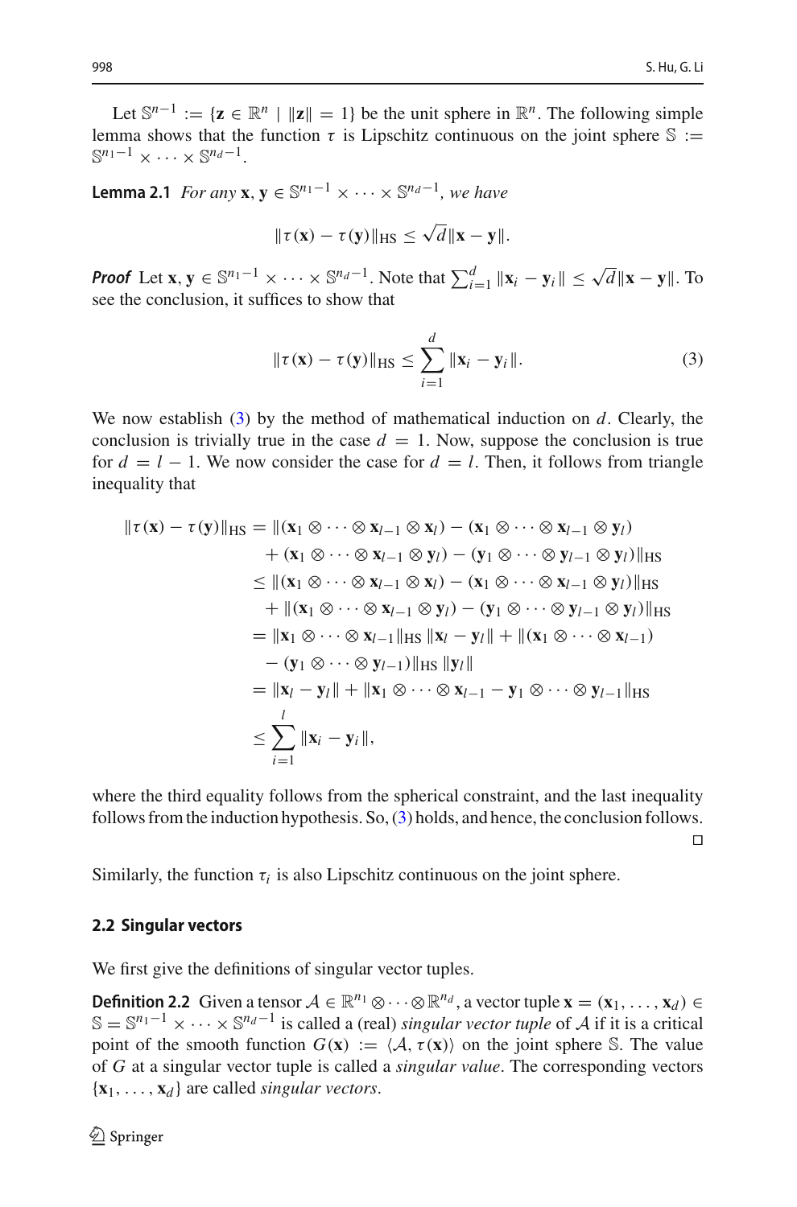Let $\mathbb{S}^{n-1} := \{\mathbf{z} \in \mathbb{R}^n \mid \|\mathbf{z}\| = 1\}$ be the unit sphere in $\mathbb{R}^n$. The following simple lemma shows that the function $\tau$ is Lipschitz continuous on the joint sphere $\mathbb{S} := \mathbb{S}^{n_1-1} \times \cdots \times \mathbb{S}^{n_d-1}$.

**Lemma 2.1** *For any* $\mathbf{x}, \mathbf{y} \in \mathbb{S}^{n_1-1} \times \cdots \times \mathbb{S}^{n_d-1}$, *we have*

$$\|\tau(\mathbf{x}) - \tau(\mathbf{y})\|_{\mathrm{HS}} \leq \sqrt{d}\|\mathbf{x} - \mathbf{y}\|.$$

***Proof*** Let $\mathbf{x}, \mathbf{y} \in \mathbb{S}^{n_1-1} \times \cdots \times \mathbb{S}^{n_d-1}$. Note that $\sum_{i=1}^{d} \|\mathbf{x}_i - \mathbf{y}_i\| \leq \sqrt{d}\|\mathbf{x} - \mathbf{y}\|$. To see the conclusion, it suffices to show that

$$\|\tau(\mathbf{x}) - \tau(\mathbf{y})\|_{\mathrm{HS}} \leq \sum_{i=1}^{d} \|\mathbf{x}_i - \mathbf{y}_i\|. \tag{3}$$

We now establish (3) by the method of mathematical induction on $d$. Clearly, the conclusion is trivially true in the case $d = 1$. Now, suppose the conclusion is true for $d = l - 1$. We now consider the case for $d = l$. Then, it follows from triangle inequality that

$$\begin{aligned}
\|\tau(\mathbf{x}) - \tau(\mathbf{y})\|_{\mathrm{HS}} &= \|(\mathbf{x}_1 \otimes \cdots \otimes \mathbf{x}_{l-1} \otimes \mathbf{x}_l) - (\mathbf{x}_1 \otimes \cdots \otimes \mathbf{x}_{l-1} \otimes \mathbf{y}_l) \\
&\quad + (\mathbf{x}_1 \otimes \cdots \otimes \mathbf{x}_{l-1} \otimes \mathbf{y}_l) - (\mathbf{y}_1 \otimes \cdots \otimes \mathbf{y}_{l-1} \otimes \mathbf{y}_l)\|_{\mathrm{HS}} \\
&\leq \|(\mathbf{x}_1 \otimes \cdots \otimes \mathbf{x}_{l-1} \otimes \mathbf{x}_l) - (\mathbf{x}_1 \otimes \cdots \otimes \mathbf{x}_{l-1} \otimes \mathbf{y}_l)\|_{\mathrm{HS}} \\
&\quad + \|(\mathbf{x}_1 \otimes \cdots \otimes \mathbf{x}_{l-1} \otimes \mathbf{y}_l) - (\mathbf{y}_1 \otimes \cdots \otimes \mathbf{y}_{l-1} \otimes \mathbf{y}_l)\|_{\mathrm{HS}} \\
&= \|\mathbf{x}_1 \otimes \cdots \otimes \mathbf{x}_{l-1}\|_{\mathrm{HS}}\, \|\mathbf{x}_l - \mathbf{y}_l\| + \|(\mathbf{x}_1 \otimes \cdots \otimes \mathbf{x}_{l-1}) \\
&\quad - (\mathbf{y}_1 \otimes \cdots \otimes \mathbf{y}_{l-1})\|_{\mathrm{HS}}\, \|\mathbf{y}_l\| \\
&= \|\mathbf{x}_l - \mathbf{y}_l\| + \|\mathbf{x}_1 \otimes \cdots \otimes \mathbf{x}_{l-1} - \mathbf{y}_1 \otimes \cdots \otimes \mathbf{y}_{l-1}\|_{\mathrm{HS}} \\
&\leq \sum_{i=1}^{l} \|\mathbf{x}_i - \mathbf{y}_i\|,
\end{aligned}$$

where the third equality follows from the spherical constraint, and the last inequality follows from the induction hypothesis. So, (3) holds, and hence, the conclusion follows. $\square$

Similarly, the function $\tau_i$ is also Lipschitz continuous on the joint sphere.

### 2.2 Singular vectors

We first give the definitions of singular vector tuples.

**Definition 2.2** Given a tensor $\mathcal{A} \in \mathbb{R}^{n_1} \otimes \cdots \otimes \mathbb{R}^{n_d}$, a vector tuple $\mathbf{x} = (\mathbf{x}_1, \ldots, \mathbf{x}_d) \in \mathbb{S} = \mathbb{S}^{n_1-1} \times \cdots \times \mathbb{S}^{n_d-1}$ is called a (real) *singular vector tuple* of $\mathcal{A}$ if it is a critical point of the smooth function $G(\mathbf{x}) := \langle \mathcal{A}, \tau(\mathbf{x})\rangle$ on the joint sphere $\mathbb{S}$. The value of $G$ at a singular vector tuple is called a *singular value*. The corresponding vectors $\{\mathbf{x}_1, \ldots, \mathbf{x}_d\}$ are called *singular vectors*.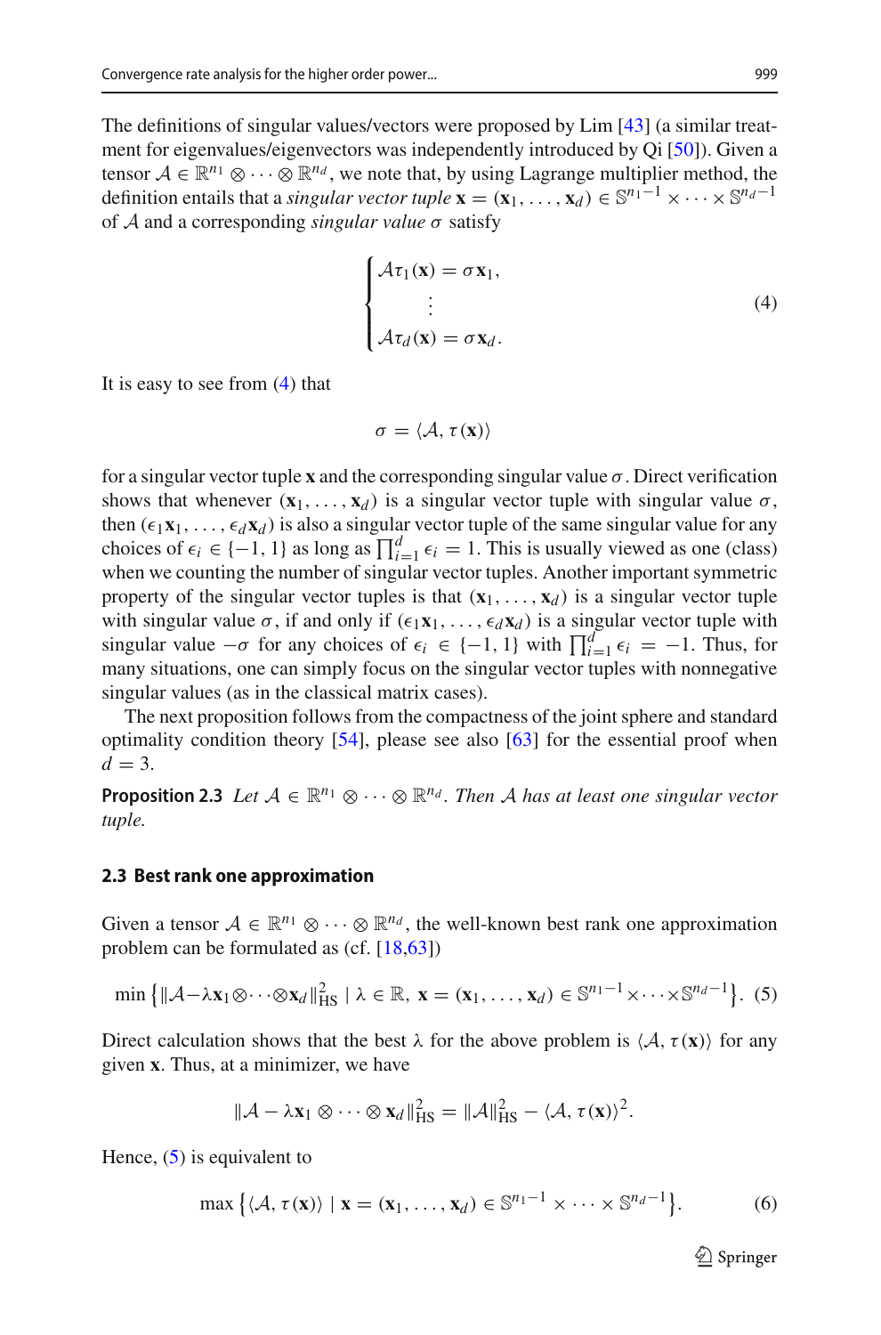The definitions of singular values/vectors were proposed by Lim [43] (a similar treatment for eigenvalues/eigenvectors was independently introduced by Qi [50]). Given a tensor $\mathcal{A} \in \mathbb{R}^{n_1} \otimes \cdots \otimes \mathbb{R}^{n_d}$, we note that, by using Lagrange multiplier method, the definition entails that a *singular vector tuple* $\mathbf{x} = (\mathbf{x}_1, \ldots, \mathbf{x}_d) \in \mathbb{S}^{n_1-1} \times \cdots \times \mathbb{S}^{n_d-1}$ of $\mathcal{A}$ and a corresponding *singular value* $\sigma$ satisfy

$$
\begin{cases} \mathcal{A}\tau_1(\mathbf{x}) = \sigma \mathbf{x}_1, \\ \quad\quad \vdots \\ \mathcal{A}\tau_d(\mathbf{x}) = \sigma \mathbf{x}_d. \end{cases} \tag{4}
$$

It is easy to see from (4) that

$$
\sigma = \langle \mathcal{A}, \tau(\mathbf{x}) \rangle
$$

for a singular vector tuple $\mathbf{x}$ and the corresponding singular value $\sigma$. Direct verification shows that whenever $(\mathbf{x}_1, \ldots, \mathbf{x}_d)$ is a singular vector tuple with singular value $\sigma$, then $(\epsilon_1 \mathbf{x}_1, \ldots, \epsilon_d \mathbf{x}_d)$ is also a singular vector tuple of the same singular value for any choices of $\epsilon_i \in \{-1, 1\}$ as long as $\prod_{i=1}^d \epsilon_i = 1$. This is usually viewed as one (class) when we counting the number of singular vector tuples. Another important symmetric property of the singular vector tuples is that $(\mathbf{x}_1, \ldots, \mathbf{x}_d)$ is a singular vector tuple with singular value $\sigma$, if and only if $(\epsilon_1 \mathbf{x}_1, \ldots, \epsilon_d \mathbf{x}_d)$ is a singular vector tuple with singular value $-\sigma$ for any choices of $\epsilon_i \in \{-1, 1\}$ with $\prod_{i=1}^d \epsilon_i = -1$. Thus, for many situations, one can simply focus on the singular vector tuples with nonnegative singular values (as in the classical matrix cases).

The next proposition follows from the compactness of the joint sphere and standard optimality condition theory [54], please see also [63] for the essential proof when $d = 3$.

**Proposition 2.3** *Let $\mathcal{A} \in \mathbb{R}^{n_1} \otimes \cdots \otimes \mathbb{R}^{n_d}$. Then $\mathcal{A}$ has at least one singular vector tuple.*

### 2.3 Best rank one approximation

Given a tensor $\mathcal{A} \in \mathbb{R}^{n_1} \otimes \cdots \otimes \mathbb{R}^{n_d}$, the well-known best rank one approximation problem can be formulated as (cf. [18,63])

$$
\min \left\{ \|\mathcal{A} - \lambda \mathbf{x}_1 \otimes \cdots \otimes \mathbf{x}_d\|_{\mathrm{HS}}^2 \mid \lambda \in \mathbb{R},\ \mathbf{x} = (\mathbf{x}_1, \ldots, \mathbf{x}_d) \in \mathbb{S}^{n_1-1} \times \cdots \times \mathbb{S}^{n_d-1} \right\}. \tag{5}
$$

Direct calculation shows that the best $\lambda$ for the above problem is $\langle \mathcal{A}, \tau(\mathbf{x}) \rangle$ for any given $\mathbf{x}$. Thus, at a minimizer, we have

$$
\|\mathcal{A} - \lambda \mathbf{x}_1 \otimes \cdots \otimes \mathbf{x}_d\|_{\mathrm{HS}}^2 = \|\mathcal{A}\|_{\mathrm{HS}}^2 - \langle \mathcal{A}, \tau(\mathbf{x}) \rangle^2.
$$

Hence, (5) is equivalent to

$$
\max \left\{ \langle \mathcal{A}, \tau(\mathbf{x}) \rangle \mid \mathbf{x} = (\mathbf{x}_1, \ldots, \mathbf{x}_d) \in \mathbb{S}^{n_1-1} \times \cdots \times \mathbb{S}^{n_d-1} \right\}. \tag{6}
$$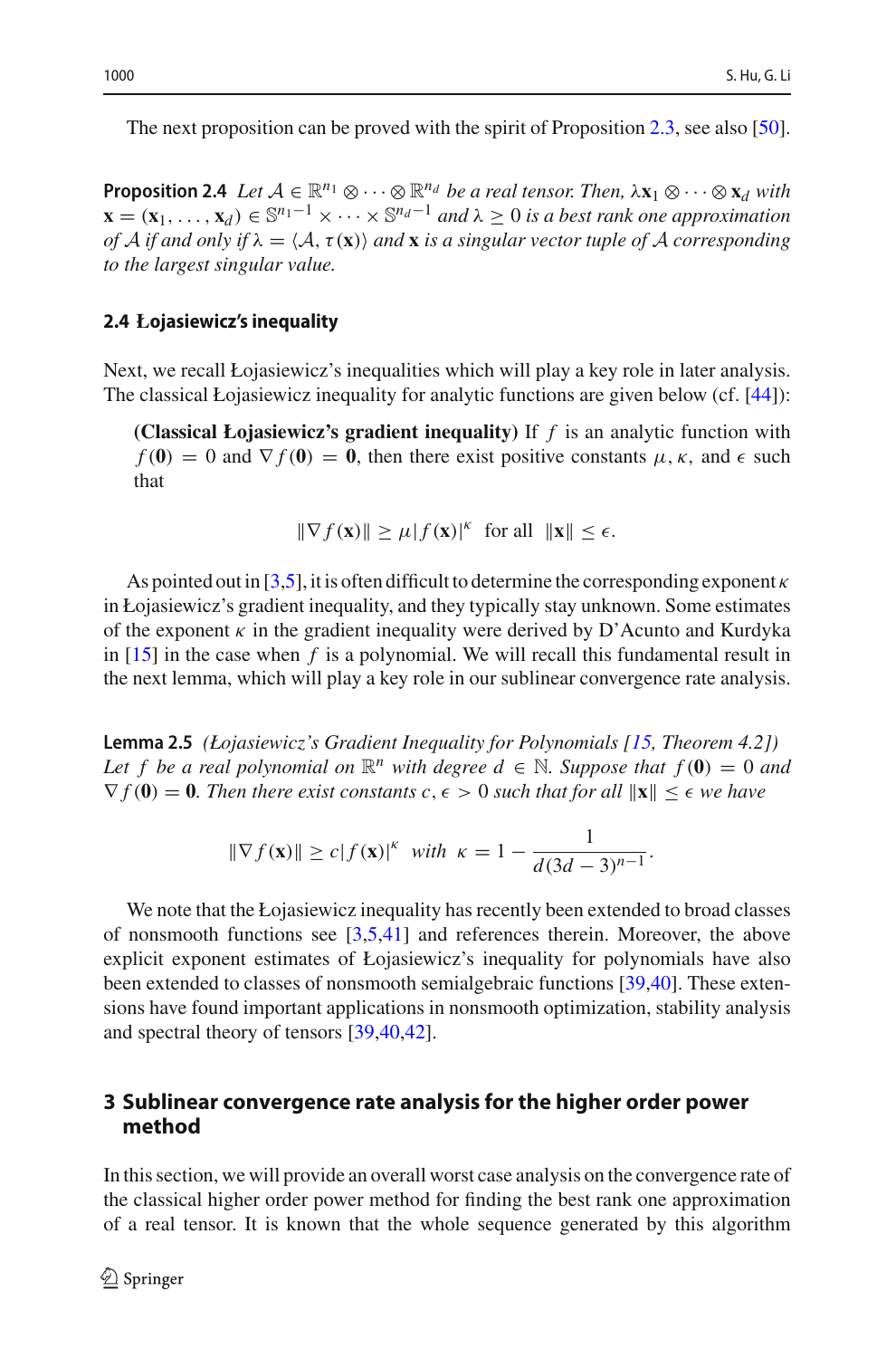The next proposition can be proved with the spirit of Proposition 2.3, see also [50].

**Proposition 2.4** *Let $\mathcal{A} \in \mathbb{R}^{n_1} \otimes \cdots \otimes \mathbb{R}^{n_d}$ be a real tensor. Then, $\lambda \mathbf{x}_1 \otimes \cdots \otimes \mathbf{x}_d$ with $\mathbf{x} = (\mathbf{x}_1, \ldots, \mathbf{x}_d) \in \mathbb{S}^{n_1 - 1} \times \cdots \times \mathbb{S}^{n_d - 1}$ and $\lambda \geq 0$ is a best rank one approximation of $\mathcal{A}$ if and only if $\lambda = \langle \mathcal{A}, \tau(\mathbf{x}) \rangle$ and $\mathbf{x}$ is a singular vector tuple of $\mathcal{A}$ corresponding to the largest singular value.*

### 2.4 Łojasiewicz's inequality

Next, we recall Łojasiewicz's inequalities which will play a key role in later analysis. The classical Łojasiewicz inequality for analytic functions are given below (cf. [44]):

> **(Classical Łojasiewicz's gradient inequality)** If $f$ is an analytic function with $f(\mathbf{0}) = 0$ and $\nabla f(\mathbf{0}) = \mathbf{0}$, then there exist positive constants $\mu, \kappa$, and $\epsilon$ such that
>
> $$\|\nabla f(\mathbf{x})\| \geq \mu |f(\mathbf{x})|^{\kappa} \ \text{ for all } \ \|\mathbf{x}\| \leq \epsilon.$$

As pointed out in [3,5], it is often difficult to determine the corresponding exponent $\kappa$ in Łojasiewicz's gradient inequality, and they typically stay unknown. Some estimates of the exponent $\kappa$ in the gradient inequality were derived by D'Acunto and Kurdyka in [15] in the case when $f$ is a polynomial. We will recall this fundamental result in the next lemma, which will play a key role in our sublinear convergence rate analysis.

**Lemma 2.5** *(Łojasiewicz's Gradient Inequality for Polynomials [15, Theorem 4.2]) Let $f$ be a real polynomial on $\mathbb{R}^n$ with degree $d \in \mathbb{N}$. Suppose that $f(\mathbf{0}) = 0$ and $\nabla f(\mathbf{0}) = \mathbf{0}$. Then there exist constants $c, \epsilon > 0$ such that for all $\|\mathbf{x}\| \leq \epsilon$ we have*

$$\|\nabla f(\mathbf{x})\| \geq c|f(\mathbf{x})|^{\kappa} \ \text{ with } \ \kappa = 1 - \frac{1}{d(3d-3)^{n-1}}.$$

We note that the Łojasiewicz inequality has recently been extended to broad classes of nonsmooth functions see [3,5,41] and references therein. Moreover, the above explicit exponent estimates of Łojasiewicz's inequality for polynomials have also been extended to classes of nonsmooth semialgebraic functions [39,40]. These extensions have found important applications in nonsmooth optimization, stability analysis and spectral theory of tensors [39,40,42].

## 3 Sublinear convergence rate analysis for the higher order power method

In this section, we will provide an overall worst case analysis on the convergence rate of the classical higher order power method for finding the best rank one approximation of a real tensor. It is known that the whole sequence generated by this algorithm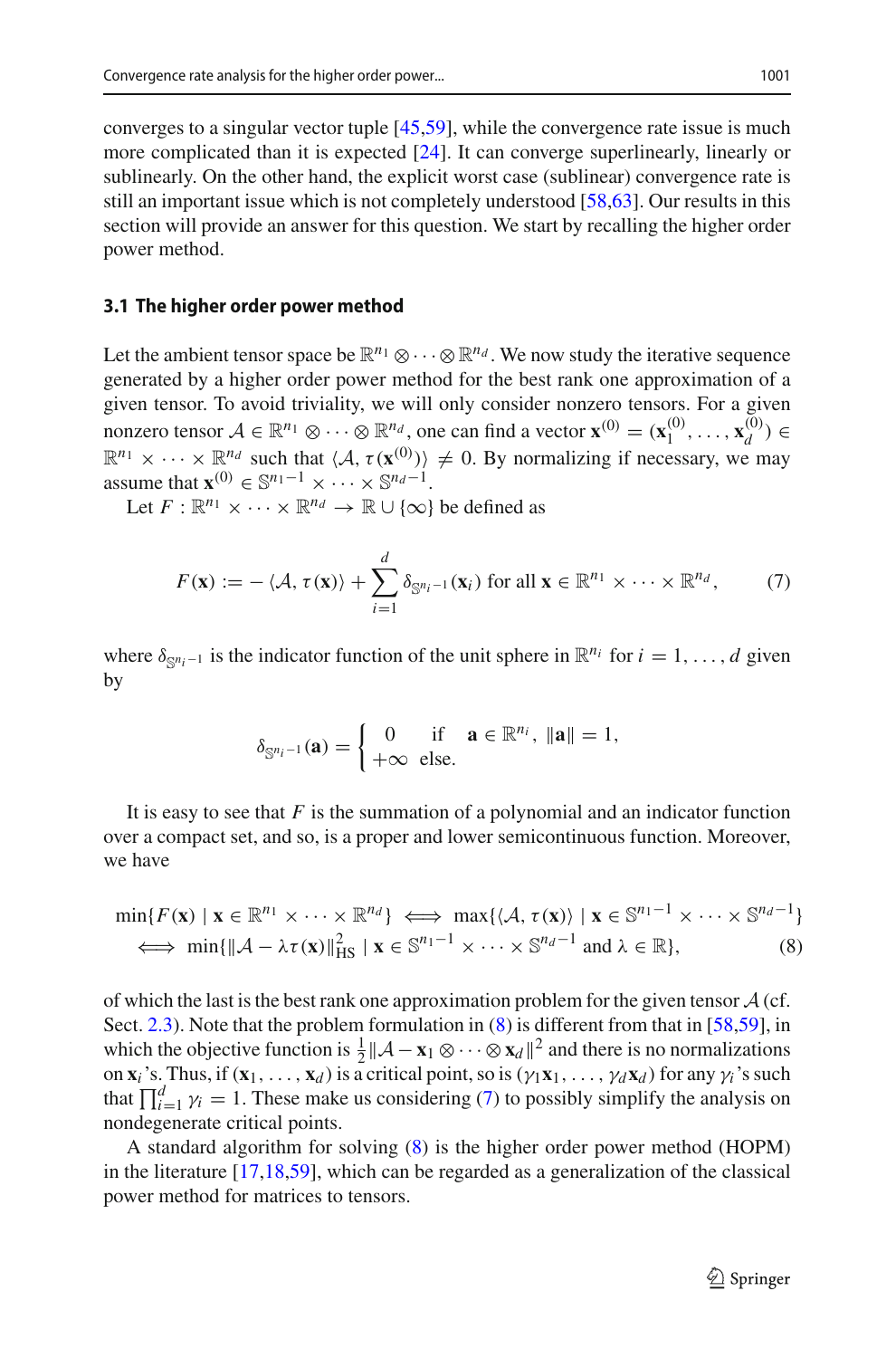converges to a singular vector tuple [45,59], while the convergence rate issue is much more complicated than it is expected [24]. It can converge superlinearly, linearly or sublinearly. On the other hand, the explicit worst case (sublinear) convergence rate is still an important issue which is not completely understood [58,63]. Our results in this section will provide an answer for this question. We start by recalling the higher order power method.

### 3.1 The higher order power method

Let the ambient tensor space be $\mathbb{R}^{n_1} \otimes \cdots \otimes \mathbb{R}^{n_d}$. We now study the iterative sequence generated by a higher order power method for the best rank one approximation of a given tensor. To avoid triviality, we will only consider nonzero tensors. For a given nonzero tensor $\mathcal{A} \in \mathbb{R}^{n_1} \otimes \cdots \otimes \mathbb{R}^{n_d}$, one can find a vector $\mathbf{x}^{(0)} = (\mathbf{x}_1^{(0)}, \ldots, \mathbf{x}_d^{(0)}) \in \mathbb{R}^{n_1} \times \cdots \times \mathbb{R}^{n_d}$ such that $\langle \mathcal{A}, \tau(\mathbf{x}^{(0)}) \rangle \neq 0$. By normalizing if necessary, we may assume that $\mathbf{x}^{(0)} \in \mathbb{S}^{n_1 - 1} \times \cdots \times \mathbb{S}^{n_d - 1}$.

Let $F : \mathbb{R}^{n_1} \times \cdots \times \mathbb{R}^{n_d} \to \mathbb{R} \cup \{\infty\}$ be defined as

$$F(\mathbf{x}) := -\langle \mathcal{A}, \tau(\mathbf{x}) \rangle + \sum_{i=1}^{d} \delta_{\mathbb{S}^{n_i - 1}}(\mathbf{x}_i) \text{ for all } \mathbf{x} \in \mathbb{R}^{n_1} \times \cdots \times \mathbb{R}^{n_d}, \tag{7}$$

where $\delta_{\mathbb{S}^{n_i-1}}$ is the indicator function of the unit sphere in $\mathbb{R}^{n_i}$ for $i = 1, \ldots, d$ given by

$$\delta_{\mathbb{S}^{n_i - 1}}(\mathbf{a}) = \begin{cases} 0 & \text{if} \quad \mathbf{a} \in \mathbb{R}^{n_i}, \ \|\mathbf{a}\| = 1, \\ +\infty & \text{else.} \end{cases}$$

It is easy to see that $F$ is the summation of a polynomial and an indicator function over a compact set, and so, is a proper and lower semicontinuous function. Moreover, we have

$$\begin{aligned} &\min\{F(\mathbf{x}) \mid \mathbf{x} \in \mathbb{R}^{n_1} \times \cdots \times \mathbb{R}^{n_d}\} \iff \max\{\langle \mathcal{A}, \tau(\mathbf{x}) \rangle \mid \mathbf{x} \in \mathbb{S}^{n_1 - 1} \times \cdots \times \mathbb{S}^{n_d - 1}\} \\ &\iff \min\{\|\mathcal{A} - \lambda \tau(\mathbf{x})\|_{\mathrm{HS}}^2 \mid \mathbf{x} \in \mathbb{S}^{n_1 - 1} \times \cdots \times \mathbb{S}^{n_d - 1} \text{ and } \lambda \in \mathbb{R}\}, \end{aligned} \tag{8}$$

of which the last is the best rank one approximation problem for the given tensor $\mathcal{A}$ (cf. Sect. 2.3). Note that the problem formulation in (8) is different from that in [58,59], in which the objective function is $\frac{1}{2}\|\mathcal{A} - \mathbf{x}_1 \otimes \cdots \otimes \mathbf{x}_d\|^2$ and there is no normalizations on $\mathbf{x}_i$'s. Thus, if $(\mathbf{x}_1, \ldots, \mathbf{x}_d)$ is a critical point, so is $(\gamma_1 \mathbf{x}_1, \ldots, \gamma_d \mathbf{x}_d)$ for any $\gamma_i$'s such that $\prod_{i=1}^{d} \gamma_i = 1$. These make us considering (7) to possibly simplify the analysis on nondegenerate critical points.

A standard algorithm for solving (8) is the higher order power method (HOPM) in the literature [17,18,59], which can be regarded as a generalization of the classical power method for matrices to tensors.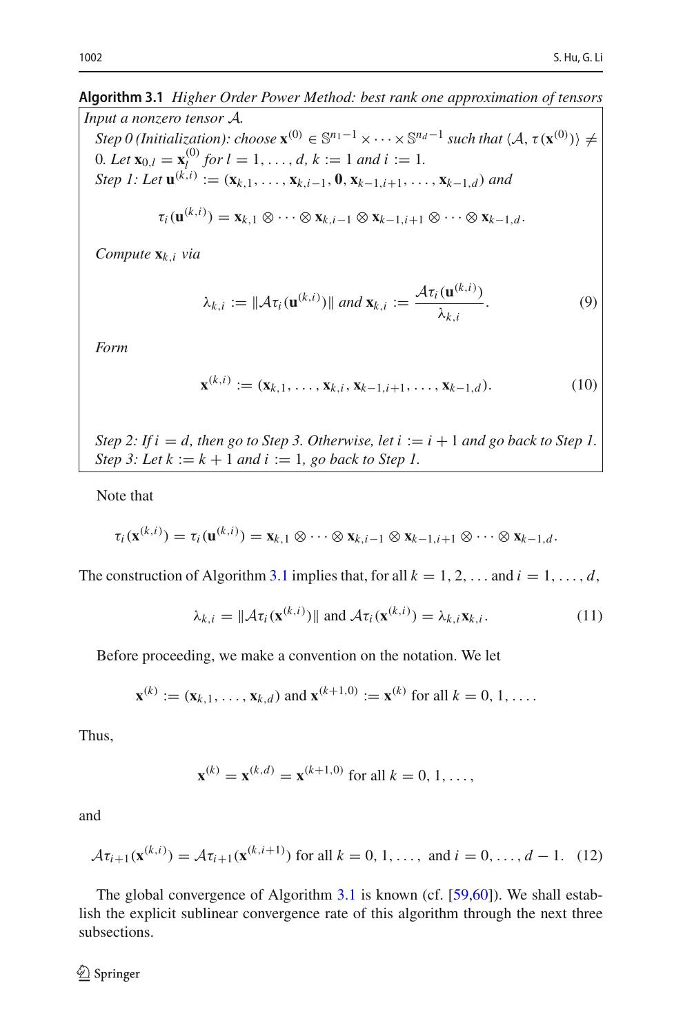**Algorithm 3.1** *Higher Order Power Method: best rank one approximation of tensors*

*Input a nonzero tensor $\mathcal{A}$.*

*Step 0 (Initialization): choose $\mathbf{x}^{(0)} \in \mathbb{S}^{n_1-1} \times \cdots \times \mathbb{S}^{n_d-1}$ such that $\langle \mathcal{A}, \tau(\mathbf{x}^{(0)}) \rangle \neq 0$. Let $\mathbf{x}_{0,l} = \mathbf{x}_l^{(0)}$ for $l = 1, \ldots, d$, $k := 1$ and $i := 1$.*

*Step 1: Let $\mathbf{u}^{(k,i)} := (\mathbf{x}_{k,1}, \ldots, \mathbf{x}_{k,i-1}, \mathbf{0}, \mathbf{x}_{k-1,i+1}, \ldots, \mathbf{x}_{k-1,d})$ and*

$$\tau_i(\mathbf{u}^{(k,i)}) = \mathbf{x}_{k,1} \otimes \cdots \otimes \mathbf{x}_{k,i-1} \otimes \mathbf{x}_{k-1,i+1} \otimes \cdots \otimes \mathbf{x}_{k-1,d}.$$

*Compute $\mathbf{x}_{k,i}$ via*

$$\lambda_{k,i} := \|\mathcal{A}\tau_i(\mathbf{u}^{(k,i)})\| \text{ and } \mathbf{x}_{k,i} := \frac{\mathcal{A}\tau_i(\mathbf{u}^{(k,i)})}{\lambda_{k,i}}. \tag{9}$$

*Form*

$$\mathbf{x}^{(k,i)} := (\mathbf{x}_{k,1}, \ldots, \mathbf{x}_{k,i}, \mathbf{x}_{k-1,i+1}, \ldots, \mathbf{x}_{k-1,d}). \tag{10}$$

*Step 2: If $i = d$, then go to Step 3. Otherwise, let $i := i + 1$ and go back to Step 1.*

*Step 3: Let $k := k + 1$ and $i := 1$, go back to Step 1.*

Note that

$$\tau_i(\mathbf{x}^{(k,i)}) = \tau_i(\mathbf{u}^{(k,i)}) = \mathbf{x}_{k,1} \otimes \cdots \otimes \mathbf{x}_{k,i-1} \otimes \mathbf{x}_{k-1,i+1} \otimes \cdots \otimes \mathbf{x}_{k-1,d}.$$

The construction of Algorithm 3.1 implies that, for all $k = 1, 2, \ldots$ and $i = 1, \ldots, d$,

$$\lambda_{k,i} = \|\mathcal{A}\tau_i(\mathbf{x}^{(k,i)})\| \text{ and } \mathcal{A}\tau_i(\mathbf{x}^{(k,i)}) = \lambda_{k,i}\mathbf{x}_{k,i}. \tag{11}$$

Before proceeding, we make a convention on the notation. We let

$$\mathbf{x}^{(k)} := (\mathbf{x}_{k,1}, \ldots, \mathbf{x}_{k,d}) \text{ and } \mathbf{x}^{(k+1,0)} := \mathbf{x}^{(k)} \text{ for all } k = 0, 1, \ldots.$$

Thus,

$$\mathbf{x}^{(k)} = \mathbf{x}^{(k,d)} = \mathbf{x}^{(k+1,0)} \text{ for all } k = 0, 1, \ldots,$$

and

$$\mathcal{A}\tau_{i+1}(\mathbf{x}^{(k,i)}) = \mathcal{A}\tau_{i+1}(\mathbf{x}^{(k,i+1)}) \text{ for all } k = 0, 1, \ldots, \text{ and } i = 0, \ldots, d-1. \tag{12}$$

The global convergence of Algorithm 3.1 is known (cf. [59,60]). We shall establish the explicit sublinear convergence rate of this algorithm through the next three subsections.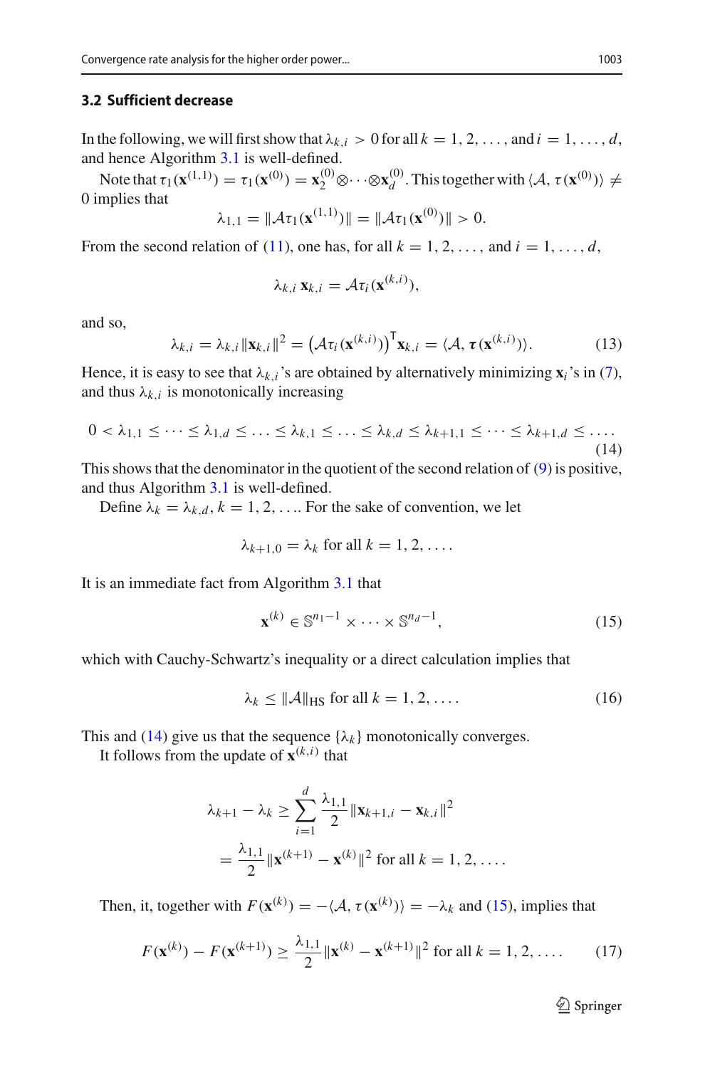### 3.2 Sufficient decrease

In the following, we will first show that $\lambda_{k,i} > 0$ for all $k = 1, 2, \ldots$, and $i = 1, \ldots, d$, and hence Algorithm 3.1 is well-defined.

Note that $\tau_1(\mathbf{x}^{(1,1)}) = \tau_1(\mathbf{x}^{(0)}) = \mathbf{x}_2^{(0)} \otimes \cdots \otimes \mathbf{x}_d^{(0)}$. This together with $\langle \mathcal{A}, \tau(\mathbf{x}^{(0)}) \rangle \neq 0$ implies that

$$\lambda_{1,1} = \|\mathcal{A}\tau_1(\mathbf{x}^{(1,1)})\| = \|\mathcal{A}\tau_1(\mathbf{x}^{(0)})\| > 0.$$

From the second relation of (11), one has, for all $k = 1, 2, \ldots$, and $i = 1, \ldots, d$,

$$\lambda_{k,i}\, \mathbf{x}_{k,i} = \mathcal{A}\tau_i(\mathbf{x}^{(k,i)}),$$

and so,

$$\lambda_{k,i} = \lambda_{k,i} \|\mathbf{x}_{k,i}\|^2 = \left(\mathcal{A}\tau_i(\mathbf{x}^{(k,i)})\right)^{\mathsf{T}} \mathbf{x}_{k,i} = \langle \mathcal{A}, \boldsymbol{\tau}(\mathbf{x}^{(k,i)}) \rangle. \tag{13}$$

Hence, it is easy to see that $\lambda_{k,i}$'s are obtained by alternatively minimizing $\mathbf{x}_i$'s in (7), and thus $\lambda_{k,i}$ is monotonically increasing

$$0 < \lambda_{1,1} \leq \cdots \leq \lambda_{1,d} \leq \ldots \leq \lambda_{k,1} \leq \ldots \leq \lambda_{k,d} \leq \lambda_{k+1,1} \leq \cdots \leq \lambda_{k+1,d} \leq \ldots. \tag{14}$$

This shows that the denominator in the quotient of the second relation of (9) is positive, and thus Algorithm 3.1 is well-defined.

Define $\lambda_k = \lambda_{k,d}$, $k = 1, 2, \ldots$. For the sake of convention, we let

$$\lambda_{k+1,0} = \lambda_k \text{ for all } k = 1, 2, \ldots.$$

It is an immediate fact from Algorithm 3.1 that

$$\mathbf{x}^{(k)} \in \mathbb{S}^{n_1 - 1} \times \cdots \times \mathbb{S}^{n_d - 1}, \tag{15}$$

which with Cauchy-Schwartz's inequality or a direct calculation implies that

$$\lambda_k \leq \|\mathcal{A}\|_{\text{HS}} \text{ for all } k = 1, 2, \ldots. \tag{16}$$

This and (14) give us that the sequence $\{\lambda_k\}$ monotonically converges.

It follows from the update of $\mathbf{x}^{(k,i)}$ that

$$\begin{aligned}
\lambda_{k+1} - \lambda_k &\geq \sum_{i=1}^{d} \frac{\lambda_{1,1}}{2} \|\mathbf{x}_{k+1,i} - \mathbf{x}_{k,i}\|^2 \\
&= \frac{\lambda_{1,1}}{2} \|\mathbf{x}^{(k+1)} - \mathbf{x}^{(k)}\|^2 \text{ for all } k = 1, 2, \ldots.
\end{aligned}$$

Then, it, together with $F(\mathbf{x}^{(k)}) = -\langle \mathcal{A}, \tau(\mathbf{x}^{(k)}) \rangle = -\lambda_k$ and (15), implies that

$$F(\mathbf{x}^{(k)}) - F(\mathbf{x}^{(k+1)}) \geq \frac{\lambda_{1,1}}{2} \|\mathbf{x}^{(k)} - \mathbf{x}^{(k+1)}\|^2 \text{ for all } k = 1, 2, \ldots. \tag{17}$$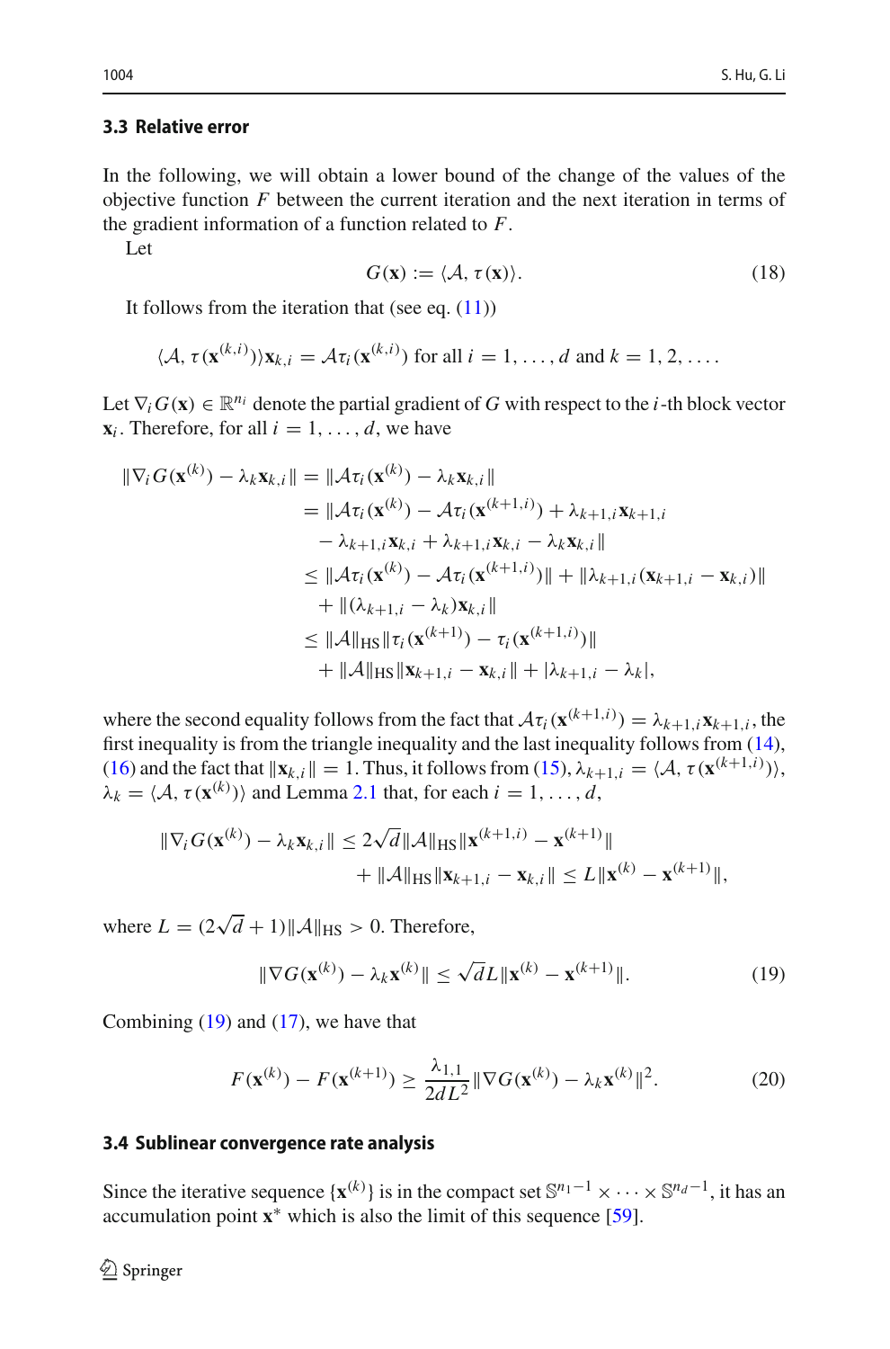### 3.3 Relative error

In the following, we will obtain a lower bound of the change of the values of the objective function $F$ between the current iteration and the next iteration in terms of the gradient information of a function related to $F$.

Let

$$G(\mathbf{x}) := \langle \mathcal{A}, \tau(\mathbf{x}) \rangle. \tag{18}$$

It follows from the iteration that (see eq. (11))

$$\langle \mathcal{A}, \tau(\mathbf{x}^{(k,i)}) \rangle \mathbf{x}_{k,i} = \mathcal{A}\tau_i(\mathbf{x}^{(k,i)}) \text{ for all } i = 1, \ldots, d \text{ and } k = 1, 2, \ldots.$$

Let $\nabla_i G(\mathbf{x}) \in \mathbb{R}^{n_i}$ denote the partial gradient of $G$ with respect to the $i$-th block vector $\mathbf{x}_i$. Therefore, for all $i = 1, \ldots, d$, we have

$$\begin{aligned}
\|\nabla_i G(\mathbf{x}^{(k)}) - \lambda_k \mathbf{x}_{k,i}\| &= \|\mathcal{A}\tau_i(\mathbf{x}^{(k)}) - \lambda_k \mathbf{x}_{k,i}\| \\
&= \|\mathcal{A}\tau_i(\mathbf{x}^{(k)}) - \mathcal{A}\tau_i(\mathbf{x}^{(k+1,i)}) + \lambda_{k+1,i}\mathbf{x}_{k+1,i} \\
&\quad - \lambda_{k+1,i}\mathbf{x}_{k,i} + \lambda_{k+1,i}\mathbf{x}_{k,i} - \lambda_k \mathbf{x}_{k,i}\| \\
&\le \|\mathcal{A}\tau_i(\mathbf{x}^{(k)}) - \mathcal{A}\tau_i(\mathbf{x}^{(k+1,i)})\| + \|\lambda_{k+1,i}(\mathbf{x}_{k+1,i} - \mathbf{x}_{k,i})\| \\
&\quad + \|(\lambda_{k+1,i} - \lambda_k)\mathbf{x}_{k,i}\| \\
&\le \|\mathcal{A}\|_{\mathrm{HS}} \|\tau_i(\mathbf{x}^{(k+1)}) - \tau_i(\mathbf{x}^{(k+1,i)})\| \\
&\quad + \|\mathcal{A}\|_{\mathrm{HS}} \|\mathbf{x}_{k+1,i} - \mathbf{x}_{k,i}\| + |\lambda_{k+1,i} - \lambda_k|,
\end{aligned}$$

where the second equality follows from the fact that $\mathcal{A}\tau_i(\mathbf{x}^{(k+1,i)}) = \lambda_{k+1,i}\mathbf{x}_{k+1,i}$, the first inequality is from the triangle inequality and the last inequality follows from (14), (16) and the fact that $\|\mathbf{x}_{k,i}\| = 1$. Thus, it follows from (15), $\lambda_{k+1,i} = \langle \mathcal{A}, \tau(\mathbf{x}^{(k+1,i)}) \rangle$, $\lambda_k = \langle \mathcal{A}, \tau(\mathbf{x}^{(k)}) \rangle$ and Lemma 2.1 that, for each $i = 1, \ldots, d$,

$$\begin{aligned}
\|\nabla_i G(\mathbf{x}^{(k)}) - \lambda_k \mathbf{x}_{k,i}\| &\le 2\sqrt{d}\|\mathcal{A}\|_{\mathrm{HS}} \|\mathbf{x}^{(k+1,i)} - \mathbf{x}^{(k+1)}\| \\
&\quad + \|\mathcal{A}\|_{\mathrm{HS}} \|\mathbf{x}_{k+1,i} - \mathbf{x}_{k,i}\| \le L\|\mathbf{x}^{(k)} - \mathbf{x}^{(k+1)}\|,
\end{aligned}$$

where $L = (2\sqrt{d} + 1)\|\mathcal{A}\|_{\mathrm{HS}} > 0$. Therefore,

$$\|\nabla G(\mathbf{x}^{(k)}) - \lambda_k \mathbf{x}^{(k)}\| \le \sqrt{d} L \|\mathbf{x}^{(k)} - \mathbf{x}^{(k+1)}\|. \tag{19}$$

Combining (19) and (17), we have that

$$F(\mathbf{x}^{(k)}) - F(\mathbf{x}^{(k+1)}) \ge \frac{\lambda_{1,1}}{2dL^2} \|\nabla G(\mathbf{x}^{(k)}) - \lambda_k \mathbf{x}^{(k)}\|^2. \tag{20}$$

### 3.4 Sublinear convergence rate analysis

Since the iterative sequence $\{\mathbf{x}^{(k)}\}$ is in the compact set $\mathbb{S}^{n_1-1} \times \cdots \times \mathbb{S}^{n_d-1}$, it has an accumulation point $\mathbf{x}^*$ which is also the limit of this sequence [59].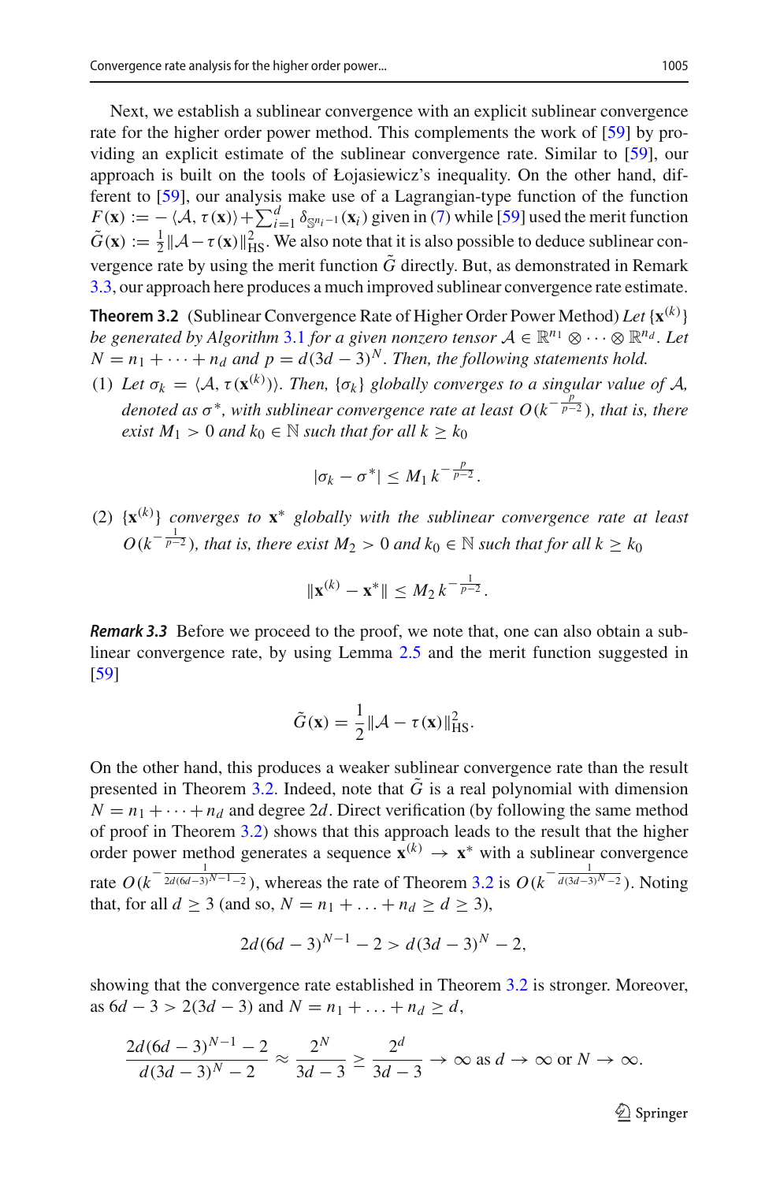Next, we establish a sublinear convergence with an explicit sublinear convergence rate for the higher order power method. This complements the work of [59] by providing an explicit estimate of the sublinear convergence rate. Similar to [59], our approach is built on the tools of Łojasiewicz's inequality. On the other hand, different to [59], our analysis make use of a Lagrangian-type function of the function $F(\mathbf{x}) := -\langle \mathcal{A}, \tau(\mathbf{x})\rangle + \sum_{i=1}^{d} \delta_{\mathbb{S}^{n_i-1}}(\mathbf{x}_i)$ given in (7) while [59] used the merit function $\tilde{G}(\mathbf{x}) := \frac{1}{2}\|\mathcal{A} - \tau(\mathbf{x})\|_{\mathrm{HS}}^2$. We also note that it is also possible to deduce sublinear convergence rate by using the merit function $\tilde{G}$ directly. But, as demonstrated in Remark 3.3, our approach here produces a much improved sublinear convergence rate estimate.

**Theorem 3.2** (Sublinear Convergence Rate of Higher Order Power Method) *Let $\{\mathbf{x}^{(k)}\}$ be generated by Algorithm 3.1 for a given nonzero tensor $\mathcal{A} \in \mathbb{R}^{n_1} \otimes \cdots \otimes \mathbb{R}^{n_d}$. Let $N = n_1 + \cdots + n_d$ and $p = d(3d-3)^N$. Then, the following statements hold.*

(1) *Let $\sigma_k = \langle \mathcal{A}, \tau(\mathbf{x}^{(k)})\rangle$. Then, $\{\sigma_k\}$ globally converges to a singular value of $\mathcal{A}$, denoted as $\sigma^*$, with sublinear convergence rate at least $O(k^{-\frac{p}{p-2}})$, that is, there exist $M_1 > 0$ and $k_0 \in \mathbb{N}$ such that for all $k \geq k_0$*

$$|\sigma_k - \sigma^*| \leq M_1\, k^{-\frac{p}{p-2}}.$$

(2) *$\{\mathbf{x}^{(k)}\}$ converges to $\mathbf{x}^*$ globally with the sublinear convergence rate at least $O(k^{-\frac{1}{p-2}})$, that is, there exist $M_2 > 0$ and $k_0 \in \mathbb{N}$ such that for all $k \geq k_0$*

$$\|\mathbf{x}^{(k)} - \mathbf{x}^*\| \leq M_2\, k^{-\frac{1}{p-2}}.$$

***Remark 3.3*** Before we proceed to the proof, we note that, one can also obtain a sublinear convergence rate, by using Lemma 2.5 and the merit function suggested in [59]

$$\tilde{G}(\mathbf{x}) = \frac{1}{2}\|\mathcal{A} - \tau(\mathbf{x})\|_{\mathrm{HS}}^2.$$

On the other hand, this produces a weaker sublinear convergence rate than the result presented in Theorem 3.2. Indeed, note that $\tilde{G}$ is a real polynomial with dimension $N = n_1 + \cdots + n_d$ and degree $2d$. Direct verification (by following the same method of proof in Theorem 3.2) shows that this approach leads to the result that the higher order power method generates a sequence $\mathbf{x}^{(k)} \to \mathbf{x}^*$ with a sublinear convergence rate $O(k^{-\frac{1}{2d(6d-3)^{N-1}-2}})$, whereas the rate of Theorem 3.2 is $O(k^{-\frac{1}{d(3d-3)^N-2}})$. Noting that, for all $d \geq 3$ (and so, $N = n_1 + \ldots + n_d \geq d \geq 3$),

$$2d(6d-3)^{N-1} - 2 > d(3d-3)^N - 2,$$

showing that the convergence rate established in Theorem 3.2 is stronger. Moreover, as $6d - 3 > 2(3d-3)$ and $N = n_1 + \ldots + n_d \geq d$,

$$\frac{2d(6d-3)^{N-1} - 2}{d(3d-3)^N - 2} \approx \frac{2^N}{3d-3} \geq \frac{2^d}{3d-3} \to \infty \text{ as } d \to \infty \text{ or } N \to \infty.$$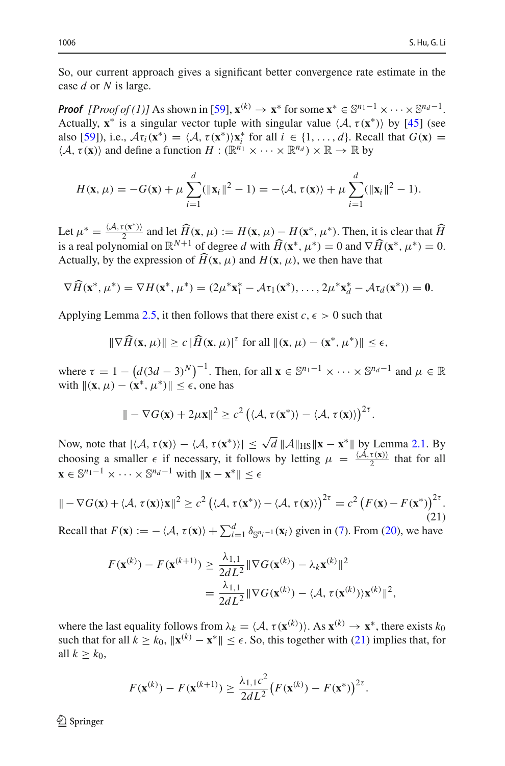So, our current approach gives a significant better convergence rate estimate in the case $d$ or $N$ is large.

***Proof*** *[Proof of (1)]* As shown in [59], $\mathbf{x}^{(k)} \to \mathbf{x}^*$ for some $\mathbf{x}^* \in \mathbb{S}^{n_1-1} \times \cdots \times \mathbb{S}^{n_d-1}$. Actually, $\mathbf{x}^*$ is a singular vector tuple with singular value $\langle \mathcal{A}, \tau(\mathbf{x}^*)\rangle$ by [45] (see also [59]), i.e., $\mathcal{A}\tau_i(\mathbf{x}^*) = \langle \mathcal{A}, \tau(\mathbf{x}^*)\rangle \mathbf{x}_i^*$ for all $i \in \{1, \ldots, d\}$. Recall that $G(\mathbf{x}) = \langle \mathcal{A}, \tau(\mathbf{x})\rangle$ and define a function $H : (\mathbb{R}^{n_1} \times \cdots \times \mathbb{R}^{n_d}) \times \mathbb{R} \to \mathbb{R}$ by

$$H(\mathbf{x}, \mu) = -G(\mathbf{x}) + \mu \sum_{i=1}^{d} (\|\mathbf{x}_i\|^2 - 1) = -\langle \mathcal{A}, \tau(\mathbf{x})\rangle + \mu \sum_{i=1}^{d} (\|\mathbf{x}_i\|^2 - 1).$$

Let $\mu^* = \frac{\langle \mathcal{A}, \tau(\mathbf{x}^*)\rangle}{2}$ and let $\widehat{H}(\mathbf{x}, \mu) := H(\mathbf{x}, \mu) - H(\mathbf{x}^*, \mu^*)$. Then, it is clear that $\widehat{H}$ is a real polynomial on $\mathbb{R}^{N+1}$ of degree $d$ with $\widehat{H}(\mathbf{x}^*, \mu^*) = 0$ and $\nabla \widehat{H}(\mathbf{x}^*, \mu^*) = 0$. Actually, by the expression of $\widehat{H}(\mathbf{x}, \mu)$ and $H(\mathbf{x}, \mu)$, we then have that

$$\nabla \widehat{H}(\mathbf{x}^*, \mu^*) = \nabla H(\mathbf{x}^*, \mu^*) = (2\mu^* \mathbf{x}_1^* - \mathcal{A}\tau_1(\mathbf{x}^*), \ldots, 2\mu^* \mathbf{x}_d^* - \mathcal{A}\tau_d(\mathbf{x}^*)) = \mathbf{0}.$$

Applying Lemma 2.5, it then follows that there exist $c, \epsilon > 0$ such that

$$\|\nabla \widehat{H}(\mathbf{x}, \mu)\| \geq c\, |\widehat{H}(\mathbf{x}, \mu)|^{\tau} \text{ for all } \|(\mathbf{x}, \mu) - (\mathbf{x}^*, \mu^*)\| \leq \epsilon,$$

where $\tau = 1 - \left(d(3d-3)^N\right)^{-1}$. Then, for all $\mathbf{x} \in \mathbb{S}^{n_1-1} \times \cdots \times \mathbb{S}^{n_d-1}$ and $\mu \in \mathbb{R}$ with $\|(\mathbf{x}, \mu) - (\mathbf{x}^*, \mu^*)\| \leq \epsilon$, one has

$$\| -\nabla G(\mathbf{x}) + 2\mu \mathbf{x}\|^2 \geq c^2 \left(\langle \mathcal{A}, \tau(\mathbf{x}^*)\rangle - \langle \mathcal{A}, \tau(\mathbf{x})\rangle\right)^{2\tau}.$$

Now, note that $|\langle \mathcal{A}, \tau(\mathbf{x})\rangle - \langle \mathcal{A}, \tau(\mathbf{x}^*)\rangle| \leq \sqrt{d}\, \|\mathcal{A}\|_{\mathrm{HS}} \|\mathbf{x} - \mathbf{x}^*\|$ by Lemma 2.1. By choosing a smaller $\epsilon$ if necessary, it follows by letting $\mu = \frac{\langle \mathcal{A}, \tau(\mathbf{x})\rangle}{2}$ that for all $\mathbf{x} \in \mathbb{S}^{n_1-1} \times \cdots \times \mathbb{S}^{n_d-1}$ with $\|\mathbf{x} - \mathbf{x}^*\| \leq \epsilon$

$$\| -\nabla G(\mathbf{x}) + \langle \mathcal{A}, \tau(\mathbf{x})\rangle \mathbf{x}\|^2 \geq c^2 \left(\langle \mathcal{A}, \tau(\mathbf{x}^*)\rangle - \langle \mathcal{A}, \tau(\mathbf{x})\rangle\right)^{2\tau} = c^2 \left(F(\mathbf{x}) - F(\mathbf{x}^*)\right)^{2\tau}. \tag{21}$$

Recall that $F(\mathbf{x}) := -\langle \mathcal{A}, \tau(\mathbf{x})\rangle + \sum_{i=1}^{d} \delta_{\mathbb{S}^{n_i-1}}(\mathbf{x}_i)$ given in (7). From (20), we have

$$\begin{aligned}
F(\mathbf{x}^{(k)}) - F(\mathbf{x}^{(k+1)}) &\geq \frac{\lambda_{1,1}}{2dL^2} \|\nabla G(\mathbf{x}^{(k)}) - \lambda_k \mathbf{x}^{(k)}\|^2 \\
&= \frac{\lambda_{1,1}}{2dL^2} \|\nabla G(\mathbf{x}^{(k)}) - \langle \mathcal{A}, \tau(\mathbf{x}^{(k)})\rangle \mathbf{x}^{(k)}\|^2,
\end{aligned}$$

where the last equality follows from $\lambda_k = \langle \mathcal{A}, \tau(\mathbf{x}^{(k)})\rangle$. As $\mathbf{x}^{(k)} \to \mathbf{x}^*$, there exists $k_0$ such that for all $k \geq k_0$, $\|\mathbf{x}^{(k)} - \mathbf{x}^*\| \leq \epsilon$. So, this together with (21) implies that, for all $k \geq k_0$,

$$F(\mathbf{x}^{(k)}) - F(\mathbf{x}^{(k+1)}) \geq \frac{\lambda_{1,1} c^2}{2dL^2} \left(F(\mathbf{x}^{(k)}) - F(\mathbf{x}^*)\right)^{2\tau}.$$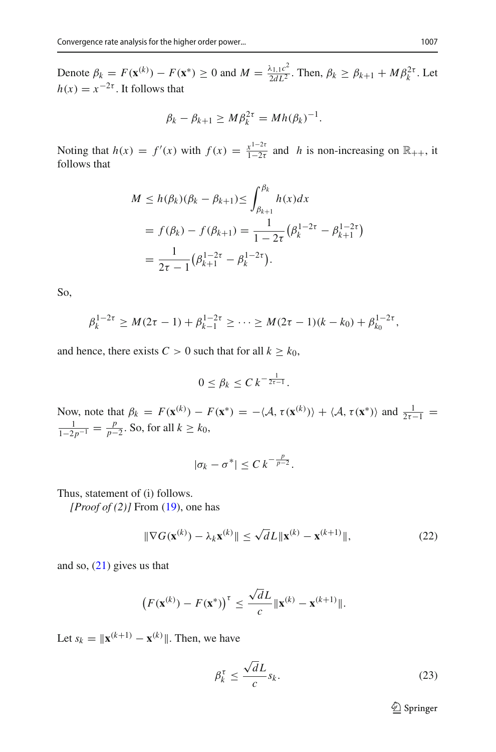Denote $\beta_k = F(\mathbf{x}^{(k)}) - F(\mathbf{x}^*) \geq 0$ and $M = \frac{\lambda_{1,1}c^2}{2dL^2}$. Then, $\beta_k \geq \beta_{k+1} + M\beta_k^{2\tau}$. Let $h(x) = x^{-2\tau}$. It follows that

$$\beta_k - \beta_{k+1} \geq M\beta_k^{2\tau} = Mh(\beta_k)^{-1}.$$

Noting that $h(x) = f'(x)$ with $f(x) = \frac{x^{1-2\tau}}{1-2\tau}$ and $h$ is non-increasing on $\mathbb{R}_{++}$, it follows that

$$\begin{aligned}
M &\leq h(\beta_k)(\beta_k - \beta_{k+1}) \leq \int_{\beta_{k+1}}^{\beta_k} h(x)dx \\
&= f(\beta_k) - f(\beta_{k+1}) = \frac{1}{1-2\tau}\left(\beta_k^{1-2\tau} - \beta_{k+1}^{1-2\tau}\right) \\
&= \frac{1}{2\tau - 1}\left(\beta_{k+1}^{1-2\tau} - \beta_k^{1-2\tau}\right).
\end{aligned}$$

So,

$$\beta_k^{1-2\tau} \geq M(2\tau - 1) + \beta_{k-1}^{1-2\tau} \geq \cdots \geq M(2\tau - 1)(k - k_0) + \beta_{k_0}^{1-2\tau},$$

and hence, there exists $C > 0$ such that for all $k \geq k_0$,

$$0 \leq \beta_k \leq C\, k^{-\frac{1}{2\tau - 1}}.$$

Now, note that $\beta_k = F(\mathbf{x}^{(k)}) - F(\mathbf{x}^*) = -\langle \mathcal{A}, \tau(\mathbf{x}^{(k)})\rangle + \langle \mathcal{A}, \tau(\mathbf{x}^*)\rangle$ and $\frac{1}{2\tau-1} = \frac{1}{1-2p^{-1}} = \frac{p}{p-2}$. So, for all $k \geq k_0$,

$$|\sigma_k - \sigma^*| \leq C\, k^{-\frac{p}{p-2}}.$$

Thus, statement of (i) follows.

*[Proof of (2)]* From (19), one has

$$\|\nabla G(\mathbf{x}^{(k)}) - \lambda_k \mathbf{x}^{(k)}\| \leq \sqrt{d}L\|\mathbf{x}^{(k)} - \mathbf{x}^{(k+1)}\|, \tag{22}$$

and so, (21) gives us that

$$\left(F(\mathbf{x}^{(k)}) - F(\mathbf{x}^*)\right)^{\tau} \leq \frac{\sqrt{d}L}{c}\|\mathbf{x}^{(k)} - \mathbf{x}^{(k+1)}\|.$$

Let $s_k = \|\mathbf{x}^{(k+1)} - \mathbf{x}^{(k)}\|$. Then, we have

$$\beta_k^{\tau} \leq \frac{\sqrt{d}L}{c}s_k. \tag{23}$$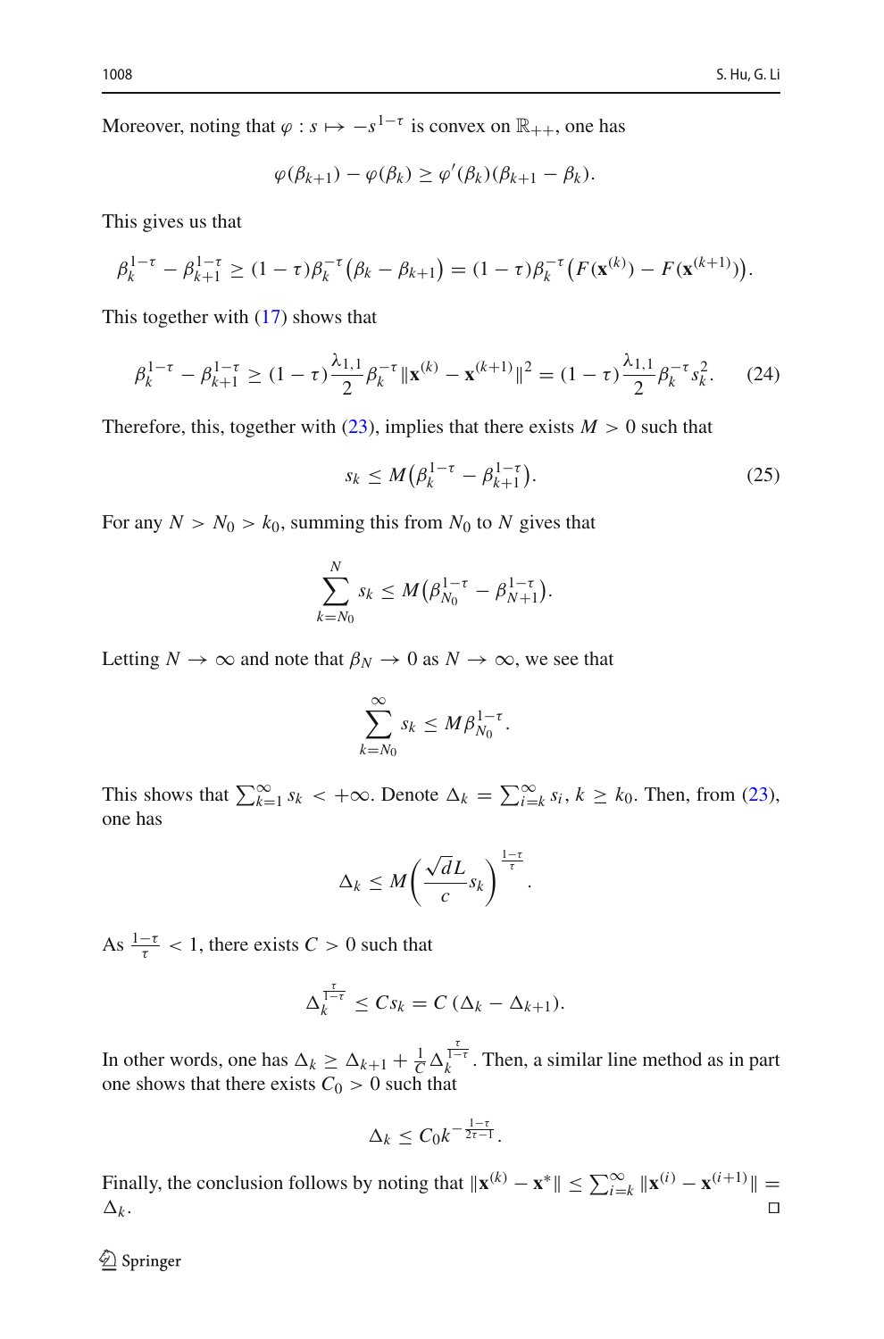Moreover, noting that $\varphi : s \mapsto -s^{1-\tau}$ is convex on $\mathbb{R}_{++}$, one has

$$\varphi(\beta_{k+1}) - \varphi(\beta_k) \geq \varphi'(\beta_k)(\beta_{k+1} - \beta_k).$$

This gives us that

$$\beta_k^{1-\tau} - \beta_{k+1}^{1-\tau} \geq (1-\tau)\beta_k^{-\tau}\big(\beta_k - \beta_{k+1}\big) = (1-\tau)\beta_k^{-\tau}\big(F(\mathbf{x}^{(k)}) - F(\mathbf{x}^{(k+1)})\big).$$

This together with (17) shows that

$$\beta_k^{1-\tau} - \beta_{k+1}^{1-\tau} \geq (1-\tau)\frac{\lambda_{1,1}}{2}\beta_k^{-\tau}\|\mathbf{x}^{(k)} - \mathbf{x}^{(k+1)}\|^2 = (1-\tau)\frac{\lambda_{1,1}}{2}\beta_k^{-\tau}s_k^2. \tag{24}$$

Therefore, this, together with (23), implies that there exists $M > 0$ such that

$$s_k \leq M\big(\beta_k^{1-\tau} - \beta_{k+1}^{1-\tau}\big). \tag{25}$$

For any $N > N_0 > k_0$, summing this from $N_0$ to $N$ gives that

$$\sum_{k=N_0}^{N} s_k \leq M\big(\beta_{N_0}^{1-\tau} - \beta_{N+1}^{1-\tau}\big).$$

Letting $N \to \infty$ and note that $\beta_N \to 0$ as $N \to \infty$, we see that

$$\sum_{k=N_0}^{\infty} s_k \leq M\beta_{N_0}^{1-\tau}.$$

This shows that $\sum_{k=1}^{\infty} s_k < +\infty$. Denote $\Delta_k = \sum_{i=k}^{\infty} s_i$, $k \geq k_0$. Then, from (23), one has

$$\Delta_k \leq M\left(\frac{\sqrt{d}L}{c}s_k\right)^{\frac{1-\tau}{\tau}}.$$

As $\frac{1-\tau}{\tau} < 1$, there exists $C > 0$ such that

$$\Delta_k^{\frac{\tau}{1-\tau}} \leq Cs_k = C\,(\Delta_k - \Delta_{k+1}).$$

In other words, one has $\Delta_k \geq \Delta_{k+1} + \frac{1}{C}\Delta_k^{\frac{\tau}{1-\tau}}$. Then, a similar line method as in part one shows that there exists $C_0 > 0$ such that

$$\Delta_k \leq C_0 k^{-\frac{1-\tau}{2\tau-1}}.$$

Finally, the conclusion follows by noting that $\|\mathbf{x}^{(k)} - \mathbf{x}^*\| \leq \sum_{i=k}^{\infty}\|\mathbf{x}^{(i)} - \mathbf{x}^{(i+1)}\| = \Delta_k$. □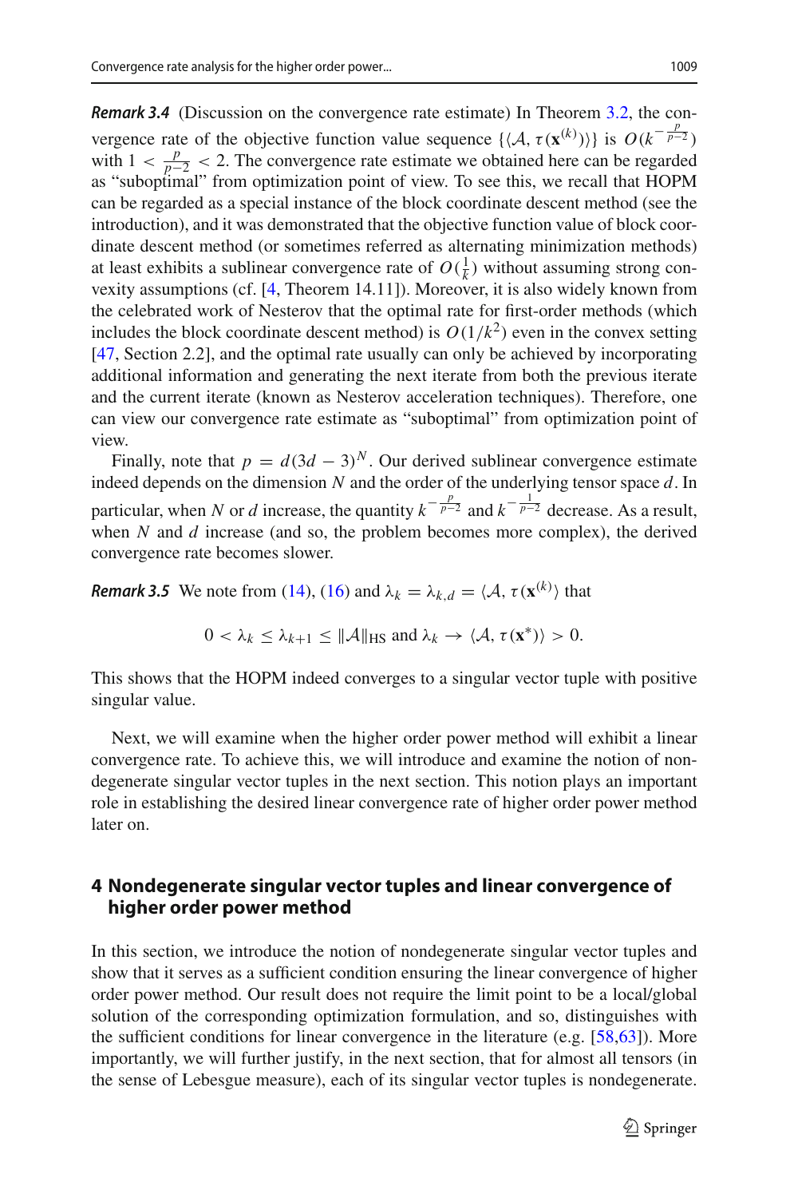***Remark 3.4*** (Discussion on the convergence rate estimate) In Theorem 3.2, the convergence rate of the objective function value sequence $\{\langle \mathcal{A}, \tau(\mathbf{x}^{(k)})\rangle\}$ is $O(k^{-\frac{p}{p-2}})$ with $1 < \frac{p}{p-2} < 2$. The convergence rate estimate we obtained here can be regarded as "suboptimal" from optimization point of view. To see this, we recall that HOPM can be regarded as a special instance of the block coordinate descent method (see the introduction), and it was demonstrated that the objective function value of block coordinate descent method (or sometimes referred as alternating minimization methods) at least exhibits a sublinear convergence rate of $O(\frac{1}{k})$ without assuming strong convexity assumptions (cf. [4, Theorem 14.11]). Moreover, it is also widely known from the celebrated work of Nesterov that the optimal rate for first-order methods (which includes the block coordinate descent method) is $O(1/k^2)$ even in the convex setting [47, Section 2.2], and the optimal rate usually can only be achieved by incorporating additional information and generating the next iterate from both the previous iterate and the current iterate (known as Nesterov acceleration techniques). Therefore, one can view our convergence rate estimate as "suboptimal" from optimization point of view.

Finally, note that $p = d(3d-3)^N$. Our derived sublinear convergence estimate indeed depends on the dimension $N$ and the order of the underlying tensor space $d$. In particular, when $N$ or $d$ increase, the quantity $k^{-\frac{p}{p-2}}$ and $k^{-\frac{1}{p-2}}$ decrease. As a result, when $N$ and $d$ increase (and so, the problem becomes more complex), the derived convergence rate becomes slower.

***Remark 3.5*** We note from (14), (16) and $\lambda_k = \lambda_{k,d} = \langle \mathcal{A}, \tau(\mathbf{x}^{(k)}\rangle$ that

$$0 < \lambda_k \leq \lambda_{k+1} \leq \|\mathcal{A}\|_{\mathrm{HS}} \text{ and } \lambda_k \to \langle \mathcal{A}, \tau(\mathbf{x}^*)\rangle > 0.$$

This shows that the HOPM indeed converges to a singular vector tuple with positive singular value.

Next, we will examine when the higher order power method will exhibit a linear convergence rate. To achieve this, we will introduce and examine the notion of nondegenerate singular vector tuples in the next section. This notion plays an important role in establishing the desired linear convergence rate of higher order power method later on.

## 4 Nondegenerate singular vector tuples and linear convergence of higher order power method

In this section, we introduce the notion of nondegenerate singular vector tuples and show that it serves as a sufficient condition ensuring the linear convergence of higher order power method. Our result does not require the limit point to be a local/global solution of the corresponding optimization formulation, and so, distinguishes with the sufficient conditions for linear convergence in the literature (e.g. [58,63]). More importantly, we will further justify, in the next section, that for almost all tensors (in the sense of Lebesgue measure), each of its singular vector tuples is nondegenerate.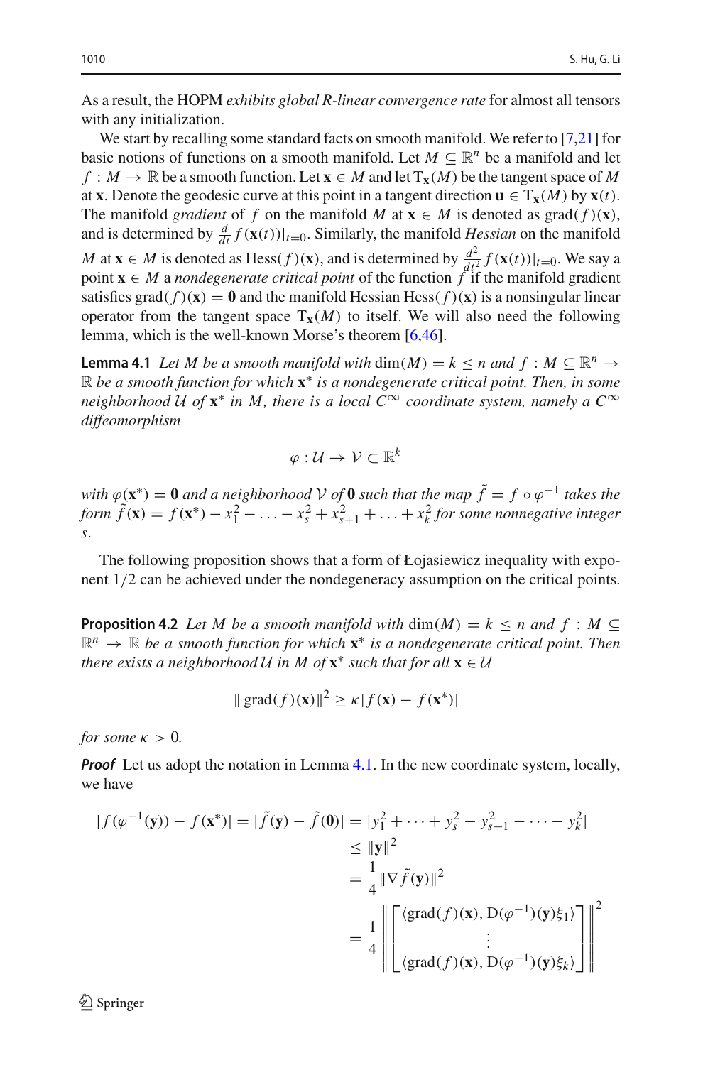As a result, the HOPM *exhibits global R-linear convergence rate* for almost all tensors with any initialization.

We start by recalling some standard facts on smooth manifold. We refer to [7,21] for basic notions of functions on a smooth manifold. Let $M \subseteq \mathbb{R}^n$ be a manifold and let $f : M \to \mathbb{R}$ be a smooth function. Let $\mathbf{x} \in M$ and let $\mathrm{T}_{\mathbf{x}}(M)$ be the tangent space of $M$ at $\mathbf{x}$. Denote the geodesic curve at this point in a tangent direction $\mathbf{u} \in \mathrm{T}_{\mathbf{x}}(M)$ by $\mathbf{x}(t)$. The manifold *gradient* of $f$ on the manifold $M$ at $\mathbf{x} \in M$ is denoted as $\mathrm{grad}(f)(\mathbf{x})$, and is determined by $\frac{d}{dt} f(\mathbf{x}(t))|_{t=0}$. Similarly, the manifold *Hessian* on the manifold $M$ at $\mathbf{x} \in M$ is denoted as $\mathrm{Hess}(f)(\mathbf{x})$, and is determined by $\frac{d^2}{dt^2} f(\mathbf{x}(t))|_{t=0}$. We say a point $\mathbf{x} \in M$ a *nondegenerate critical point* of the function $f$ if the manifold gradient satisfies $\mathrm{grad}(f)(\mathbf{x}) = \mathbf{0}$ and the manifold Hessian $\mathrm{Hess}(f)(\mathbf{x})$ is a nonsingular linear operator from the tangent space $\mathrm{T}_{\mathbf{x}}(M)$ to itself. We will also need the following lemma, which is the well-known Morse's theorem [6,46].

**Lemma 4.1** *Let $M$ be a smooth manifold with $\dim(M) = k \le n$ and $f : M \subseteq \mathbb{R}^n \to \mathbb{R}$ be a smooth function for which $\mathbf{x}^*$ is a nondegenerate critical point. Then, in some neighborhood $\mathcal{U}$ of $\mathbf{x}^*$ in $M$, there is a local $C^\infty$ coordinate system, namely a $C^\infty$ diffeomorphism*

$$\varphi : \mathcal{U} \to \mathcal{V} \subset \mathbb{R}^k$$

*with $\varphi(\mathbf{x}^*) = \mathbf{0}$ and a neighborhood $\mathcal{V}$ of $\mathbf{0}$ such that the map $\tilde{f} = f \circ \varphi^{-1}$ takes the form $\tilde{f}(\mathbf{x}) = f(\mathbf{x}^*) - x_1^2 - \ldots - x_s^2 + x_{s+1}^2 + \ldots + x_k^2$ for some nonnegative integer $s$.*

The following proposition shows that a form of Łojasiewicz inequality with exponent $1/2$ can be achieved under the nondegeneracy assumption on the critical points.

**Proposition 4.2** *Let $M$ be a smooth manifold with $\dim(M) = k \le n$ and $f : M \subseteq \mathbb{R}^n \to \mathbb{R}$ be a smooth function for which $\mathbf{x}^*$ is a nondegenerate critical point. Then there exists a neighborhood $\mathcal{U}$ in $M$ of $\mathbf{x}^*$ such that for all $\mathbf{x} \in \mathcal{U}$*

$$\| \mathrm{grad}(f)(\mathbf{x})\|^2 \ge \kappa |f(\mathbf{x}) - f(\mathbf{x}^*)|$$

*for some $\kappa > 0$.*

***Proof*** Let us adopt the notation in Lemma 4.1. In the new coordinate system, locally, we have

$$\begin{aligned}
|f(\varphi^{-1}(\mathbf{y})) - f(\mathbf{x}^*)| = |\tilde{f}(\mathbf{y}) - \tilde{f}(\mathbf{0})| &= |y_1^2 + \cdots + y_s^2 - y_{s+1}^2 - \cdots - y_k^2| \\
&\le \|\mathbf{y}\|^2 \\
&= \frac{1}{4} \|\nabla \tilde{f}(\mathbf{y})\|^2 \\
&= \frac{1}{4} \left\| \begin{bmatrix} \langle \mathrm{grad}(f)(\mathbf{x}), \mathrm{D}(\varphi^{-1})(\mathbf{y})\xi_1 \rangle \\ \vdots \\ \langle \mathrm{grad}(f)(\mathbf{x}), \mathrm{D}(\varphi^{-1})(\mathbf{y})\xi_k \rangle \end{bmatrix} \right\|^2
\end{aligned}$$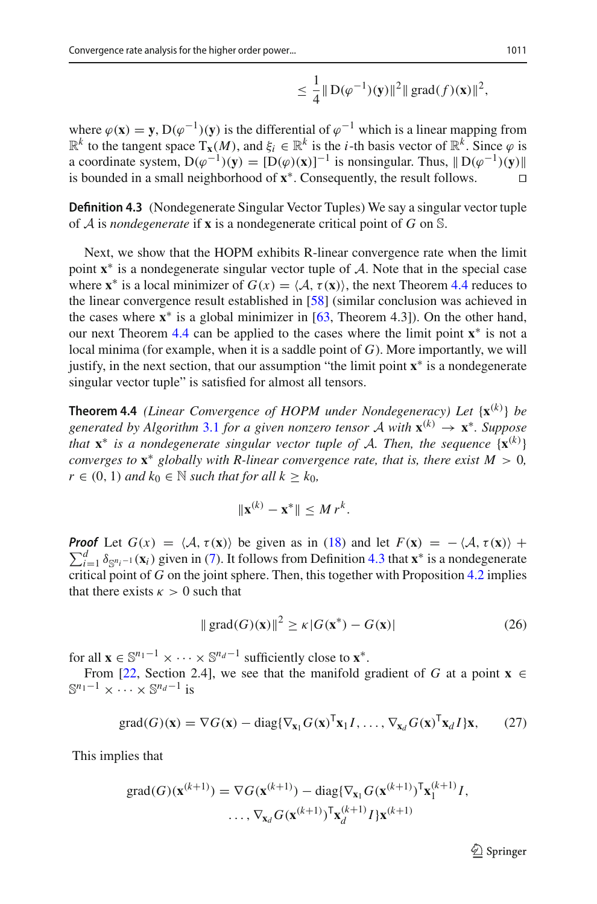$$\leq \frac{1}{4}\| \mathrm{D}(\varphi^{-1})(\mathbf{y})\|^2 \| \operatorname{grad}(f)(\mathbf{x})\|^2,$$

where $\varphi(\mathbf{x}) = \mathbf{y}$, $\mathrm{D}(\varphi^{-1})(\mathbf{y})$ is the differential of $\varphi^{-1}$ which is a linear mapping from $\mathbb{R}^k$ to the tangent space $\mathrm{T}_{\mathbf{x}}(M)$, and $\xi_i \in \mathbb{R}^k$ is the $i$-th basis vector of $\mathbb{R}^k$. Since $\varphi$ is a coordinate system, $\mathrm{D}(\varphi^{-1})(\mathbf{y}) = [\mathrm{D}(\varphi)(\mathbf{x})]^{-1}$ is nonsingular. Thus, $\| \mathrm{D}(\varphi^{-1})(\mathbf{y})\|$ is bounded in a small neighborhood of $\mathbf{x}^*$. Consequently, the result follows. □

**Definition 4.3** (Nondegenerate Singular Vector Tuples) We say a singular vector tuple of $\mathcal{A}$ is *nondegenerate* if $\mathbf{x}$ is a nondegenerate critical point of $G$ on $\mathbb{S}$.

Next, we show that the HOPM exhibits R-linear convergence rate when the limit point $\mathbf{x}^*$ is a nondegenerate singular vector tuple of $\mathcal{A}$. Note that in the special case where $\mathbf{x}^*$ is a local minimizer of $G(x) = \langle \mathcal{A}, \tau(\mathbf{x})\rangle$, the next Theorem 4.4 reduces to the linear convergence result established in [58] (similar conclusion was achieved in the cases where $\mathbf{x}^*$ is a global minimizer in [63, Theorem 4.3]). On the other hand, our next Theorem 4.4 can be applied to the cases where the limit point $\mathbf{x}^*$ is not a local minima (for example, when it is a saddle point of $G$). More importantly, we will justify, in the next section, that our assumption "the limit point $\mathbf{x}^*$ is a nondegenerate singular vector tuple" is satisfied for almost all tensors.

**Theorem 4.4** *(Linear Convergence of HOPM under Nondegeneracy) Let $\{\mathbf{x}^{(k)}\}$ be generated by Algorithm 3.1 for a given nonzero tensor $\mathcal{A}$ with $\mathbf{x}^{(k)} \to \mathbf{x}^*$. Suppose that $\mathbf{x}^*$ is a nondegenerate singular vector tuple of $\mathcal{A}$. Then, the sequence $\{\mathbf{x}^{(k)}\}$ converges to $\mathbf{x}^*$ globally with R-linear convergence rate, that is, there exist $M > 0$, $r \in (0, 1)$ and $k_0 \in \mathbb{N}$ such that for all $k \geq k_0$,*

$$\|\mathbf{x}^{(k)} - \mathbf{x}^*\| \leq M\, r^k.$$

***Proof*** Let $G(x) = \langle \mathcal{A}, \tau(\mathbf{x})\rangle$ be given as in (18) and let $F(\mathbf{x}) = -\langle \mathcal{A}, \tau(\mathbf{x})\rangle + \sum_{i=1}^{d} \delta_{\mathbb{S}^{n_i-1}}(\mathbf{x}_i)$ given in (7). It follows from Definition 4.3 that $\mathbf{x}^*$ is a nondegenerate critical point of $G$ on the joint sphere. Then, this together with Proposition 4.2 implies that there exists $\kappa > 0$ such that

$$\| \operatorname{grad}(G)(\mathbf{x})\|^2 \geq \kappa |G(\mathbf{x}^*) - G(\mathbf{x})| \tag{26}$$

for all $\mathbf{x} \in \mathbb{S}^{n_1-1} \times \cdots \times \mathbb{S}^{n_d-1}$ sufficiently close to $\mathbf{x}^*$.

From [22, Section 2.4], we see that the manifold gradient of $G$ at a point $\mathbf{x} \in \mathbb{S}^{n_1-1} \times \cdots \times \mathbb{S}^{n_d-1}$ is

$$\operatorname{grad}(G)(\mathbf{x}) = \nabla G(\mathbf{x}) - \operatorname{diag}\{\nabla_{\mathbf{x}_1} G(\mathbf{x})^{\mathsf{T}}\mathbf{x}_1 I, \ldots, \nabla_{\mathbf{x}_d} G(\mathbf{x})^{\mathsf{T}}\mathbf{x}_d I\}\mathbf{x}, \tag{27}$$

This implies that

$$\operatorname{grad}(G)(\mathbf{x}^{(k+1)}) = \nabla G(\mathbf{x}^{(k+1)}) - \operatorname{diag}\{\nabla_{\mathbf{x}_1} G(\mathbf{x}^{(k+1)})^{\mathsf{T}}\mathbf{x}_1^{(k+1)} I, \\ \ldots, \nabla_{\mathbf{x}_d} G(\mathbf{x}^{(k+1)})^{\mathsf{T}}\mathbf{x}_d^{(k+1)} I\}\mathbf{x}^{(k+1)}$$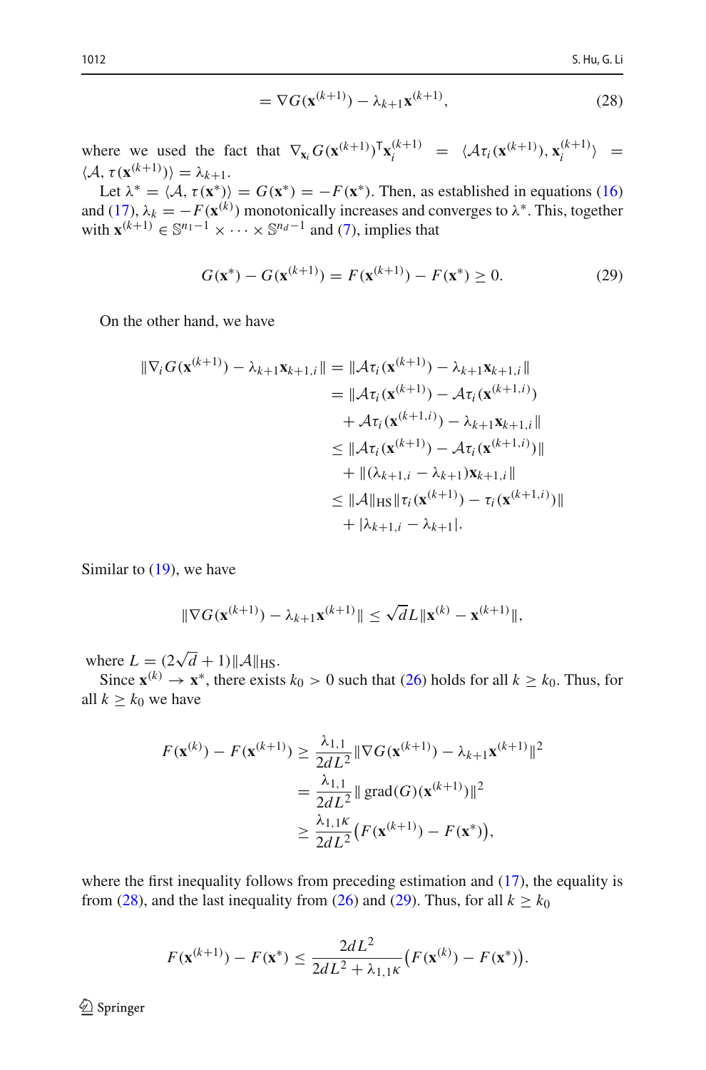$$= \nabla G(\mathbf{x}^{(k+1)}) - \lambda_{k+1}\mathbf{x}^{(k+1)}, \tag{28}$$

where we used the fact that $\nabla_{\mathbf{x}_i} G(\mathbf{x}^{(k+1)})^\mathsf{T}\mathbf{x}_i^{(k+1)} = \langle \mathcal{A}\tau_i(\mathbf{x}^{(k+1)}), \mathbf{x}_i^{(k+1)}\rangle = \langle \mathcal{A}, \tau(\mathbf{x}^{(k+1)})\rangle = \lambda_{k+1}$.

Let $\lambda^* = \langle \mathcal{A}, \tau(\mathbf{x}^*)\rangle = G(\mathbf{x}^*) = -F(\mathbf{x}^*)$. Then, as established in equations (16) and (17), $\lambda_k = -F(\mathbf{x}^{(k)})$ monotonically increases and converges to $\lambda^*$. This, together with $\mathbf{x}^{(k+1)} \in \mathbb{S}^{n_1-1}\times\cdots\times\mathbb{S}^{n_d-1}$ and (7), implies that

$$G(\mathbf{x}^*) - G(\mathbf{x}^{(k+1)}) = F(\mathbf{x}^{(k+1)}) - F(\mathbf{x}^*) \geq 0. \tag{29}$$

On the other hand, we have

$$\begin{aligned}
\|\nabla_i G(\mathbf{x}^{(k+1)}) - \lambda_{k+1}\mathbf{x}_{k+1,i}\| &= \|\mathcal{A}\tau_i(\mathbf{x}^{(k+1)}) - \lambda_{k+1}\mathbf{x}_{k+1,i}\|\\
&= \|\mathcal{A}\tau_i(\mathbf{x}^{(k+1)}) - \mathcal{A}\tau_i(\mathbf{x}^{(k+1,i)})\\
&\quad + \mathcal{A}\tau_i(\mathbf{x}^{(k+1,i)}) - \lambda_{k+1}\mathbf{x}_{k+1,i}\|\\
&\leq \|\mathcal{A}\tau_i(\mathbf{x}^{(k+1)}) - \mathcal{A}\tau_i(\mathbf{x}^{(k+1,i)})\|\\
&\quad + \|(\lambda_{k+1,i} - \lambda_{k+1})\mathbf{x}_{k+1,i}\|\\
&\leq \|\mathcal{A}\|_{\mathrm{HS}}\|\tau_i(\mathbf{x}^{(k+1)}) - \tau_i(\mathbf{x}^{(k+1,i)})\|\\
&\quad + |\lambda_{k+1,i} - \lambda_{k+1}|.
\end{aligned}$$

Similar to (19), we have

$$\|\nabla G(\mathbf{x}^{(k+1)}) - \lambda_{k+1}\mathbf{x}^{(k+1)}\| \leq \sqrt{d}L\|\mathbf{x}^{(k)} - \mathbf{x}^{(k+1)}\|,$$

where $L = (2\sqrt{d}+1)\|\mathcal{A}\|_{\mathrm{HS}}$.

Since $\mathbf{x}^{(k)} \to \mathbf{x}^*$, there exists $k_0 > 0$ such that (26) holds for all $k \geq k_0$. Thus, for all $k \geq k_0$ we have

$$\begin{aligned}
F(\mathbf{x}^{(k)}) - F(\mathbf{x}^{(k+1)}) &\geq \frac{\lambda_{1,1}}{2dL^2}\|\nabla G(\mathbf{x}^{(k+1)}) - \lambda_{k+1}\mathbf{x}^{(k+1)}\|^2\\
&= \frac{\lambda_{1,1}}{2dL^2}\|\operatorname{grad}(G)(\mathbf{x}^{(k+1)})\|^2\\
&\geq \frac{\lambda_{1,1}\kappa}{2dL^2}\big(F(\mathbf{x}^{(k+1)}) - F(\mathbf{x}^*)\big),
\end{aligned}$$

where the first inequality follows from preceding estimation and (17), the equality is from (28), and the last inequality from (26) and (29). Thus, for all $k \geq k_0$

$$F(\mathbf{x}^{(k+1)}) - F(\mathbf{x}^*) \leq \frac{2dL^2}{2dL^2 + \lambda_{1,1}\kappa}\big(F(\mathbf{x}^{(k)}) - F(\mathbf{x}^*)\big).$$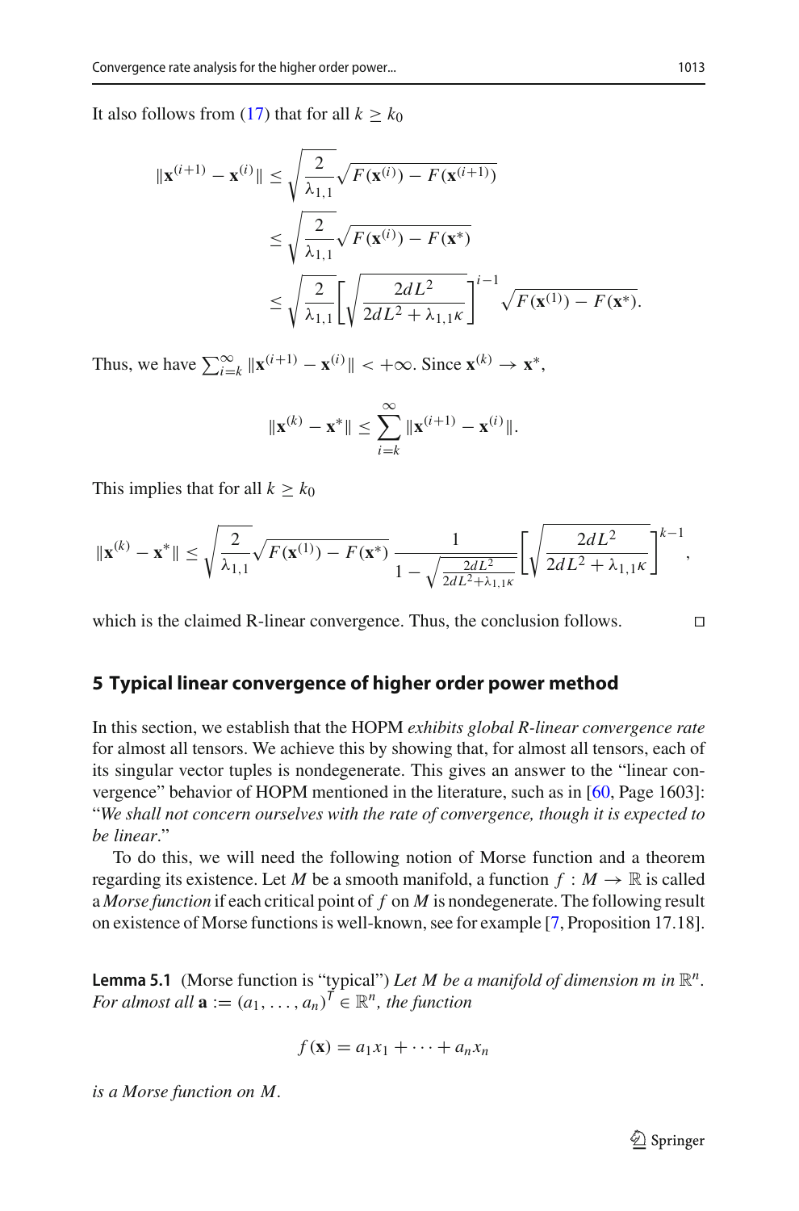It also follows from (17) that for all $k \geq k_0$

$$
\begin{aligned}
\|\mathbf{x}^{(i+1)} - \mathbf{x}^{(i)}\| &\leq \sqrt{\frac{2}{\lambda_{1,1}}} \sqrt{F(\mathbf{x}^{(i)}) - F(\mathbf{x}^{(i+1)})} \\
&\leq \sqrt{\frac{2}{\lambda_{1,1}}} \sqrt{F(\mathbf{x}^{(i)}) - F(\mathbf{x}^{*})} \\
&\leq \sqrt{\frac{2}{\lambda_{1,1}}} \left[ \sqrt{\frac{2dL^2}{2dL^2 + \lambda_{1,1}\kappa}} \right]^{i-1} \sqrt{F(\mathbf{x}^{(1)}) - F(\mathbf{x}^{*})}.
\end{aligned}
$$

Thus, we have $\sum_{i=k}^{\infty} \|\mathbf{x}^{(i+1)} - \mathbf{x}^{(i)}\| < +\infty$. Since $\mathbf{x}^{(k)} \to \mathbf{x}^*$,

$$
\|\mathbf{x}^{(k)} - \mathbf{x}^*\| \leq \sum_{i=k}^{\infty} \|\mathbf{x}^{(i+1)} - \mathbf{x}^{(i)}\|.
$$

This implies that for all $k \geq k_0$

$$
\|\mathbf{x}^{(k)} - \mathbf{x}^*\| \leq \sqrt{\frac{2}{\lambda_{1,1}}} \sqrt{F(\mathbf{x}^{(1)}) - F(\mathbf{x}^{*})} \, \frac{1}{1 - \sqrt{\frac{2dL^2}{2dL^2 + \lambda_{1,1}\kappa}}} \left[ \sqrt{\frac{2dL^2}{2dL^2 + \lambda_{1,1}\kappa}} \right]^{k-1},
$$

which is the claimed R-linear convergence. Thus, the conclusion follows. □

## 5 Typical linear convergence of higher order power method

In this section, we establish that the HOPM *exhibits global R-linear convergence rate* for almost all tensors. We achieve this by showing that, for almost all tensors, each of its singular vector tuples is nondegenerate. This gives an answer to the "linear convergence" behavior of HOPM mentioned in the literature, such as in [60, Page 1603]: "*We shall not concern ourselves with the rate of convergence, though it is expected to be linear*."

To do this, we will need the following notion of Morse function and a theorem regarding its existence. Let $M$ be a smooth manifold, a function $f : M \to \mathbb{R}$ is called a *Morse function* if each critical point of $f$ on $M$ is nondegenerate. The following result on existence of Morse functions is well-known, see for example [7, Proposition 17.18].

**Lemma 5.1** (Morse function is "typical") *Let $M$ be a manifold of dimension $m$ in $\mathbb{R}^n$. For almost all $\mathbf{a} := (a_1, \ldots, a_n)^T \in \mathbb{R}^n$, the function*

$$
f(\mathbf{x}) = a_1 x_1 + \cdots + a_n x_n
$$

*is a Morse function on $M$.*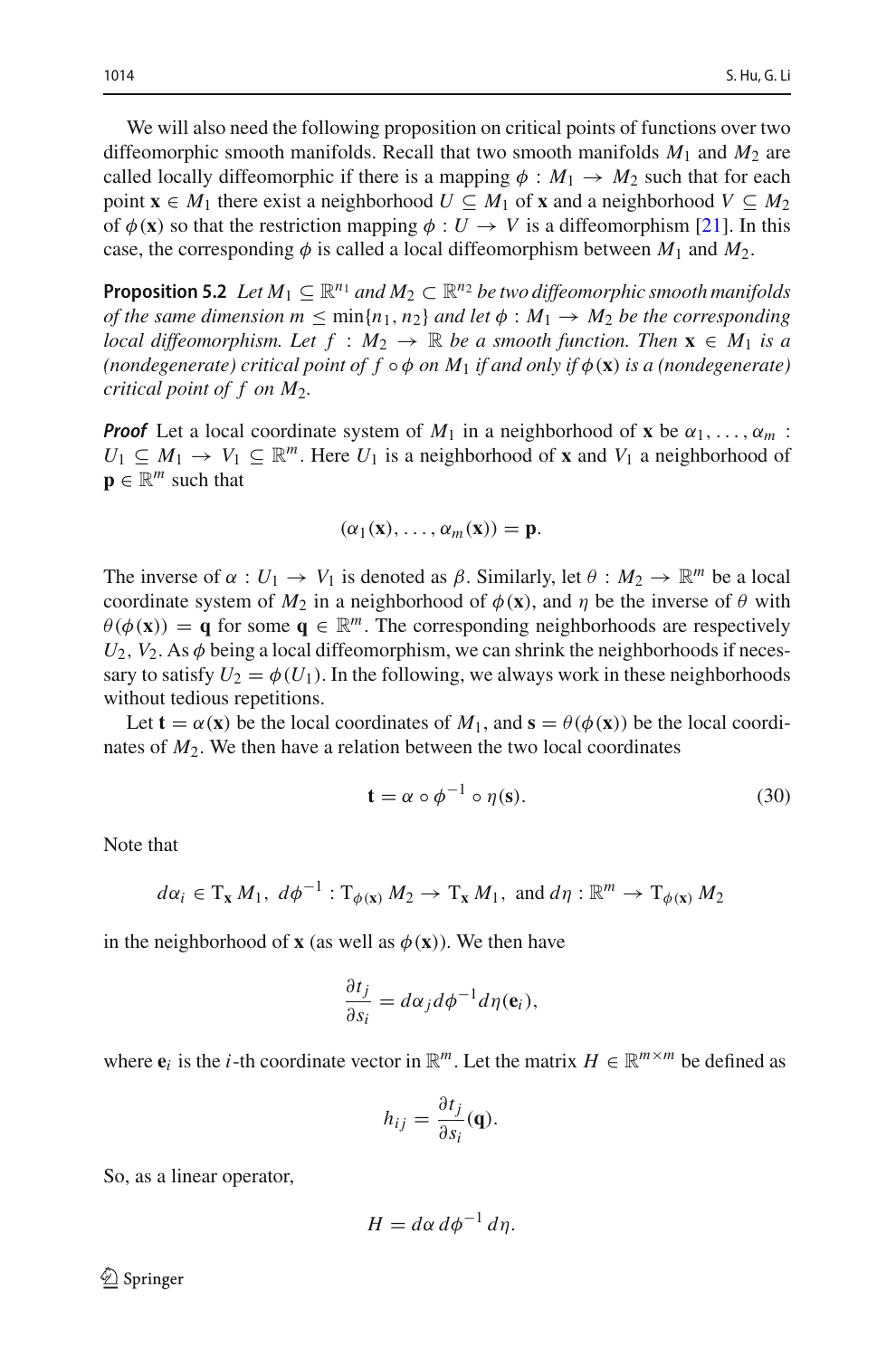We will also need the following proposition on critical points of functions over two diffeomorphic smooth manifolds. Recall that two smooth manifolds $M_1$ and $M_2$ are called locally diffeomorphic if there is a mapping $\phi : M_1 \to M_2$ such that for each point $\mathbf{x} \in M_1$ there exist a neighborhood $U \subseteq M_1$ of $\mathbf{x}$ and a neighborhood $V \subseteq M_2$ of $\phi(\mathbf{x})$ so that the restriction mapping $\phi : U \to V$ is a diffeomorphism [21]. In this case, the corresponding $\phi$ is called a local diffeomorphism between $M_1$ and $M_2$.

**Proposition 5.2** *Let $M_1 \subseteq \mathbb{R}^{n_1}$ and $M_2 \subset \mathbb{R}^{n_2}$ be two diffeomorphic smooth manifolds of the same dimension $m \leq \min\{n_1, n_2\}$ and let $\phi : M_1 \to M_2$ be the corresponding local diffeomorphism. Let $f : M_2 \to \mathbb{R}$ be a smooth function. Then $\mathbf{x} \in M_1$ is a (nondegenerate) critical point of $f \circ \phi$ on $M_1$ if and only if $\phi(\mathbf{x})$ is a (nondegenerate) critical point of $f$ on $M_2$.*

***Proof*** Let a local coordinate system of $M_1$ in a neighborhood of $\mathbf{x}$ be $\alpha_1, \ldots, \alpha_m : U_1 \subseteq M_1 \to V_1 \subseteq \mathbb{R}^m$. Here $U_1$ is a neighborhood of $\mathbf{x}$ and $V_1$ a neighborhood of $\mathbf{p} \in \mathbb{R}^m$ such that

$$(\alpha_1(\mathbf{x}), \ldots, \alpha_m(\mathbf{x})) = \mathbf{p}.$$

The inverse of $\alpha : U_1 \to V_1$ is denoted as $\beta$. Similarly, let $\theta : M_2 \to \mathbb{R}^m$ be a local coordinate system of $M_2$ in a neighborhood of $\phi(\mathbf{x})$, and $\eta$ be the inverse of $\theta$ with $\theta(\phi(\mathbf{x})) = \mathbf{q}$ for some $\mathbf{q} \in \mathbb{R}^m$. The corresponding neighborhoods are respectively $U_2$, $V_2$. As $\phi$ being a local diffeomorphism, we can shrink the neighborhoods if necessary to satisfy $U_2 = \phi(U_1)$. In the following, we always work in these neighborhoods without tedious repetitions.

Let $\mathbf{t} = \alpha(\mathbf{x})$ be the local coordinates of $M_1$, and $\mathbf{s} = \theta(\phi(\mathbf{x}))$ be the local coordinates of $M_2$. We then have a relation between the two local coordinates

$$\mathbf{t} = \alpha \circ \phi^{-1} \circ \eta(\mathbf{s}). \tag{30}$$

Note that

$$d\alpha_i \in \mathrm{T}_{\mathbf{x}} M_1,\ d\phi^{-1} : \mathrm{T}_{\phi(\mathbf{x})} M_2 \to \mathrm{T}_{\mathbf{x}} M_1,\ \text{and } d\eta : \mathbb{R}^m \to \mathrm{T}_{\phi(\mathbf{x})} M_2$$

in the neighborhood of $\mathbf{x}$ (as well as $\phi(\mathbf{x})$). We then have

$$\frac{\partial t_j}{\partial s_i} = d\alpha_j d\phi^{-1} d\eta(\mathbf{e}_i),$$

where $\mathbf{e}_i$ is the $i$-th coordinate vector in $\mathbb{R}^m$. Let the matrix $H \in \mathbb{R}^{m \times m}$ be defined as

$$h_{ij} = \frac{\partial t_j}{\partial s_i}(\mathbf{q}).$$

So, as a linear operator,

$$H = d\alpha\, d\phi^{-1}\, d\eta.$$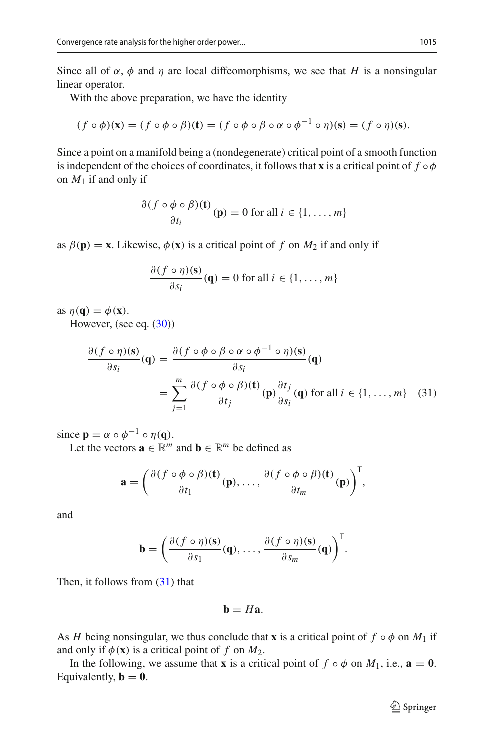Since all of $\alpha$, $\phi$ and $\eta$ are local diffeomorphisms, we see that $H$ is a nonsingular linear operator.

With the above preparation, we have the identity

$$(f \circ \phi)(\mathbf{x}) = (f \circ \phi \circ \beta)(\mathbf{t}) = (f \circ \phi \circ \beta \circ \alpha \circ \phi^{-1} \circ \eta)(\mathbf{s}) = (f \circ \eta)(\mathbf{s}).$$

Since a point on a manifold being a (nondegenerate) critical point of a smooth function is independent of the choices of coordinates, it follows that $\mathbf{x}$ is a critical point of $f \circ \phi$ on $M_1$ if and only if

$$\frac{\partial (f \circ \phi \circ \beta)(\mathbf{t})}{\partial t_i}(\mathbf{p}) = 0 \text{ for all } i \in \{1, \ldots, m\}$$

as $\beta(\mathbf{p}) = \mathbf{x}$. Likewise, $\phi(\mathbf{x})$ is a critical point of $f$ on $M_2$ if and only if

$$\frac{\partial (f \circ \eta)(\mathbf{s})}{\partial s_i}(\mathbf{q}) = 0 \text{ for all } i \in \{1, \ldots, m\}$$

as $\eta(\mathbf{q}) = \phi(\mathbf{x})$.

However, (see eq. (30))

$$\begin{aligned}\frac{\partial (f \circ \eta)(\mathbf{s})}{\partial s_i}(\mathbf{q}) &= \frac{\partial (f \circ \phi \circ \beta \circ \alpha \circ \phi^{-1} \circ \eta)(\mathbf{s})}{\partial s_i}(\mathbf{q}) \\ &= \sum_{j=1}^{m} \frac{\partial (f \circ \phi \circ \beta)(\mathbf{t})}{\partial t_j}(\mathbf{p}) \frac{\partial t_j}{\partial s_i}(\mathbf{q}) \text{ for all } i \in \{1, \ldots, m\} \quad (31)\end{aligned}$$

since $\mathbf{p} = \alpha \circ \phi^{-1} \circ \eta(\mathbf{q})$.

Let the vectors $\mathbf{a} \in \mathbb{R}^m$ and $\mathbf{b} \in \mathbb{R}^m$ be defined as

$$\mathbf{a} = \left( \frac{\partial (f \circ \phi \circ \beta)(\mathbf{t})}{\partial t_1}(\mathbf{p}), \ldots, \frac{\partial (f \circ \phi \circ \beta)(\mathbf{t})}{\partial t_m}(\mathbf{p}) \right)^{\mathsf{T}},$$

and

$$\mathbf{b} = \left( \frac{\partial (f \circ \eta)(\mathbf{s})}{\partial s_1}(\mathbf{q}), \ldots, \frac{\partial (f \circ \eta)(\mathbf{s})}{\partial s_m}(\mathbf{q}) \right)^{\mathsf{T}}.$$

Then, it follows from (31) that

$$\mathbf{b} = H\mathbf{a}.$$

As $H$ being nonsingular, we thus conclude that $\mathbf{x}$ is a critical point of $f \circ \phi$ on $M_1$ if and only if $\phi(\mathbf{x})$ is a critical point of $f$ on $M_2$.

In the following, we assume that $\mathbf{x}$ is a critical point of $f \circ \phi$ on $M_1$, i.e., $\mathbf{a} = \mathbf{0}$. Equivalently, $\mathbf{b} = \mathbf{0}$.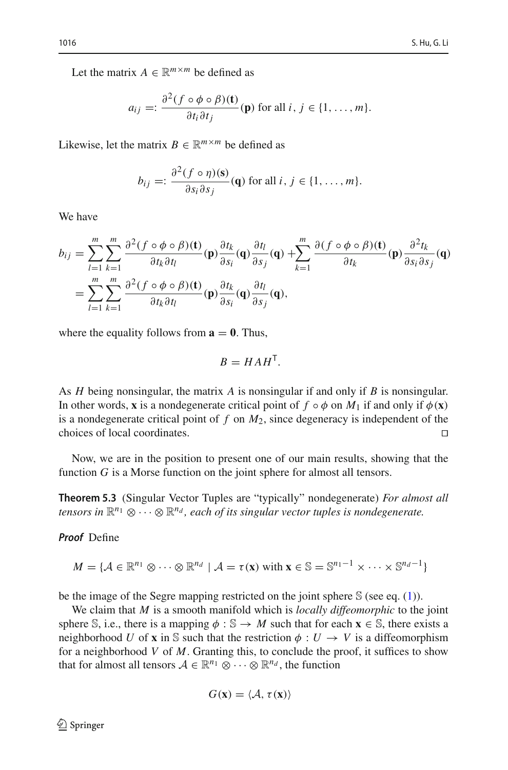Let the matrix $A \in \mathbb{R}^{m\times m}$ be defined as

$$a_{ij} =: \frac{\partial^2 (f\circ\phi\circ\beta)(\mathbf{t})}{\partial t_i \partial t_j}(\mathbf{p}) \text{ for all } i,\, j \in \{1,\ldots,m\}.$$

Likewise, let the matrix $B \in \mathbb{R}^{m\times m}$ be defined as

$$b_{ij} =: \frac{\partial^2 (f\circ\eta)(\mathbf{s})}{\partial s_i \partial s_j}(\mathbf{q}) \text{ for all } i,\, j \in \{1,\ldots,m\}.$$

We have

$$\begin{aligned} b_{ij} &= \sum_{l=1}^{m}\sum_{k=1}^{m} \frac{\partial^2 (f\circ\phi\circ\beta)(\mathbf{t})}{\partial t_k \partial t_l}(\mathbf{p}) \frac{\partial t_k}{\partial s_i}(\mathbf{q}) \frac{\partial t_l}{\partial s_j}(\mathbf{q}) + \sum_{k=1}^{m} \frac{\partial (f\circ\phi\circ\beta)(\mathbf{t})}{\partial t_k}(\mathbf{p}) \frac{\partial^2 t_k}{\partial s_i \partial s_j}(\mathbf{q}) \\ &= \sum_{l=1}^{m}\sum_{k=1}^{m} \frac{\partial^2 (f\circ\phi\circ\beta)(\mathbf{t})}{\partial t_k \partial t_l}(\mathbf{p}) \frac{\partial t_k}{\partial s_i}(\mathbf{q}) \frac{\partial t_l}{\partial s_j}(\mathbf{q}), \end{aligned}$$

where the equality follows from $\mathbf{a} = \mathbf{0}$. Thus,

$$B = HAH^{\mathsf{T}}.$$

As $H$ being nonsingular, the matrix $A$ is nonsingular if and only if $B$ is nonsingular. In other words, $\mathbf{x}$ is a nondegenerate critical point of $f\circ\phi$ on $M_1$ if and only if $\phi(\mathbf{x})$ is a nondegenerate critical point of $f$ on $M_2$, since degeneracy is independent of the choices of local coordinates. □

Now, we are in the position to present one of our main results, showing that the function $G$ is a Morse function on the joint sphere for almost all tensors.

**Theorem 5.3** (Singular Vector Tuples are "typically" nondegenerate) *For almost all tensors in* $\mathbb{R}^{n_1}\otimes\cdots\otimes\mathbb{R}^{n_d}$*, each of its singular vector tuples is nondegenerate.*

***Proof*** Define

$$M = \{\mathcal{A} \in \mathbb{R}^{n_1}\otimes\cdots\otimes\mathbb{R}^{n_d} \mid \mathcal{A} = \tau(\mathbf{x}) \text{ with } \mathbf{x} \in \mathbb{S} = \mathbb{S}^{n_1-1}\times\cdots\times\mathbb{S}^{n_d-1}\}$$

be the image of the Segre mapping restricted on the joint sphere $\mathbb{S}$ (see eq. (1)).

We claim that $M$ is a smooth manifold which is *locally diffeomorphic* to the joint sphere $\mathbb{S}$, i.e., there is a mapping $\phi : \mathbb{S} \to M$ such that for each $\mathbf{x} \in \mathbb{S}$, there exists a neighborhood $U$ of $\mathbf{x}$ in $\mathbb{S}$ such that the restriction $\phi : U \to V$ is a diffeomorphism for a neighborhood $V$ of $M$. Granting this, to conclude the proof, it suffices to show that for almost all tensors $\mathcal{A} \in \mathbb{R}^{n_1}\otimes\cdots\otimes\mathbb{R}^{n_d}$, the function

$$G(\mathbf{x}) = \langle \mathcal{A}, \tau(\mathbf{x})\rangle$$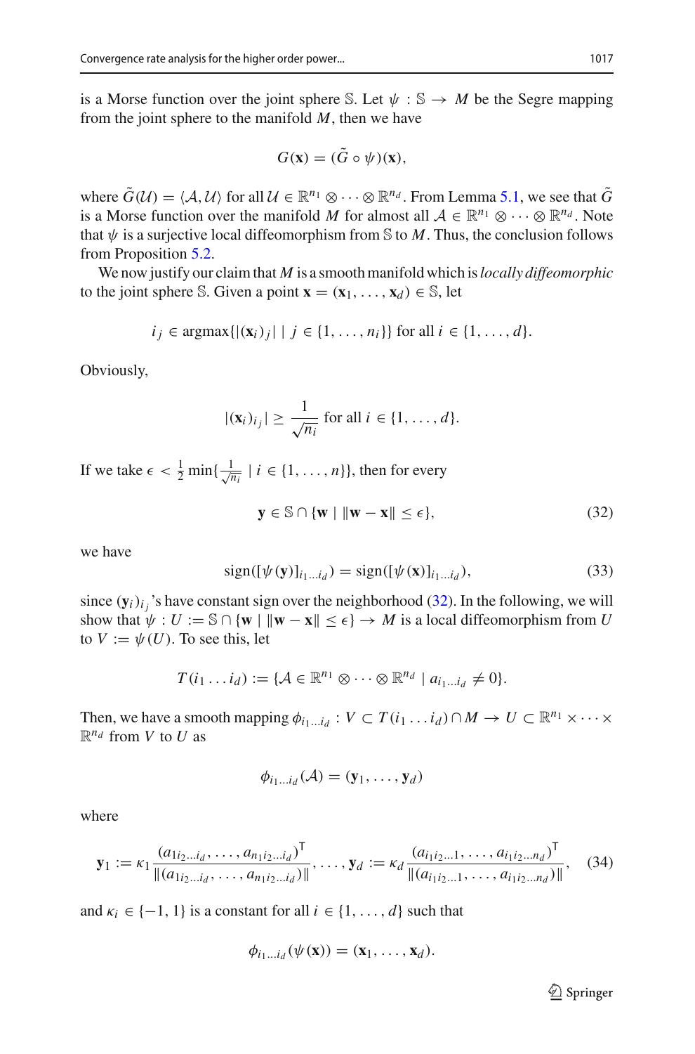is a Morse function over the joint sphere $\mathbb{S}$. Let $\psi : \mathbb{S} \to M$ be the Segre mapping from the joint sphere to the manifold $M$, then we have

$$G(\mathbf{x}) = (\tilde{G} \circ \psi)(\mathbf{x}),$$

where $\tilde{G}(\mathcal{U}) = \langle \mathcal{A}, \mathcal{U} \rangle$ for all $\mathcal{U} \in \mathbb{R}^{n_1} \otimes \cdots \otimes \mathbb{R}^{n_d}$. From Lemma 5.1, we see that $\tilde{G}$ is a Morse function over the manifold $M$ for almost all $\mathcal{A} \in \mathbb{R}^{n_1} \otimes \cdots \otimes \mathbb{R}^{n_d}$. Note that $\psi$ is a surjective local diffeomorphism from $\mathbb{S}$ to $M$. Thus, the conclusion follows from Proposition 5.2.

We now justify our claim that $M$ is a smooth manifold which is *locally diffeomorphic* to the joint sphere $\mathbb{S}$. Given a point $\mathbf{x} = (\mathbf{x}_1, \ldots, \mathbf{x}_d) \in \mathbb{S}$, let

$$i_j \in \operatorname{argmax}\{|(\mathbf{x}_i)_j| \mid j \in \{1, \ldots, n_i\}\} \text{ for all } i \in \{1, \ldots, d\}.$$

Obviously,

$$|(\mathbf{x}_i)_{i_j}| \geq \frac{1}{\sqrt{n_i}} \text{ for all } i \in \{1, \ldots, d\}.$$

If we take $\epsilon < \frac{1}{2} \min\{\frac{1}{\sqrt{n_i}} \mid i \in \{1, \ldots, n\}\}$, then for every

$$\mathbf{y} \in \mathbb{S} \cap \{\mathbf{w} \mid \|\mathbf{w} - \mathbf{x}\| \leq \epsilon\}, \tag{32}$$

we have

$$\operatorname{sign}([\psi(\mathbf{y})]_{i_1 \ldots i_d}) = \operatorname{sign}([\psi(\mathbf{x})]_{i_1 \ldots i_d}), \tag{33}$$

since $(\mathbf{y}_i)_{i_j}$'s have constant sign over the neighborhood (32). In the following, we will show that $\psi : U := \mathbb{S} \cap \{\mathbf{w} \mid \|\mathbf{w} - \mathbf{x}\| \leq \epsilon\} \to M$ is a local diffeomorphism from $U$ to $V := \psi(U)$. To see this, let

$$T(i_1 \ldots i_d) := \{\mathcal{A} \in \mathbb{R}^{n_1} \otimes \cdots \otimes \mathbb{R}^{n_d} \mid a_{i_1 \ldots i_d} \neq 0\}.$$

Then, we have a smooth mapping $\phi_{i_1 \ldots i_d} : V \subset T(i_1 \ldots i_d) \cap M \to U \subset \mathbb{R}^{n_1} \times \cdots \times \mathbb{R}^{n_d}$ from $V$ to $U$ as

$$\phi_{i_1 \ldots i_d}(\mathcal{A}) = (\mathbf{y}_1, \ldots, \mathbf{y}_d)$$

where

$$\mathbf{y}_1 := \kappa_1 \frac{(a_{1 i_2 \ldots i_d}, \ldots, a_{n_1 i_2 \ldots i_d})^{\mathsf{T}}}{\|(a_{1 i_2 \ldots i_d}, \ldots, a_{n_1 i_2 \ldots i_d})\|}, \ldots, \mathbf{y}_d := \kappa_d \frac{(a_{i_1 i_2 \ldots 1}, \ldots, a_{i_1 i_2 \ldots n_d})^{\mathsf{T}}}{\|(a_{i_1 i_2 \ldots 1}, \ldots, a_{i_1 i_2 \ldots n_d})\|}, \tag{34}$$

and $\kappa_i \in \{-1, 1\}$ is a constant for all $i \in \{1, \ldots, d\}$ such that

$$\phi_{i_1 \ldots i_d}(\psi(\mathbf{x})) = (\mathbf{x}_1, \ldots, \mathbf{x}_d).$$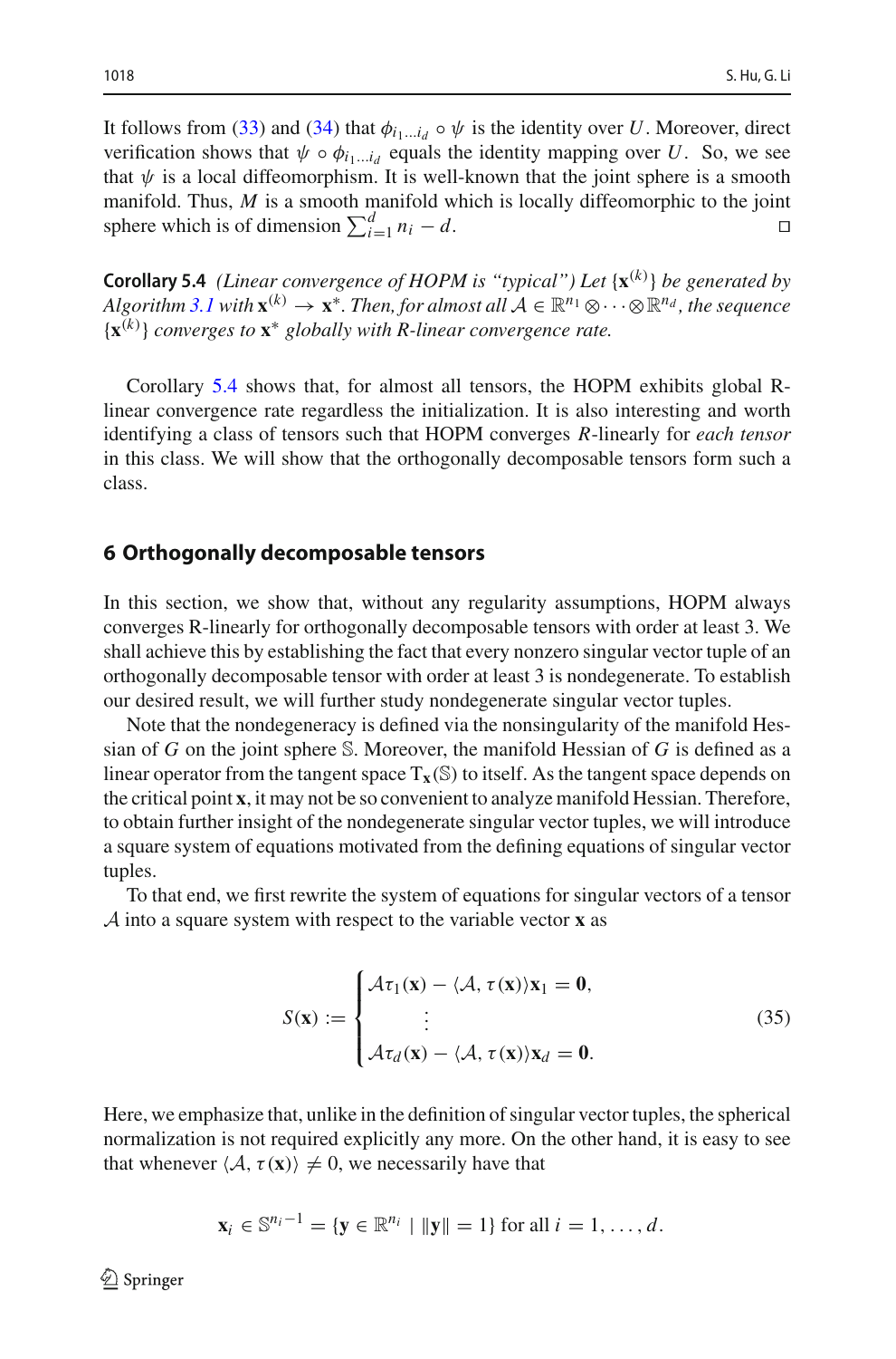It follows from (33) and (34) that $\phi_{i_1\ldots i_d} \circ \psi$ is the identity over $U$. Moreover, direct verification shows that $\psi \circ \phi_{i_1\ldots i_d}$ equals the identity mapping over $U$. So, we see that $\psi$ is a local diffeomorphism. It is well-known that the joint sphere is a smooth manifold. Thus, $M$ is a smooth manifold which is locally diffeomorphic to the joint sphere which is of dimension $\sum_{i=1}^{d} n_i - d$. □

**Corollary 5.4** *(Linear convergence of HOPM is "typical") Let $\{\mathbf{x}^{(k)}\}$ be generated by Algorithm 3.1 with $\mathbf{x}^{(k)} \to \mathbf{x}^*$. Then, for almost all $\mathcal{A} \in \mathbb{R}^{n_1} \otimes \cdots \otimes \mathbb{R}^{n_d}$, the sequence $\{\mathbf{x}^{(k)}\}$ converges to $\mathbf{x}^*$ globally with R-linear convergence rate.*

Corollary 5.4 shows that, for almost all tensors, the HOPM exhibits global R-linear convergence rate regardless the initialization. It is also interesting and worth identifying a class of tensors such that HOPM converges $R$-linearly for *each tensor* in this class. We will show that the orthogonally decomposable tensors form such a class.

## 6 Orthogonally decomposable tensors

In this section, we show that, without any regularity assumptions, HOPM always converges R-linearly for orthogonally decomposable tensors with order at least 3. We shall achieve this by establishing the fact that every nonzero singular vector tuple of an orthogonally decomposable tensor with order at least 3 is nondegenerate. To establish our desired result, we will further study nondegenerate singular vector tuples.

Note that the nondegeneracy is defined via the nonsingularity of the manifold Hessian of $G$ on the joint sphere $\mathbb{S}$. Moreover, the manifold Hessian of $G$ is defined as a linear operator from the tangent space $\mathrm{T}_{\mathbf{x}}(\mathbb{S})$ to itself. As the tangent space depends on the critical point $\mathbf{x}$, it may not be so convenient to analyze manifold Hessian. Therefore, to obtain further insight of the nondegenerate singular vector tuples, we will introduce a square system of equations motivated from the defining equations of singular vector tuples.

To that end, we first rewrite the system of equations for singular vectors of a tensor $\mathcal{A}$ into a square system with respect to the variable vector $\mathbf{x}$ as

$$S(\mathbf{x}) := \begin{cases} \mathcal{A}\tau_1(\mathbf{x}) - \langle \mathcal{A}, \tau(\mathbf{x})\rangle \mathbf{x}_1 = \mathbf{0}, \\ \quad \vdots \\ \mathcal{A}\tau_d(\mathbf{x}) - \langle \mathcal{A}, \tau(\mathbf{x})\rangle \mathbf{x}_d = \mathbf{0}. \end{cases} \tag{35}$$

Here, we emphasize that, unlike in the definition of singular vector tuples, the spherical normalization is not required explicitly any more. On the other hand, it is easy to see that whenever $\langle \mathcal{A}, \tau(\mathbf{x})\rangle \neq 0$, we necessarily have that

$$\mathbf{x}_i \in \mathbb{S}^{n_i - 1} = \{\mathbf{y} \in \mathbb{R}^{n_i} \mid \|\mathbf{y}\| = 1\} \text{ for all } i = 1, \ldots, d.$$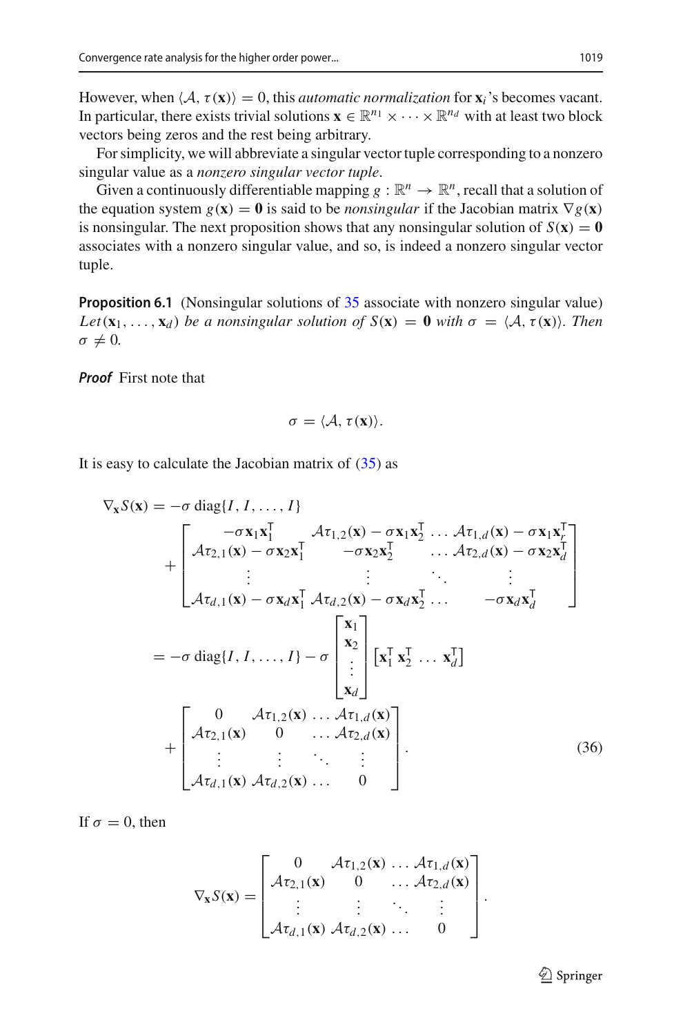However, when $\langle \mathcal{A}, \tau(\mathbf{x})\rangle = 0$, this *automatic normalization* for $\mathbf{x}_i$'s becomes vacant. In particular, there exists trivial solutions $\mathbf{x} \in \mathbb{R}^{n_1} \times \cdots \times \mathbb{R}^{n_d}$ with at least two block vectors being zeros and the rest being arbitrary.

For simplicity, we will abbreviate a singular vector tuple corresponding to a nonzero singular value as a *nonzero singular vector tuple*.

Given a continuously differentiable mapping $g : \mathbb{R}^n \to \mathbb{R}^n$, recall that a solution of the equation system $g(\mathbf{x}) = \mathbf{0}$ is said to be *nonsingular* if the Jacobian matrix $\nabla g(\mathbf{x})$ is nonsingular. The next proposition shows that any nonsingular solution of $S(\mathbf{x}) = \mathbf{0}$ associates with a nonzero singular value, and so, is indeed a nonzero singular vector tuple.

**Proposition 6.1** (Nonsingular solutions of 35 associate with nonzero singular value) *Let* $(\mathbf{x}_1, \ldots, \mathbf{x}_d)$ *be a nonsingular solution of* $S(\mathbf{x}) = \mathbf{0}$ *with* $\sigma = \langle \mathcal{A}, \tau(\mathbf{x})\rangle$. *Then* $\sigma \neq 0$.

***Proof*** First note that

$$\sigma = \langle \mathcal{A}, \tau(\mathbf{x})\rangle.$$

It is easy to calculate the Jacobian matrix of (35) as

$$
\begin{aligned}
\nabla_{\mathbf{x}} S(\mathbf{x}) &= -\sigma \operatorname{diag}\{I, I, \ldots, I\} \\
&\quad + \begin{bmatrix} -\sigma \mathbf{x}_1\mathbf{x}_1^\mathsf{T} & \mathcal{A}\tau_{1,2}(\mathbf{x}) - \sigma \mathbf{x}_1\mathbf{x}_2^\mathsf{T} & \ldots & \mathcal{A}\tau_{1,d}(\mathbf{x}) - \sigma \mathbf{x}_1\mathbf{x}_r^\mathsf{T} \\ \mathcal{A}\tau_{2,1}(\mathbf{x}) - \sigma \mathbf{x}_2\mathbf{x}_1^\mathsf{T} & -\sigma \mathbf{x}_2\mathbf{x}_2^\mathsf{T} & \ldots & \mathcal{A}\tau_{2,d}(\mathbf{x}) - \sigma \mathbf{x}_2\mathbf{x}_d^\mathsf{T} \\ \vdots & \vdots & \ddots & \vdots \\ \mathcal{A}\tau_{d,1}(\mathbf{x}) - \sigma \mathbf{x}_d\mathbf{x}_1^\mathsf{T} & \mathcal{A}\tau_{d,2}(\mathbf{x}) - \sigma \mathbf{x}_d\mathbf{x}_2^\mathsf{T} & \ldots & -\sigma \mathbf{x}_d\mathbf{x}_d^\mathsf{T} \end{bmatrix} \\
&= -\sigma \operatorname{diag}\{I, I, \ldots, I\} - \sigma \begin{bmatrix} \mathbf{x}_1 \\ \mathbf{x}_2 \\ \vdots \\ \mathbf{x}_d \end{bmatrix} \begin{bmatrix} \mathbf{x}_1^\mathsf{T} \; \mathbf{x}_2^\mathsf{T} \; \ldots \; \mathbf{x}_d^\mathsf{T} \end{bmatrix} \\
&\quad + \begin{bmatrix} 0 & \mathcal{A}\tau_{1,2}(\mathbf{x}) & \ldots & \mathcal{A}\tau_{1,d}(\mathbf{x}) \\ \mathcal{A}\tau_{2,1}(\mathbf{x}) & 0 & \ldots & \mathcal{A}\tau_{2,d}(\mathbf{x}) \\ \vdots & \vdots & \ddots & \vdots \\ \mathcal{A}\tau_{d,1}(\mathbf{x}) & \mathcal{A}\tau_{d,2}(\mathbf{x}) & \ldots & 0 \end{bmatrix}. 
\end{aligned} \tag{36}
$$

If $\sigma = 0$, then

$$\nabla_{\mathbf{x}} S(\mathbf{x}) = \begin{bmatrix} 0 & \mathcal{A}\tau_{1,2}(\mathbf{x}) & \ldots & \mathcal{A}\tau_{1,d}(\mathbf{x}) \\ \mathcal{A}\tau_{2,1}(\mathbf{x}) & 0 & \ldots & \mathcal{A}\tau_{2,d}(\mathbf{x}) \\ \vdots & \vdots & \ddots & \vdots \\ \mathcal{A}\tau_{d,1}(\mathbf{x}) & \mathcal{A}\tau_{d,2}(\mathbf{x}) & \ldots & 0 \end{bmatrix}.$$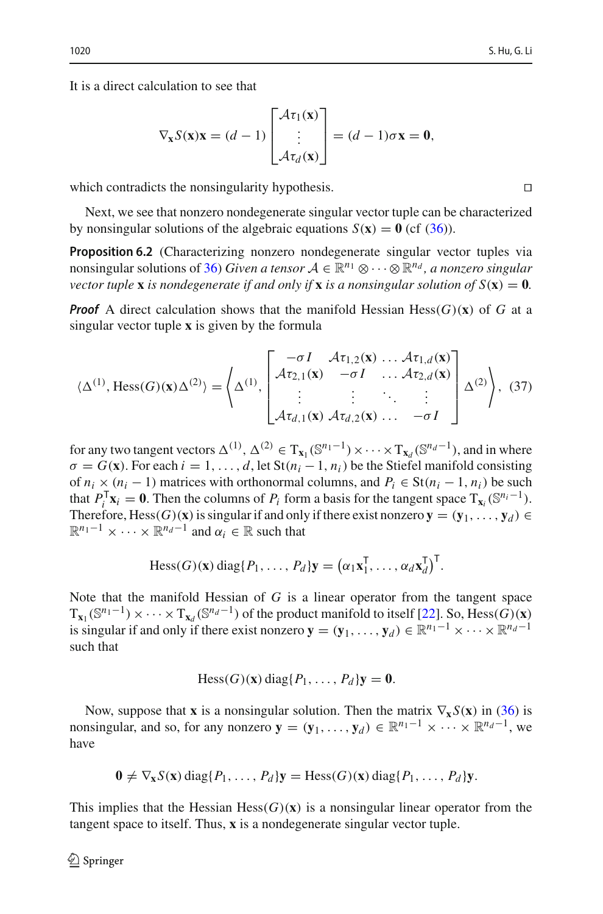It is a direct calculation to see that

$$\nabla_{\mathbf{x}} S(\mathbf{x})\mathbf{x} = (d-1)\begin{bmatrix} \mathcal{A}\tau_1(\mathbf{x}) \\ \vdots \\ \mathcal{A}\tau_d(\mathbf{x}) \end{bmatrix} = (d-1)\sigma\mathbf{x} = \mathbf{0},$$

which contradicts the nonsingularity hypothesis. $\square$

Next, we see that nonzero nondegenerate singular vector tuple can be characterized by nonsingular solutions of the algebraic equations $S(\mathbf{x}) = \mathbf{0}$ (cf (36)).

**Proposition 6.2** (Characterizing nonzero nondegenerate singular vector tuples via nonsingular solutions of 36) *Given a tensor $\mathcal{A} \in \mathbb{R}^{n_1} \otimes \cdots \otimes \mathbb{R}^{n_d}$, a nonzero singular vector tuple $\mathbf{x}$ is nondegenerate if and only if $\mathbf{x}$ is a nonsingular solution of $S(\mathbf{x}) = \mathbf{0}$.*

***Proof*** A direct calculation shows that the manifold Hessian $\operatorname{Hess}(G)(\mathbf{x})$ of $G$ at a singular vector tuple $\mathbf{x}$ is given by the formula

$$\langle \Delta^{(1)}, \operatorname{Hess}(G)(\mathbf{x})\Delta^{(2)}\rangle = \left\langle \Delta^{(1)}, \begin{bmatrix} -\sigma I & \mathcal{A}\tau_{1,2}(\mathbf{x}) & \dots & \mathcal{A}\tau_{1,d}(\mathbf{x}) \\ \mathcal{A}\tau_{2,1}(\mathbf{x}) & -\sigma I & \dots & \mathcal{A}\tau_{2,d}(\mathbf{x}) \\ \vdots & \vdots & \ddots & \vdots \\ \mathcal{A}\tau_{d,1}(\mathbf{x}) & \mathcal{A}\tau_{d,2}(\mathbf{x}) & \dots & -\sigma I \end{bmatrix} \Delta^{(2)} \right\rangle, \quad (37)$$

for any two tangent vectors $\Delta^{(1)}, \Delta^{(2)} \in \mathrm{T}_{\mathbf{x}_1}(\mathbb{S}^{n_1-1}) \times \cdots \times \mathrm{T}_{\mathbf{x}_d}(\mathbb{S}^{n_d-1})$, and in where $\sigma = G(\mathbf{x})$. For each $i = 1, \dots, d$, let $\mathrm{St}(n_i - 1, n_i)$ be the Stiefel manifold consisting of $n_i \times (n_i - 1)$ matrices with orthonormal columns, and $P_i \in \mathrm{St}(n_i - 1, n_i)$ be such that $P_i^{\mathsf{T}}\mathbf{x}_i = \mathbf{0}$. Then the columns of $P_i$ form a basis for the tangent space $\mathrm{T}_{\mathbf{x}_i}(\mathbb{S}^{n_i-1})$. Therefore, $\operatorname{Hess}(G)(\mathbf{x})$ is singular if and only if there exist nonzero $\mathbf{y} = (\mathbf{y}_1, \dots, \mathbf{y}_d) \in \mathbb{R}^{n_1-1} \times \cdots \times \mathbb{R}^{n_d-1}$ and $\alpha_i \in \mathbb{R}$ such that

$$\operatorname{Hess}(G)(\mathbf{x}) \operatorname{diag}\{P_1, \dots, P_d\}\mathbf{y} = \left(\alpha_1\mathbf{x}_1^{\mathsf{T}}, \dots, \alpha_d\mathbf{x}_d^{\mathsf{T}}\right)^{\mathsf{T}}.$$

Note that the manifold Hessian of $G$ is a linear operator from the tangent space $\mathrm{T}_{\mathbf{x}_1}(\mathbb{S}^{n_1-1}) \times \cdots \times \mathrm{T}_{\mathbf{x}_d}(\mathbb{S}^{n_d-1})$ of the product manifold to itself [22]. So, $\operatorname{Hess}(G)(\mathbf{x})$ is singular if and only if there exist nonzero $\mathbf{y} = (\mathbf{y}_1, \dots, \mathbf{y}_d) \in \mathbb{R}^{n_1-1} \times \cdots \times \mathbb{R}^{n_d-1}$ such that

$$\operatorname{Hess}(G)(\mathbf{x}) \operatorname{diag}\{P_1, \dots, P_d\}\mathbf{y} = \mathbf{0}.$$

Now, suppose that $\mathbf{x}$ is a nonsingular solution. Then the matrix $\nabla_{\mathbf{x}} S(\mathbf{x})$ in (36) is nonsingular, and so, for any nonzero $\mathbf{y} = (\mathbf{y}_1, \dots, \mathbf{y}_d) \in \mathbb{R}^{n_1-1} \times \cdots \times \mathbb{R}^{n_d-1}$, we have

$$\mathbf{0} \neq \nabla_{\mathbf{x}} S(\mathbf{x}) \operatorname{diag}\{P_1, \dots, P_d\}\mathbf{y} = \operatorname{Hess}(G)(\mathbf{x}) \operatorname{diag}\{P_1, \dots, P_d\}\mathbf{y}.$$

This implies that the Hessian $\operatorname{Hess}(G)(\mathbf{x})$ is a nonsingular linear operator from the tangent space to itself. Thus, $\mathbf{x}$ is a nondegenerate singular vector tuple.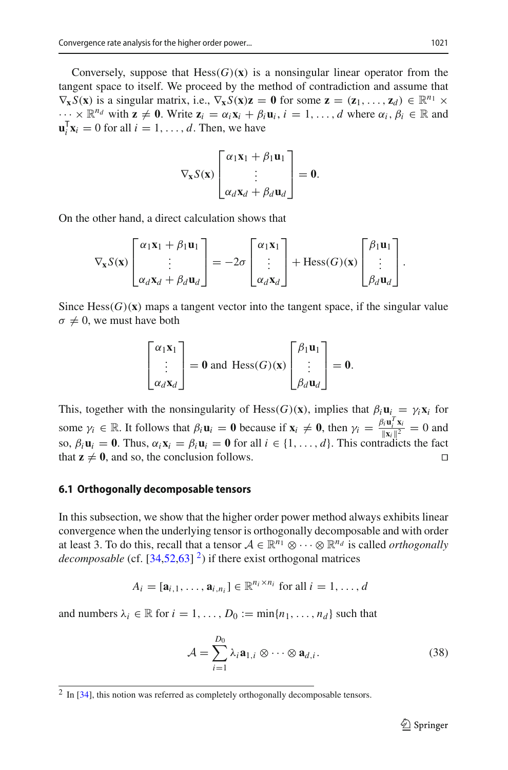Conversely, suppose that $\mathrm{Hess}(G)(\mathbf{x})$ is a nonsingular linear operator from the tangent space to itself. We proceed by the method of contradiction and assume that $\nabla_{\mathbf{x}} S(\mathbf{x})$ is a singular matrix, i.e., $\nabla_{\mathbf{x}} S(\mathbf{x})\mathbf{z} = \mathbf{0}$ for some $\mathbf{z} = (\mathbf{z}_1, \ldots, \mathbf{z}_d) \in \mathbb{R}^{n_1} \times \cdots \times \mathbb{R}^{n_d}$ with $\mathbf{z} \neq \mathbf{0}$. Write $\mathbf{z}_i = \alpha_i \mathbf{x}_i + \beta_i \mathbf{u}_i$, $i = 1, \ldots, d$ where $\alpha_i, \beta_i \in \mathbb{R}$ and $\mathbf{u}_i^\mathsf{T} \mathbf{x}_i = 0$ for all $i = 1, \ldots, d$. Then, we have

$$\nabla_{\mathbf{x}} S(\mathbf{x}) \begin{bmatrix} \alpha_1 \mathbf{x}_1 + \beta_1 \mathbf{u}_1 \\ \vdots \\ \alpha_d \mathbf{x}_d + \beta_d \mathbf{u}_d \end{bmatrix} = \mathbf{0}.$$

On the other hand, a direct calculation shows that

$$\nabla_{\mathbf{x}} S(\mathbf{x}) \begin{bmatrix} \alpha_1 \mathbf{x}_1 + \beta_1 \mathbf{u}_1 \\ \vdots \\ \alpha_d \mathbf{x}_d + \beta_d \mathbf{u}_d \end{bmatrix} = -2\sigma \begin{bmatrix} \alpha_1 \mathbf{x}_1 \\ \vdots \\ \alpha_d \mathbf{x}_d \end{bmatrix} + \mathrm{Hess}(G)(\mathbf{x}) \begin{bmatrix} \beta_1 \mathbf{u}_1 \\ \vdots \\ \beta_d \mathbf{u}_d \end{bmatrix}.$$

Since $\mathrm{Hess}(G)(\mathbf{x})$ maps a tangent vector into the tangent space, if the singular value $\sigma \neq 0$, we must have both

$$\begin{bmatrix} \alpha_1 \mathbf{x}_1 \\ \vdots \\ \alpha_d \mathbf{x}_d \end{bmatrix} = \mathbf{0} \text{ and } \mathrm{Hess}(G)(\mathbf{x}) \begin{bmatrix} \beta_1 \mathbf{u}_1 \\ \vdots \\ \beta_d \mathbf{u}_d \end{bmatrix} = \mathbf{0}.$$

This, together with the nonsingularity of $\mathrm{Hess}(G)(\mathbf{x})$, implies that $\beta_i \mathbf{u}_i = \gamma_i \mathbf{x}_i$ for some $\gamma_i \in \mathbb{R}$. It follows that $\beta_i \mathbf{u}_i = \mathbf{0}$ because if $\mathbf{x}_i \neq \mathbf{0}$, then $\gamma_i = \frac{\beta_i \mathbf{u}_i^T \mathbf{x}_i}{\|\mathbf{x}_i\|^2} = 0$ and so, $\beta_i \mathbf{u}_i = \mathbf{0}$. Thus, $\alpha_i \mathbf{x}_i = \beta_i \mathbf{u}_i = \mathbf{0}$ for all $i \in \{1, \ldots, d\}$. This contradicts the fact that $\mathbf{z} \neq \mathbf{0}$, and so, the conclusion follows. □

### 6.1 Orthogonally decomposable tensors

In this subsection, we show that the higher order power method always exhibits linear convergence when the underlying tensor is orthogonally decomposable and with order at least 3. To do this, recall that a tensor $\mathcal{A} \in \mathbb{R}^{n_1} \otimes \cdots \otimes \mathbb{R}^{n_d}$ is called *orthogonally decomposable* (cf. [34,52,63] [2]) if there exist orthogonal matrices

$$A_i = [\mathbf{a}_{i,1}, \ldots, \mathbf{a}_{i,n_i}] \in \mathbb{R}^{n_i \times n_i} \text{ for all } i = 1, \ldots, d$$

and numbers $\lambda_i \in \mathbb{R}$ for $i = 1, \ldots, D_0 := \min\{n_1, \ldots, n_d\}$ such that

$$\mathcal{A} = \sum_{i=1}^{D_0} \lambda_i \mathbf{a}_{1,i} \otimes \cdots \otimes \mathbf{a}_{d,i}. \tag{38}$$

[2] In [34], this notion was referred as completely orthogonally decomposable tensors.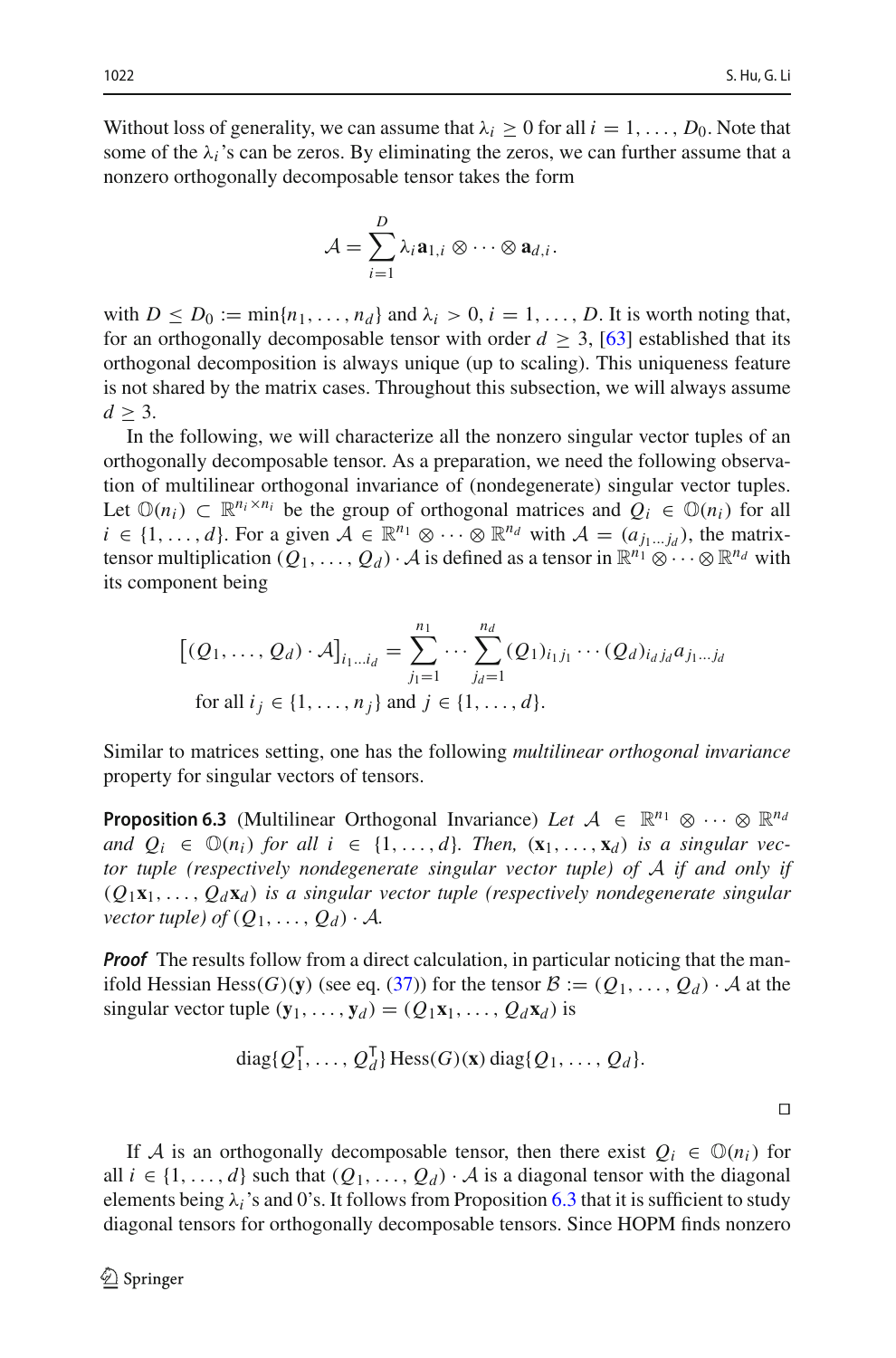Without loss of generality, we can assume that $\lambda_i \geq 0$ for all $i = 1, \ldots, D_0$. Note that some of the $\lambda_i$'s can be zeros. By eliminating the zeros, we can further assume that a nonzero orthogonally decomposable tensor takes the form

$$\mathcal{A} = \sum_{i=1}^{D} \lambda_i \mathbf{a}_{1,i} \otimes \cdots \otimes \mathbf{a}_{d,i}.$$

with $D \leq D_0 := \min\{n_1, \ldots, n_d\}$ and $\lambda_i > 0$, $i = 1, \ldots, D$. It is worth noting that, for an orthogonally decomposable tensor with order $d \geq 3$, [63] established that its orthogonal decomposition is always unique (up to scaling). This uniqueness feature is not shared by the matrix cases. Throughout this subsection, we will always assume $d \geq 3$.

In the following, we will characterize all the nonzero singular vector tuples of an orthogonally decomposable tensor. As a preparation, we need the following observation of multilinear orthogonal invariance of (nondegenerate) singular vector tuples. Let $\mathbb{O}(n_i) \subset \mathbb{R}^{n_i \times n_i}$ be the group of orthogonal matrices and $Q_i \in \mathbb{O}(n_i)$ for all $i \in \{1, \ldots, d\}$. For a given $\mathcal{A} \in \mathbb{R}^{n_1} \otimes \cdots \otimes \mathbb{R}^{n_d}$ with $\mathcal{A} = (a_{j_1 \ldots j_d})$, the matrix-tensor multiplication $(Q_1, \ldots, Q_d) \cdot \mathcal{A}$ is defined as a tensor in $\mathbb{R}^{n_1} \otimes \cdots \otimes \mathbb{R}^{n_d}$ with its component being

$$\left[(Q_1, \ldots, Q_d) \cdot \mathcal{A}\right]_{i_1 \ldots i_d} = \sum_{j_1=1}^{n_1} \cdots \sum_{j_d=1}^{n_d} (Q_1)_{i_1 j_1} \cdots (Q_d)_{i_d j_d} a_{j_1 \ldots j_d}$$
$$\text{for all } i_j \in \{1, \ldots, n_j\} \text{ and } j \in \{1, \ldots, d\}.$$

Similar to matrices setting, one has the following *multilinear orthogonal invariance* property for singular vectors of tensors.

**Proposition 6.3** (Multilinear Orthogonal Invariance) *Let $\mathcal{A} \in \mathbb{R}^{n_1} \otimes \cdots \otimes \mathbb{R}^{n_d}$ and $Q_i \in \mathbb{O}(n_i)$ for all $i \in \{1, \ldots, d\}$. Then, $(\mathbf{x}_1, \ldots, \mathbf{x}_d)$ is a singular vector tuple (respectively nondegenerate singular vector tuple) of $\mathcal{A}$ if and only if $(Q_1\mathbf{x}_1, \ldots, Q_d\mathbf{x}_d)$ is a singular vector tuple (respectively nondegenerate singular vector tuple) of $(Q_1, \ldots, Q_d) \cdot \mathcal{A}$.*

***Proof*** The results follow from a direct calculation, in particular noticing that the manifold Hessian $\operatorname{Hess}(G)(\mathbf{y})$ (see eq. (37)) for the tensor $\mathcal{B} := (Q_1, \ldots, Q_d) \cdot \mathcal{A}$ at the singular vector tuple $(\mathbf{y}_1, \ldots, \mathbf{y}_d) = (Q_1\mathbf{x}_1, \ldots, Q_d\mathbf{x}_d)$ is

$$\operatorname{diag}\{Q_1^{\mathsf{T}}, \ldots, Q_d^{\mathsf{T}}\} \operatorname{Hess}(G)(\mathbf{x}) \operatorname{diag}\{Q_1, \ldots, Q_d\}.$$

$\square$

If $\mathcal{A}$ is an orthogonally decomposable tensor, then there exist $Q_i \in \mathbb{O}(n_i)$ for all $i \in \{1, \ldots, d\}$ such that $(Q_1, \ldots, Q_d) \cdot \mathcal{A}$ is a diagonal tensor with the diagonal elements being $\lambda_i$'s and 0's. It follows from Proposition 6.3 that it is sufficient to study diagonal tensors for orthogonally decomposable tensors. Since HOPM finds nonzero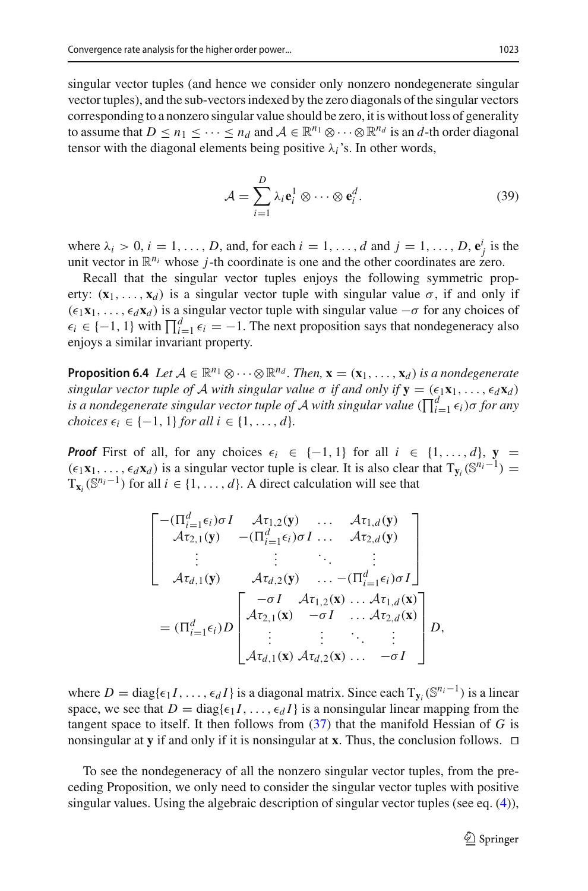singular vector tuples (and hence we consider only nonzero nondegenerate singular vector tuples), and the sub-vectors indexed by the zero diagonals of the singular vectors corresponding to a nonzero singular value should be zero, it is without loss of generality to assume that $D \leq n_1 \leq \cdots \leq n_d$ and $\mathcal{A} \in \mathbb{R}^{n_1} \otimes \cdots \otimes \mathbb{R}^{n_d}$ is an $d$-th order diagonal tensor with the diagonal elements being positive $\lambda_i$'s. In other words,

$$\mathcal{A} = \sum_{i=1}^{D} \lambda_i \mathbf{e}_i^1 \otimes \cdots \otimes \mathbf{e}_i^d. \tag{39}$$

where $\lambda_i > 0, i = 1, \ldots, D$, and, for each $i = 1, \ldots, d$ and $j = 1, \ldots, D$, $\mathbf{e}_j^i$ is the unit vector in $\mathbb{R}^{n_i}$ whose $j$-th coordinate is one and the other coordinates are zero.

Recall that the singular vector tuples enjoys the following symmetric property: $(\mathbf{x}_1, \ldots, \mathbf{x}_d)$ is a singular vector tuple with singular value $\sigma$, if and only if $(\epsilon_1 \mathbf{x}_1, \ldots, \epsilon_d \mathbf{x}_d)$ is a singular vector tuple with singular value $-\sigma$ for any choices of $\epsilon_i \in \{-1, 1\}$ with $\prod_{i=1}^{d} \epsilon_i = -1$. The next proposition says that nondegeneracy also enjoys a similar invariant property.

**Proposition 6.4** *Let $\mathcal{A} \in \mathbb{R}^{n_1} \otimes \cdots \otimes \mathbb{R}^{n_d}$. Then, $\mathbf{x} = (\mathbf{x}_1, \ldots, \mathbf{x}_d)$ is a nondegenerate singular vector tuple of $\mathcal{A}$ with singular value $\sigma$ if and only if $\mathbf{y} = (\epsilon_1 \mathbf{x}_1, \ldots, \epsilon_d \mathbf{x}_d)$ is a nondegenerate singular vector tuple of $\mathcal{A}$ with singular value $(\prod_{i=1}^{d} \epsilon_i)\sigma$ for any choices $\epsilon_i \in \{-1, 1\}$ for all $i \in \{1, \ldots, d\}$.*

***Proof*** First of all, for any choices $\epsilon_i \in \{-1, 1\}$ for all $i \in \{1, \ldots, d\}$, $\mathbf{y} = (\epsilon_1 \mathbf{x}_1, \ldots, \epsilon_d \mathbf{x}_d)$ is a singular vector tuple is clear. It is also clear that $\mathrm{T}_{\mathbf{y}_i}(\mathbb{S}^{n_i - 1}) = \mathrm{T}_{\mathbf{x}_i}(\mathbb{S}^{n_i - 1})$ for all $i \in \{1, \ldots, d\}$. A direct calculation will see that

$$\begin{bmatrix} -(\Pi_{i=1}^{d}\epsilon_i)\sigma I & \mathcal{A}\tau_{1,2}(\mathbf{y}) & \ldots & \mathcal{A}\tau_{1,d}(\mathbf{y}) \\ \mathcal{A}\tau_{2,1}(\mathbf{y}) & -(\Pi_{i=1}^{d}\epsilon_i)\sigma I & \ldots & \mathcal{A}\tau_{2,d}(\mathbf{y}) \\ \vdots & \vdots & \ddots & \vdots \\ \mathcal{A}\tau_{d,1}(\mathbf{y}) & \mathcal{A}\tau_{d,2}(\mathbf{y}) & \ldots & -(\Pi_{i=1}^{d}\epsilon_i)\sigma I \end{bmatrix}$$
$$= (\Pi_{i=1}^{d}\epsilon_i) D \begin{bmatrix} -\sigma I & \mathcal{A}\tau_{1,2}(\mathbf{x}) & \ldots & \mathcal{A}\tau_{1,d}(\mathbf{x}) \\ \mathcal{A}\tau_{2,1}(\mathbf{x}) & -\sigma I & \ldots & \mathcal{A}\tau_{2,d}(\mathbf{x}) \\ \vdots & \vdots & \ddots & \vdots \\ \mathcal{A}\tau_{d,1}(\mathbf{x}) & \mathcal{A}\tau_{d,2}(\mathbf{x}) & \ldots & -\sigma I \end{bmatrix} D,$$

where $D = \mathrm{diag}\{\epsilon_1 I, \ldots, \epsilon_d I\}$ is a diagonal matrix. Since each $\mathrm{T}_{\mathbf{y}_i}(\mathbb{S}^{n_i - 1})$ is a linear space, we see that $D = \mathrm{diag}\{\epsilon_1 I, \ldots, \epsilon_d I\}$ is a nonsingular linear mapping from the tangent space to itself. It then follows from (37) that the manifold Hessian of $G$ is nonsingular at $\mathbf{y}$ if and only if it is nonsingular at $\mathbf{x}$. Thus, the conclusion follows. □

To see the nondegeneracy of all the nonzero singular vector tuples, from the preceding Proposition, we only need to consider the singular vector tuples with positive singular values. Using the algebraic description of singular vector tuples (see eq. (4)),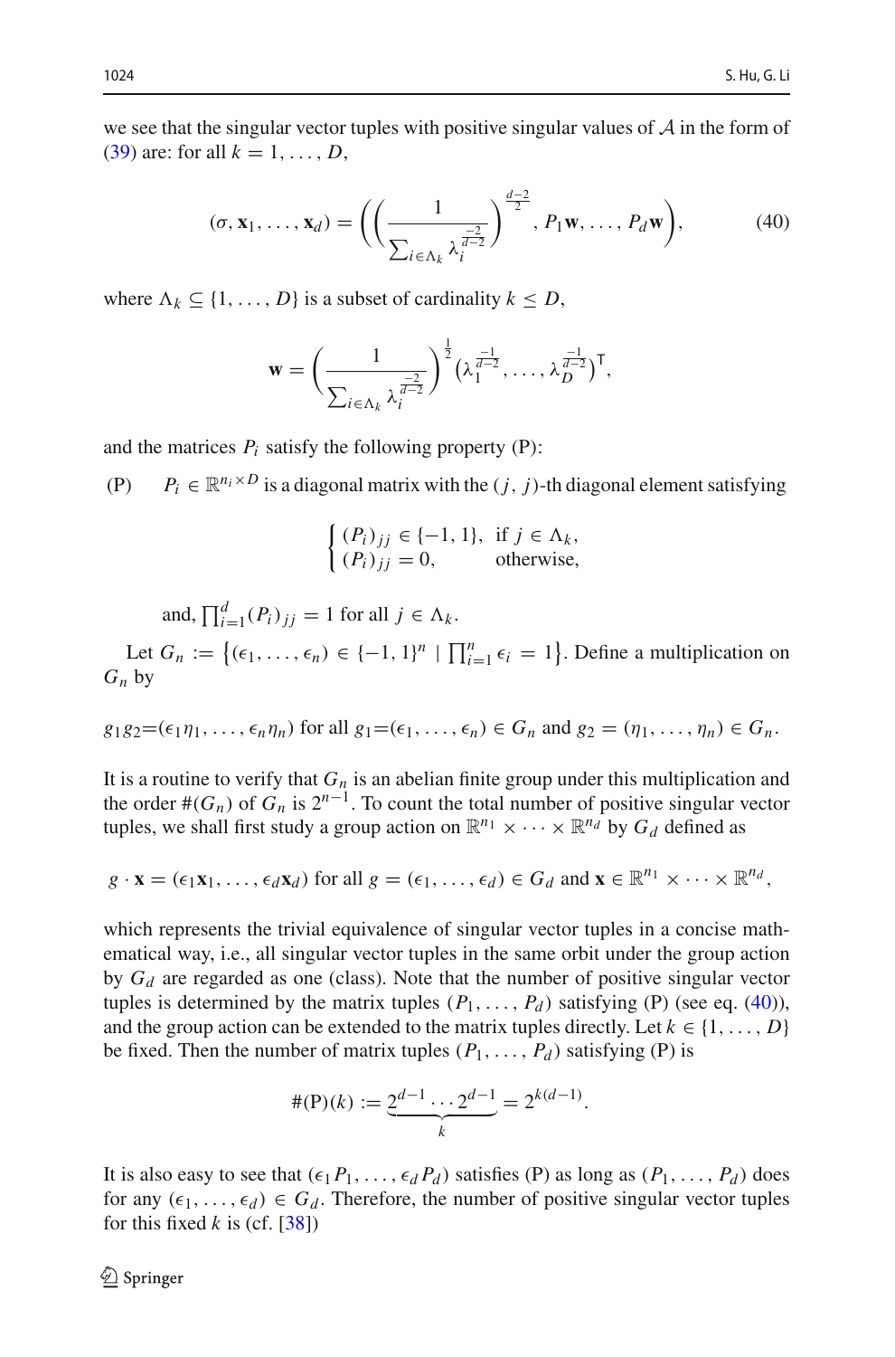we see that the singular vector tuples with positive singular values of $\mathcal{A}$ in the form of (39) are: for all $k = 1, \ldots, D$,

$$
(\sigma, \mathbf{x}_1, \ldots, \mathbf{x}_d) = \left( \left( \frac{1}{\sum_{i \in \Lambda_k} \lambda_i^{\frac{-2}{d-2}}} \right)^{\frac{d-2}{2}}, P_1 \mathbf{w}, \ldots, P_d \mathbf{w} \right), \tag{40}
$$

where $\Lambda_k \subseteq \{1, \ldots, D\}$ is a subset of cardinality $k \leq D$,

$$
\mathbf{w} = \left( \frac{1}{\sum_{i \in \Lambda_k} \lambda_i^{\frac{-2}{d-2}}} \right)^{\frac{1}{2}} \left( \lambda_1^{\frac{-1}{d-2}}, \ldots, \lambda_D^{\frac{-1}{d-2}} \right)^{\mathsf{T}},
$$

and the matrices $P_i$ satisfy the following property (P):

(P) $\quad P_i \in \mathbb{R}^{n_i \times D}$ is a diagonal matrix with the $(j, j)$-th diagonal element satisfying

$$
\begin{cases} (P_i)_{jj} \in \{-1, 1\}, & \text{if } j \in \Lambda_k, \\ (P_i)_{jj} = 0, & \text{otherwise,} \end{cases}
$$

and, $\prod_{i=1}^{d} (P_i)_{jj} = 1$ for all $j \in \Lambda_k$.

Let $G_n := \left\{ (\epsilon_1, \ldots, \epsilon_n) \in \{-1, 1\}^n \mid \prod_{i=1}^{n} \epsilon_i = 1 \right\}$. Define a multiplication on $G_n$ by

$g_1 g_2 = (\epsilon_1 \eta_1, \ldots, \epsilon_n \eta_n)$ for all $g_1 = (\epsilon_1, \ldots, \epsilon_n) \in G_n$ and $g_2 = (\eta_1, \ldots, \eta_n) \in G_n$.

It is a routine to verify that $G_n$ is an abelian finite group under this multiplication and the order $\#(G_n)$ of $G_n$ is $2^{n-1}$. To count the total number of positive singular vector tuples, we shall first study a group action on $\mathbb{R}^{n_1} \times \cdots \times \mathbb{R}^{n_d}$ by $G_d$ defined as

$g \cdot \mathbf{x} = (\epsilon_1 \mathbf{x}_1, \ldots, \epsilon_d \mathbf{x}_d)$ for all $g = (\epsilon_1, \ldots, \epsilon_d) \in G_d$ and $\mathbf{x} \in \mathbb{R}^{n_1} \times \cdots \times \mathbb{R}^{n_d}$,

which represents the trivial equivalence of singular vector tuples in a concise mathematical way, i.e., all singular vector tuples in the same orbit under the group action by $G_d$ are regarded as one (class). Note that the number of positive singular vector tuples is determined by the matrix tuples $(P_1, \ldots, P_d)$ satisfying (P) (see eq. (40)), and the group action can be extended to the matrix tuples directly. Let $k \in \{1, \ldots, D\}$ be fixed. Then the number of matrix tuples $(P_1, \ldots, P_d)$ satisfying (P) is

$$
\#(\mathrm{P})(k) := \underbrace{2^{d-1} \cdots 2^{d-1}}_{k} = 2^{k(d-1)}.
$$

It is also easy to see that $(\epsilon_1 P_1, \ldots, \epsilon_d P_d)$ satisfies (P) as long as $(P_1, \ldots, P_d)$ does for any $(\epsilon_1, \ldots, \epsilon_d) \in G_d$. Therefore, the number of positive singular vector tuples for this fixed $k$ is (cf. [38])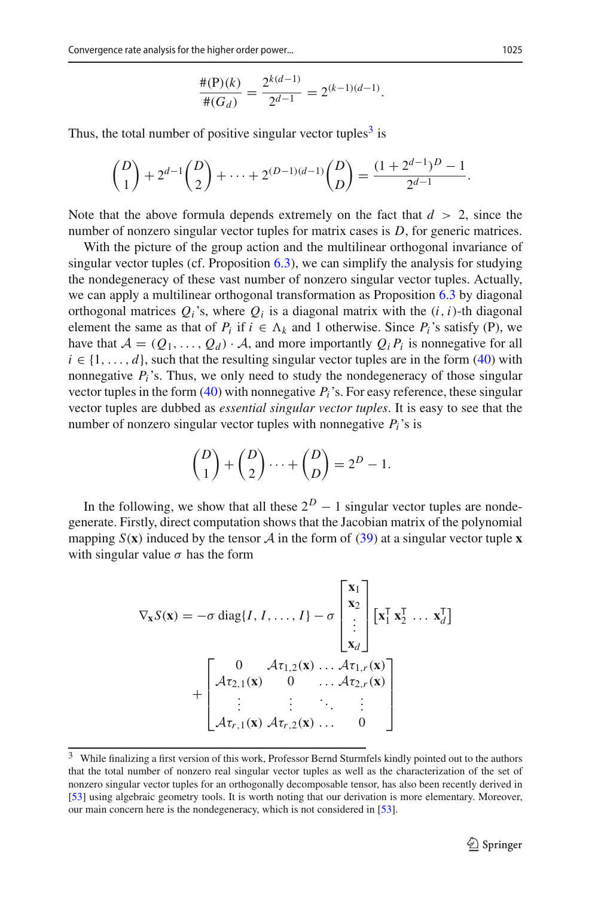$$\frac{\#(\mathrm{P})(k)}{\#(G_d)} = \frac{2^{k(d-1)}}{2^{d-1}} = 2^{(k-1)(d-1)}.$$

Thus, the total number of positive singular vector tuples[3] is

$$\binom{D}{1} + 2^{d-1}\binom{D}{2} + \cdots + 2^{(D-1)(d-1)}\binom{D}{D} = \frac{(1+2^{d-1})^D - 1}{2^{d-1}}.$$

Note that the above formula depends extremely on the fact that $d > 2$, since the number of nonzero singular vector tuples for matrix cases is $D$, for generic matrices.

With the picture of the group action and the multilinear orthogonal invariance of singular vector tuples (cf. Proposition 6.3), we can simplify the analysis for studying the nondegeneracy of these vast number of nonzero singular vector tuples. Actually, we can apply a multilinear orthogonal transformation as Proposition 6.3 by diagonal orthogonal matrices $Q_i$'s, where $Q_i$ is a diagonal matrix with the $(i,i)$-th diagonal element the same as that of $P_i$ if $i \in \Lambda_k$ and 1 otherwise. Since $P_i$'s satisfy (P), we have that $\mathcal{A} = (Q_1, \ldots, Q_d) \cdot \mathcal{A}$, and more importantly $Q_i P_i$ is nonnegative for all $i \in \{1, \ldots, d\}$, such that the resulting singular vector tuples are in the form (40) with nonnegative $P_i$'s. Thus, we only need to study the nondegeneracy of those singular vector tuples in the form (40) with nonnegative $P_i$'s. For easy reference, these singular vector tuples are dubbed as *essential singular vector tuples*. It is easy to see that the number of nonzero singular vector tuples with nonnegative $P_i$'s is

$$\binom{D}{1} + \binom{D}{2} \cdots + \binom{D}{D} = 2^D - 1.$$

In the following, we show that all these $2^D - 1$ singular vector tuples are nondegenerate. Firstly, direct computation shows that the Jacobian matrix of the polynomial mapping $S(\mathbf{x})$ induced by the tensor $\mathcal{A}$ in the form of (39) at a singular vector tuple $\mathbf{x}$ with singular value $\sigma$ has the form

$$\nabla_{\mathbf{x}} S(\mathbf{x}) = -\sigma \operatorname{diag}\{I, I, \ldots, I\} - \sigma \begin{bmatrix} \mathbf{x}_1 \\ \mathbf{x}_2 \\ \vdots \\ \mathbf{x}_d \end{bmatrix} \begin{bmatrix} \mathbf{x}_1^{\mathsf{T}} \; \mathbf{x}_2^{\mathsf{T}} \; \ldots \; \mathbf{x}_d^{\mathsf{T}} \end{bmatrix}$$
$$+ \begin{bmatrix} 0 & \mathcal{A}\tau_{1,2}(\mathbf{x}) & \ldots & \mathcal{A}\tau_{1,r}(\mathbf{x}) \\ \mathcal{A}\tau_{2,1}(\mathbf{x}) & 0 & \ldots & \mathcal{A}\tau_{2,r}(\mathbf{x}) \\ \vdots & \vdots & \ddots & \vdots \\ \mathcal{A}\tau_{r,1}(\mathbf{x}) & \mathcal{A}\tau_{r,2}(\mathbf{x}) & \ldots & 0 \end{bmatrix}$$

[3] While finalizing a first version of this work, Professor Bernd Sturmfels kindly pointed out to the authors that the total number of nonzero real singular vector tuples as well as the characterization of the set of nonzero singular vector tuples for an orthogonally decomposable tensor, has also been recently derived in [53] using algebraic geometry tools. It is worth noting that our derivation is more elementary. Moreover, our main concern here is the nondegeneracy, which is not considered in [53].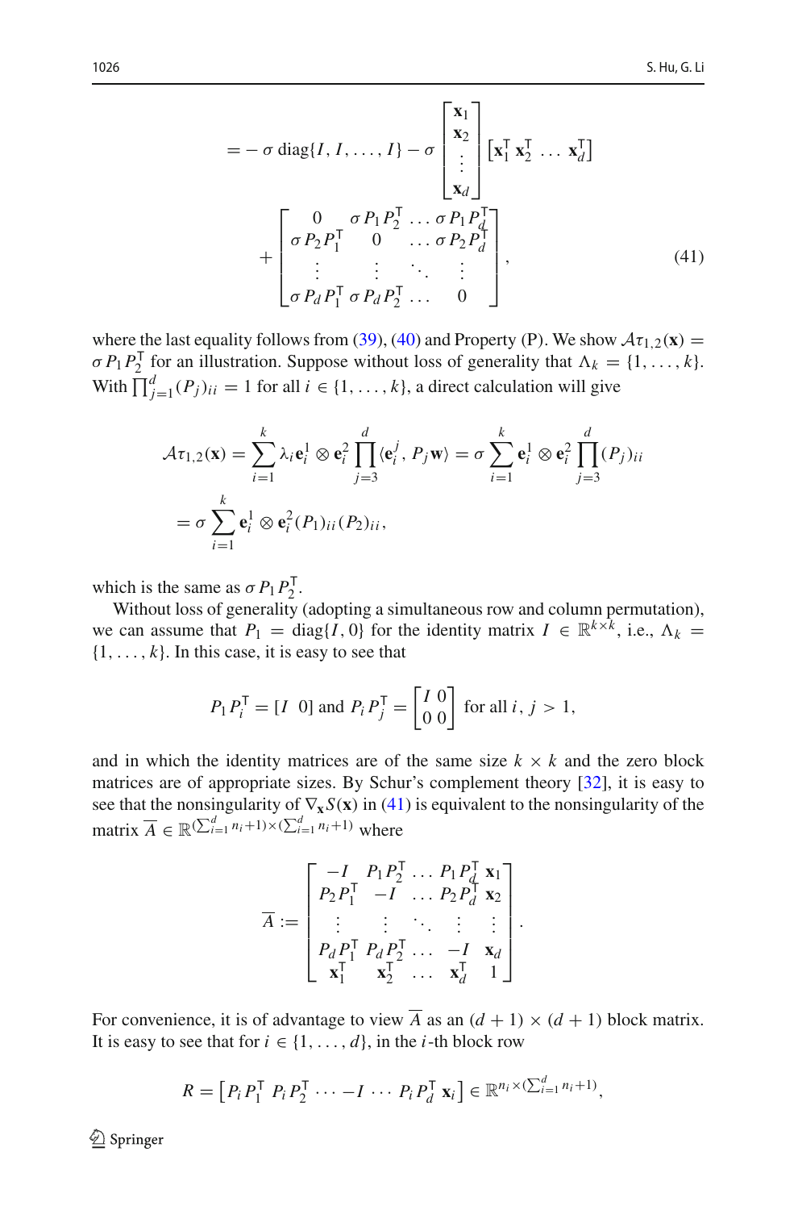$$
\begin{aligned}
&= -\sigma \operatorname{diag}\{I, I, \ldots, I\} - \sigma \begin{bmatrix} \mathbf{x}_1 \\ \mathbf{x}_2 \\ \vdots \\ \mathbf{x}_d \end{bmatrix} \begin{bmatrix} \mathbf{x}_1^\top \, \mathbf{x}_2^\top \, \ldots \, \mathbf{x}_d^\top \end{bmatrix} \\
&\quad + \begin{bmatrix} 0 & \sigma P_1 P_2^\top & \ldots & \sigma P_1 P_d^\top \\ \sigma P_2 P_1^\top & 0 & \ldots & \sigma P_2 P_d^\top \\ \vdots & \vdots & \ddots & \vdots \\ \sigma P_d P_1^\top & \sigma P_d P_2^\top & \ldots & 0 \end{bmatrix},
\end{aligned} \tag{41}
$$

where the last equality follows from (39), (40) and Property (P). We show $\mathcal{A}\tau_{1,2}(\mathbf{x}) = \sigma P_1 P_2^\top$ for an illustration. Suppose without loss of generality that $\Lambda_k = \{1, \ldots, k\}$. With $\prod_{j=1}^{d} (P_j)_{ii} = 1$ for all $i \in \{1, \ldots, k\}$, a direct calculation will give

$$
\begin{aligned}
\mathcal{A}\tau_{1,2}(\mathbf{x}) &= \sum_{i=1}^{k} \lambda_i \mathbf{e}_i^1 \otimes \mathbf{e}_i^2 \prod_{j=3}^{d} \langle \mathbf{e}_i^j, P_j \mathbf{w} \rangle = \sigma \sum_{i=1}^{k} \mathbf{e}_i^1 \otimes \mathbf{e}_i^2 \prod_{j=3}^{d} (P_j)_{ii} \\
&= \sigma \sum_{i=1}^{k} \mathbf{e}_i^1 \otimes \mathbf{e}_i^2 (P_1)_{ii} (P_2)_{ii},
\end{aligned}
$$

which is the same as $\sigma P_1 P_2^\top$.

Without loss of generality (adopting a simultaneous row and column permutation), we can assume that $P_1 = \operatorname{diag}\{I, 0\}$ for the identity matrix $I \in \mathbb{R}^{k \times k}$, i.e., $\Lambda_k = \{1, \ldots, k\}$. In this case, it is easy to see that

$$
P_1 P_i^\top = [I \;\; 0] \text{ and } P_i P_j^\top = \begin{bmatrix} I & 0 \\ 0 & 0 \end{bmatrix} \text{ for all } i, j > 1,
$$

and in which the identity matrices are of the same size $k \times k$ and the zero block matrices are of appropriate sizes. By Schur's complement theory [32], it is easy to see that the nonsingularity of $\nabla_{\mathbf{x}} S(\mathbf{x})$ in (41) is equivalent to the nonsingularity of the matrix $\overline{A} \in \mathbb{R}^{(\sum_{i=1}^{d} n_i + 1) \times (\sum_{i=1}^{d} n_i + 1)}$ where

$$
\overline{A} := \begin{bmatrix} -I & P_1 P_2^\top & \ldots & P_1 P_d^\top & \mathbf{x}_1 \\ P_2 P_1^\top & -I & \ldots & P_2 P_d^\top & \mathbf{x}_2 \\ \vdots & \vdots & \ddots & \vdots & \vdots \\ P_d P_1^\top & P_d P_2^\top & \ldots & -I & \mathbf{x}_d \\ \mathbf{x}_1^\top & \mathbf{x}_2^\top & \ldots & \mathbf{x}_d^\top & 1 \end{bmatrix}.
$$

For convenience, it is of advantage to view $\overline{A}$ as an $(d+1) \times (d+1)$ block matrix. It is easy to see that for $i \in \{1, \ldots, d\}$, in the $i$-th block row

$$
R = \begin{bmatrix} P_i P_1^\top \; P_i P_2^\top \; \cdots -I \; \cdots \; P_i P_d^\top \; \mathbf{x}_i \end{bmatrix} \in \mathbb{R}^{n_i \times (\sum_{i=1}^{d} n_i + 1)},
$$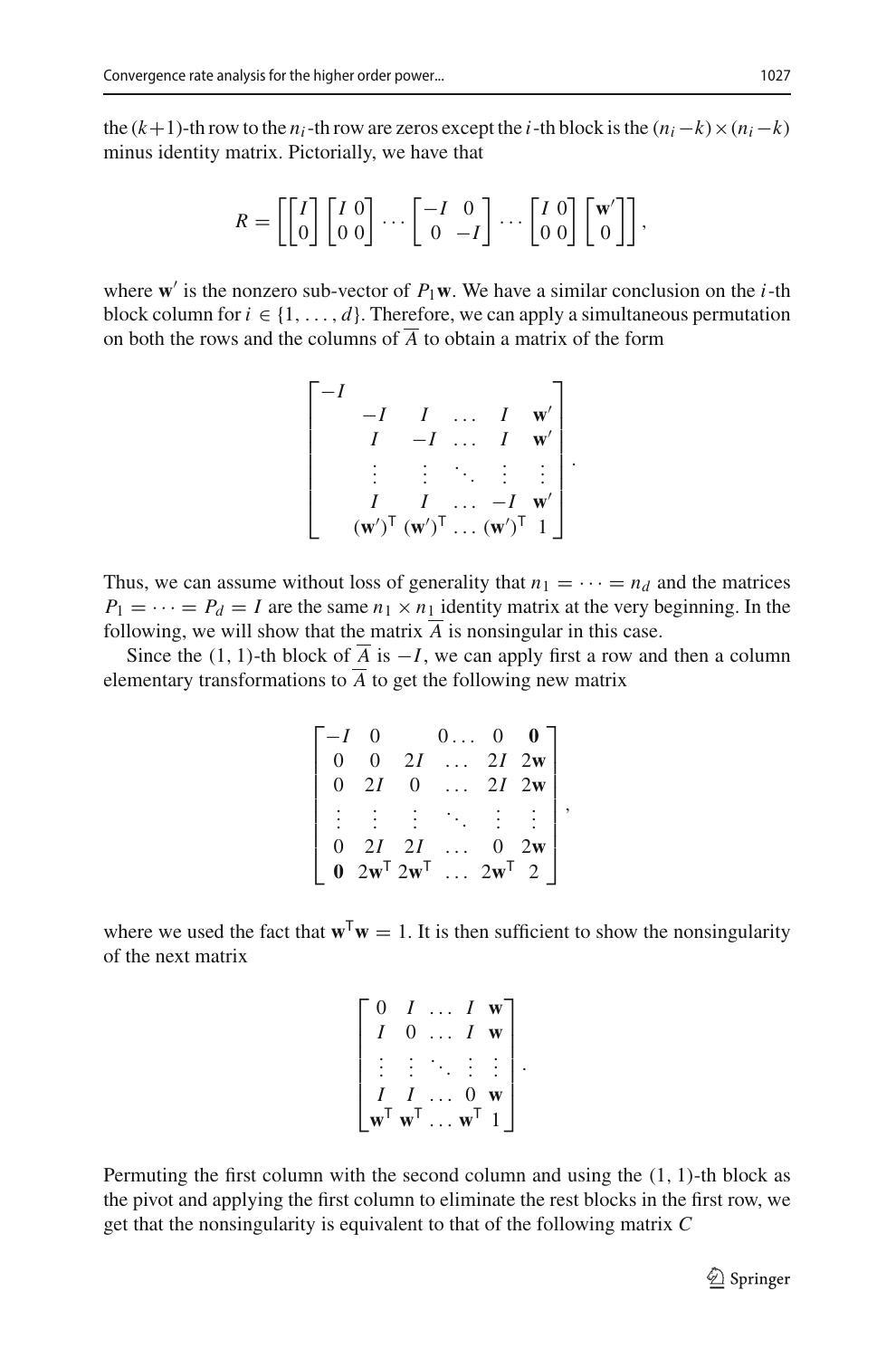the $(k+1)$-th row to the $n_i$-th row are zeros except the $i$-th block is the $(n_i-k)\times(n_i-k)$ minus identity matrix. Pictorially, we have that

$$R = \left[\begin{bmatrix} I \\ 0 \end{bmatrix} \begin{bmatrix} I & 0 \\ 0 & 0 \end{bmatrix} \cdots \begin{bmatrix} -I & 0 \\ 0 & -I \end{bmatrix} \cdots \begin{bmatrix} I & 0 \\ 0 & 0 \end{bmatrix} \begin{bmatrix} \mathbf{w}' \\ 0 \end{bmatrix}\right],$$

where $\mathbf{w}'$ is the nonzero sub-vector of $P_1\mathbf{w}$. We have a similar conclusion on the $i$-th block column for $i \in \{1,\ldots,d\}$. Therefore, we can apply a simultaneous permutation on both the rows and the columns of $\overline{A}$ to obtain a matrix of the form

$$\begin{bmatrix} -I & & & & & \\ & -I & I & \ldots & I & \mathbf{w}' \\ & I & -I & \ldots & I & \mathbf{w}' \\ & \vdots & \vdots & \ddots & \vdots & \vdots \\ & I & I & \ldots & -I & \mathbf{w}' \\ & (\mathbf{w}')^\mathsf{T} & (\mathbf{w}')^\mathsf{T} & \ldots & (\mathbf{w}')^\mathsf{T} & 1 \end{bmatrix}.$$

Thus, we can assume without loss of generality that $n_1 = \cdots = n_d$ and the matrices $P_1 = \cdots = P_d = I$ are the same $n_1 \times n_1$ identity matrix at the very beginning. In the following, we will show that the matrix $\overline{A}$ is nonsingular in this case.

Since the $(1,1)$-th block of $\overline{A}$ is $-I$, we can apply first a row and then a column elementary transformations to $\overline{A}$ to get the following new matrix

$$\begin{bmatrix} -I & 0 & 0 & \ldots & 0 & \mathbf{0} \\ 0 & 0 & 2I & \ldots & 2I & 2\mathbf{w} \\ 0 & 2I & 0 & \ldots & 2I & 2\mathbf{w} \\ \vdots & \vdots & \vdots & \ddots & \vdots & \vdots \\ 0 & 2I & 2I & \ldots & 0 & 2\mathbf{w} \\ \mathbf{0} & 2\mathbf{w}^\mathsf{T} & 2\mathbf{w}^\mathsf{T} & \ldots & 2\mathbf{w}^\mathsf{T} & 2 \end{bmatrix},$$

where we used the fact that $\mathbf{w}^\mathsf{T}\mathbf{w} = 1$. It is then sufficient to show the nonsingularity of the next matrix

$$\begin{bmatrix} 0 & I & \ldots & I & \mathbf{w} \\ I & 0 & \ldots & I & \mathbf{w} \\ \vdots & \vdots & \ddots & \vdots & \vdots \\ I & I & \ldots & 0 & \mathbf{w} \\ \mathbf{w}^\mathsf{T} & \mathbf{w}^\mathsf{T} & \ldots & \mathbf{w}^\mathsf{T} & 1 \end{bmatrix}.$$

Permuting the first column with the second column and using the $(1,1)$-th block as the pivot and applying the first column to eliminate the rest blocks in the first row, we get that the nonsingularity is equivalent to that of the following matrix $C$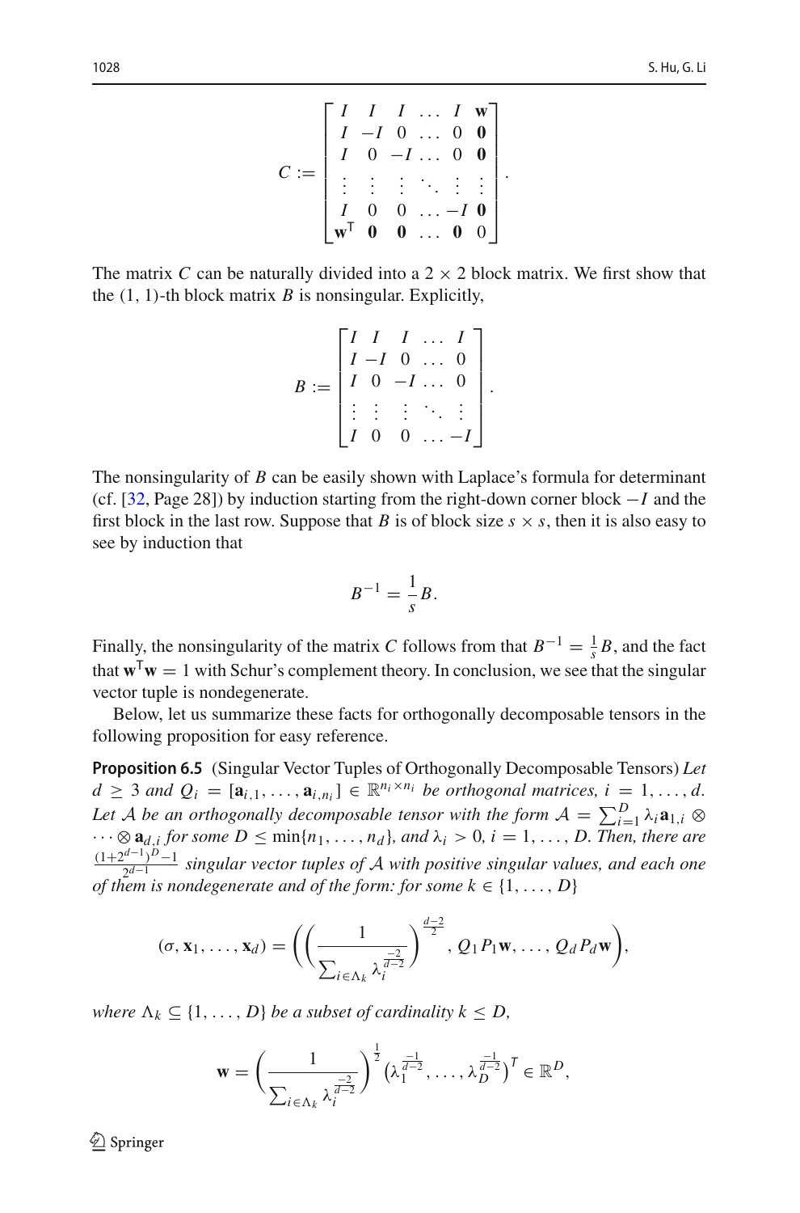$$
C := \begin{bmatrix} I & I & I & \dots & I & \mathbf{w} \\ I & -I & 0 & \dots & 0 & \mathbf{0} \\ I & 0 & -I & \dots & 0 & \mathbf{0} \\ \vdots & \vdots & \vdots & \ddots & \vdots & \vdots \\ I & 0 & 0 & \dots & -I & \mathbf{0} \\ \mathbf{w}^\mathsf{T} & \mathbf{0} & \mathbf{0} & \dots & \mathbf{0} & 0 \end{bmatrix}.
$$

The matrix $C$ can be naturally divided into a $2 \times 2$ block matrix. We first show that the $(1, 1)$-th block matrix $B$ is nonsingular. Explicitly,

$$
B := \begin{bmatrix} I & I & I & \dots & I \\ I & -I & 0 & \dots & 0 \\ I & 0 & -I & \dots & 0 \\ \vdots & \vdots & \vdots & \ddots & \vdots \\ I & 0 & 0 & \dots & -I \end{bmatrix}.
$$

The nonsingularity of $B$ can be easily shown with Laplace's formula for determinant (cf. [32, Page 28]) by induction starting from the right-down corner block $-I$ and the first block in the last row. Suppose that $B$ is of block size $s \times s$, then it is also easy to see by induction that

$$
B^{-1} = \frac{1}{s} B.
$$

Finally, the nonsingularity of the matrix $C$ follows from that $B^{-1} = \frac{1}{s} B$, and the fact that $\mathbf{w}^\mathsf{T}\mathbf{w} = 1$ with Schur's complement theory. In conclusion, we see that the singular vector tuple is nondegenerate.

Below, let us summarize these facts for orthogonally decomposable tensors in the following proposition for easy reference.

**Proposition 6.5** (Singular Vector Tuples of Orthogonally Decomposable Tensors) *Let $d \geq 3$ and $Q_i = [\mathbf{a}_{i,1}, \dots, \mathbf{a}_{i,n_i}] \in \mathbb{R}^{n_i \times n_i}$ be orthogonal matrices, $i = 1, \dots, d$. Let $\mathcal{A}$ be an orthogonally decomposable tensor with the form $\mathcal{A} = \sum_{i=1}^{D} \lambda_i \mathbf{a}_{1,i} \otimes \cdots \otimes \mathbf{a}_{d,i}$ for some $D \leq \min\{n_1, \dots, n_d\}$, and $\lambda_i > 0$, $i = 1, \dots, D$. Then, there are $\frac{(1+2^{d-1})^D - 1}{2^{d-1}}$ singular vector tuples of $\mathcal{A}$ with positive singular values, and each one of them is nondegenerate and of the form: for some $k \in \{1, \dots, D\}$*

$$
(\sigma, \mathbf{x}_1, \dots, \mathbf{x}_d) = \left( \left( \frac{1}{\sum_{i \in \Lambda_k} \lambda_i^{\frac{-2}{d-2}}} \right)^{\frac{d-2}{2}}, Q_1 P_1 \mathbf{w}, \dots, Q_d P_d \mathbf{w} \right),
$$

*where $\Lambda_k \subseteq \{1, \dots, D\}$ be a subset of cardinality $k \leq D$,*

$$
\mathbf{w} = \left( \frac{1}{\sum_{i \in \Lambda_k} \lambda_i^{\frac{-2}{d-2}}} \right)^{\frac{1}{2}} \left( \lambda_1^{\frac{-1}{d-2}}, \dots, \lambda_D^{\frac{-1}{d-2}} \right)^T \in \mathbb{R}^D,
$$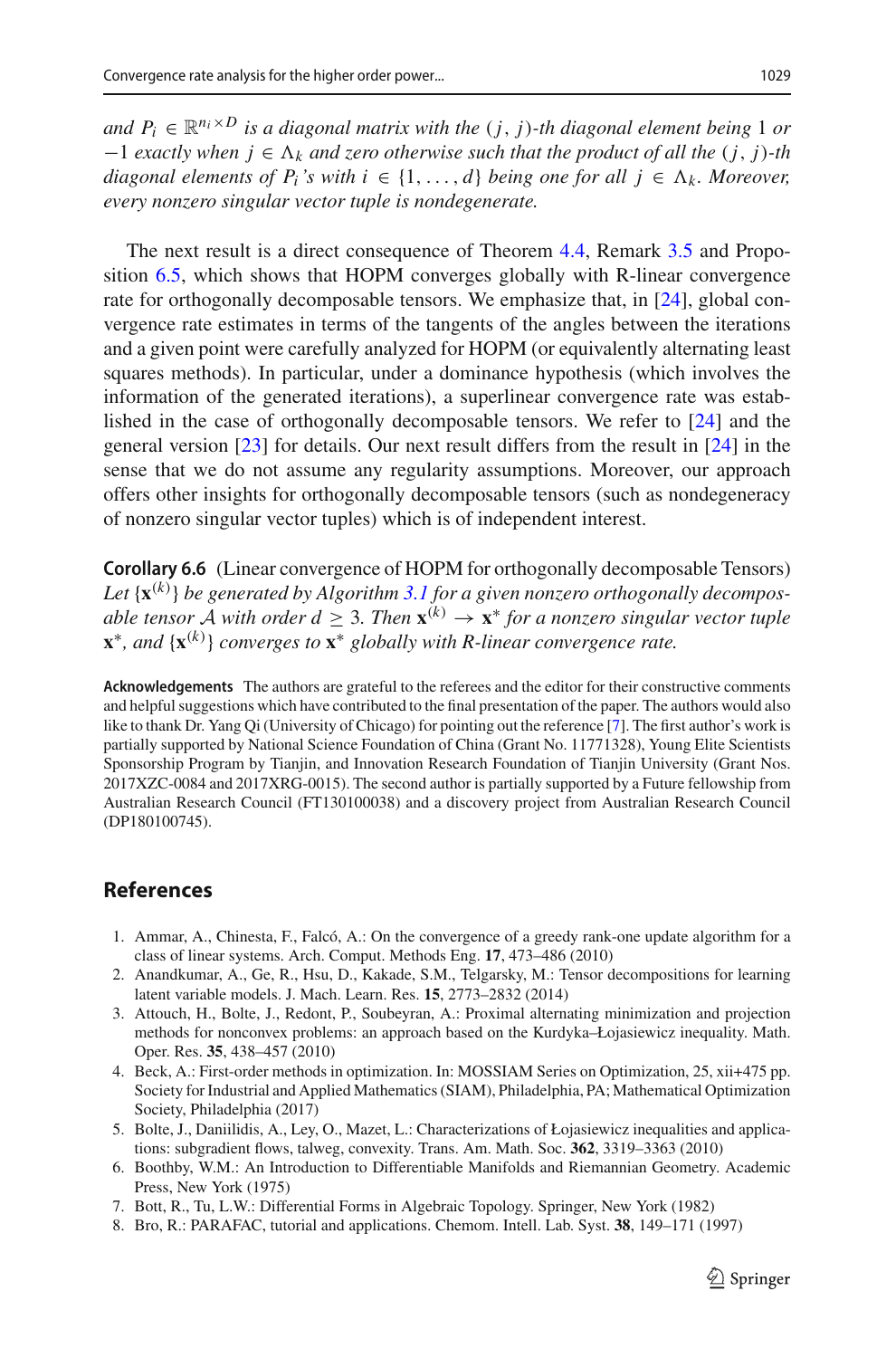*and $P_i \in \mathbb{R}^{n_i \times D}$ is a diagonal matrix with the $(j, j)$-th diagonal element being 1 or $-1$ exactly when $j \in \Lambda_k$ and zero otherwise such that the product of all the $(j, j)$-th diagonal elements of $P_i$'s with $i \in \{1, \ldots, d\}$ being one for all $j \in \Lambda_k$. Moreover, every nonzero singular vector tuple is nondegenerate.*

The next result is a direct consequence of Theorem 4.4, Remark 3.5 and Proposition 6.5, which shows that HOPM converges globally with R-linear convergence rate for orthogonally decomposable tensors. We emphasize that, in [24], global convergence rate estimates in terms of the tangents of the angles between the iterations and a given point were carefully analyzed for HOPM (or equivalently alternating least squares methods). In particular, under a dominance hypothesis (which involves the information of the generated iterations), a superlinear convergence rate was established in the case of orthogonally decomposable tensors. We refer to [24] and the general version [23] for details. Our next result differs from the result in [24] in the sense that we do not assume any regularity assumptions. Moreover, our approach offers other insights for orthogonally decomposable tensors (such as nondegeneracy of nonzero singular vector tuples) which is of independent interest.

**Corollary 6.6** (Linear convergence of HOPM for orthogonally decomposable Tensors) *Let $\{\mathbf{x}^{(k)}\}$ be generated by Algorithm 3.1 for a given nonzero orthogonally decomposable tensor $\mathcal{A}$ with order $d \geq 3$. Then $\mathbf{x}^{(k)} \to \mathbf{x}^*$ for a nonzero singular vector tuple $\mathbf{x}^*$, and $\{\mathbf{x}^{(k)}\}$ converges to $\mathbf{x}^*$ globally with R-linear convergence rate.*

**Acknowledgements** The authors are grateful to the referees and the editor for their constructive comments and helpful suggestions which have contributed to the final presentation of the paper. The authors would also like to thank Dr. Yang Qi (University of Chicago) for pointing out the reference [7]. The first author's work is partially supported by National Science Foundation of China (Grant No. 11771328), Young Elite Scientists Sponsorship Program by Tianjin, and Innovation Research Foundation of Tianjin University (Grant Nos. 2017XZC-0084 and 2017XRG-0015). The second author is partially supported by a Future fellowship from Australian Research Council (FT130100038) and a discovery project from Australian Research Council (DP180100745).

## References

1. Ammar, A., Chinesta, F., Falcó, A.: On the convergence of a greedy rank-one update algorithm for a class of linear systems. Arch. Comput. Methods Eng. **17**, 473–486 (2010)
2. Anandkumar, A., Ge, R., Hsu, D., Kakade, S.M., Telgarsky, M.: Tensor decompositions for learning latent variable models. J. Mach. Learn. Res. **15**, 2773–2832 (2014)
3. Attouch, H., Bolte, J., Redont, P., Soubeyran, A.: Proximal alternating minimization and projection methods for nonconvex problems: an approach based on the Kurdyka–Łojasiewicz inequality. Math. Oper. Res. **35**, 438–457 (2010)
4. Beck, A.: First-order methods in optimization. In: MOSSIAM Series on Optimization, 25, xii+475 pp. Society for Industrial and Applied Mathematics (SIAM), Philadelphia, PA; Mathematical Optimization Society, Philadelphia (2017)
5. Bolte, J., Daniilidis, A., Ley, O., Mazet, L.: Characterizations of Łojasiewicz inequalities and applications: subgradient flows, talweg, convexity. Trans. Am. Math. Soc. **362**, 3319–3363 (2010)
6. Boothby, W.M.: An Introduction to Differentiable Manifolds and Riemannian Geometry. Academic Press, New York (1975)
7. Bott, R., Tu, L.W.: Differential Forms in Algebraic Topology. Springer, New York (1982)
8. Bro, R.: PARAFAC, tutorial and applications. Chemom. Intell. Lab. Syst. **38**, 149–171 (1997)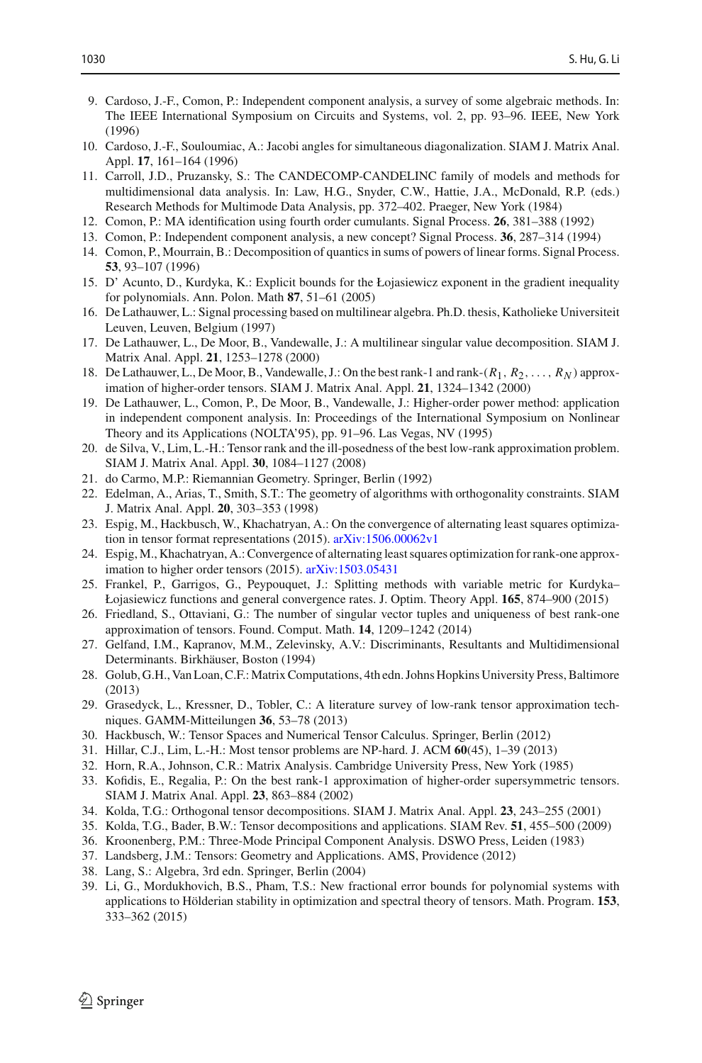9. Cardoso, J.-F., Comon, P.: Independent component analysis, a survey of some algebraic methods. In: The IEEE International Symposium on Circuits and Systems, vol. 2, pp. 93–96. IEEE, New York (1996)
10. Cardoso, J.-F., Souloumiac, A.: Jacobi angles for simultaneous diagonalization. SIAM J. Matrix Anal. Appl. **17**, 161–164 (1996)
11. Carroll, J.D., Pruzansky, S.: The CANDECOMP-CANDELINC family of models and methods for multidimensional data analysis. In: Law, H.G., Snyder, C.W., Hattie, J.A., McDonald, R.P. (eds.) Research Methods for Multimode Data Analysis, pp. 372–402. Praeger, New York (1984)
12. Comon, P.: MA identification using fourth order cumulants. Signal Process. **26**, 381–388 (1992)
13. Comon, P.: Independent component analysis, a new concept? Signal Process. **36**, 287–314 (1994)
14. Comon, P., Mourrain, B.: Decomposition of quantics in sums of powers of linear forms. Signal Process. **53**, 93–107 (1996)
15. D' Acunto, D., Kurdyka, K.: Explicit bounds for the Łojasiewicz exponent in the gradient inequality for polynomials. Ann. Polon. Math **87**, 51–61 (2005)
16. De Lathauwer, L.: Signal processing based on multilinear algebra. Ph.D. thesis, Katholieke Universiteit Leuven, Leuven, Belgium (1997)
17. De Lathauwer, L., De Moor, B., Vandewalle, J.: A multilinear singular value decomposition. SIAM J. Matrix Anal. Appl. **21**, 1253–1278 (2000)
18. De Lathauwer, L., De Moor, B., Vandewalle, J.: On the best rank-1 and rank-$(R_1, R_2, \ldots, R_N)$ approximation of higher-order tensors. SIAM J. Matrix Anal. Appl. **21**, 1324–1342 (2000)
19. De Lathauwer, L., Comon, P., De Moor, B., Vandewalle, J.: Higher-order power method: application in independent component analysis. In: Proceedings of the International Symposium on Nonlinear Theory and its Applications (NOLTA'95), pp. 91–96. Las Vegas, NV (1995)
20. de Silva, V., Lim, L.-H.: Tensor rank and the ill-posedness of the best low-rank approximation problem. SIAM J. Matrix Anal. Appl. **30**, 1084–1127 (2008)
21. do Carmo, M.P.: Riemannian Geometry. Springer, Berlin (1992)
22. Edelman, A., Arias, T., Smith, S.T.: The geometry of algorithms with orthogonality constraints. SIAM J. Matrix Anal. Appl. **20**, 303–353 (1998)
23. Espig, M., Hackbusch, W., Khachatryan, A.: On the convergence of alternating least squares optimization in tensor format representations (2015). arXiv:1506.00062v1
24. Espig, M., Khachatryan, A.: Convergence of alternating least squares optimization for rank-one approximation to higher order tensors (2015). arXiv:1503.05431
25. Frankel, P., Garrigos, G., Peypouquet, J.: Splitting methods with variable metric for Kurdyka–Łojasiewicz functions and general convergence rates. J. Optim. Theory Appl. **165**, 874–900 (2015)
26. Friedland, S., Ottaviani, G.: The number of singular vector tuples and uniqueness of best rank-one approximation of tensors. Found. Comput. Math. **14**, 1209–1242 (2014)
27. Gelfand, I.M., Kapranov, M.M., Zelevinsky, A.V.: Discriminants, Resultants and Multidimensional Determinants. Birkhäuser, Boston (1994)
28. Golub, G.H., Van Loan, C.F.: Matrix Computations, 4th edn. Johns Hopkins University Press, Baltimore (2013)
29. Grasedyck, L., Kressner, D., Tobler, C.: A literature survey of low-rank tensor approximation techniques. GAMM-Mitteilungen **36**, 53–78 (2013)
30. Hackbusch, W.: Tensor Spaces and Numerical Tensor Calculus. Springer, Berlin (2012)
31. Hillar, C.J., Lim, L.-H.: Most tensor problems are NP-hard. J. ACM **60**(45), 1–39 (2013)
32. Horn, R.A., Johnson, C.R.: Matrix Analysis. Cambridge University Press, New York (1985)
33. Kofidis, E., Regalia, P.: On the best rank-1 approximation of higher-order supersymmetric tensors. SIAM J. Matrix Anal. Appl. **23**, 863–884 (2002)
34. Kolda, T.G.: Orthogonal tensor decompositions. SIAM J. Matrix Anal. Appl. **23**, 243–255 (2001)
35. Kolda, T.G., Bader, B.W.: Tensor decompositions and applications. SIAM Rev. **51**, 455–500 (2009)
36. Kroonenberg, P.M.: Three-Mode Principal Component Analysis. DSWO Press, Leiden (1983)
37. Landsberg, J.M.: Tensors: Geometry and Applications. AMS, Providence (2012)
38. Lang, S.: Algebra, 3rd edn. Springer, Berlin (2004)
39. Li, G., Mordukhovich, B.S., Pham, T.S.: New fractional error bounds for polynomial systems with applications to Hölderian stability in optimization and spectral theory of tensors. Math. Program. **153**, 333–362 (2015)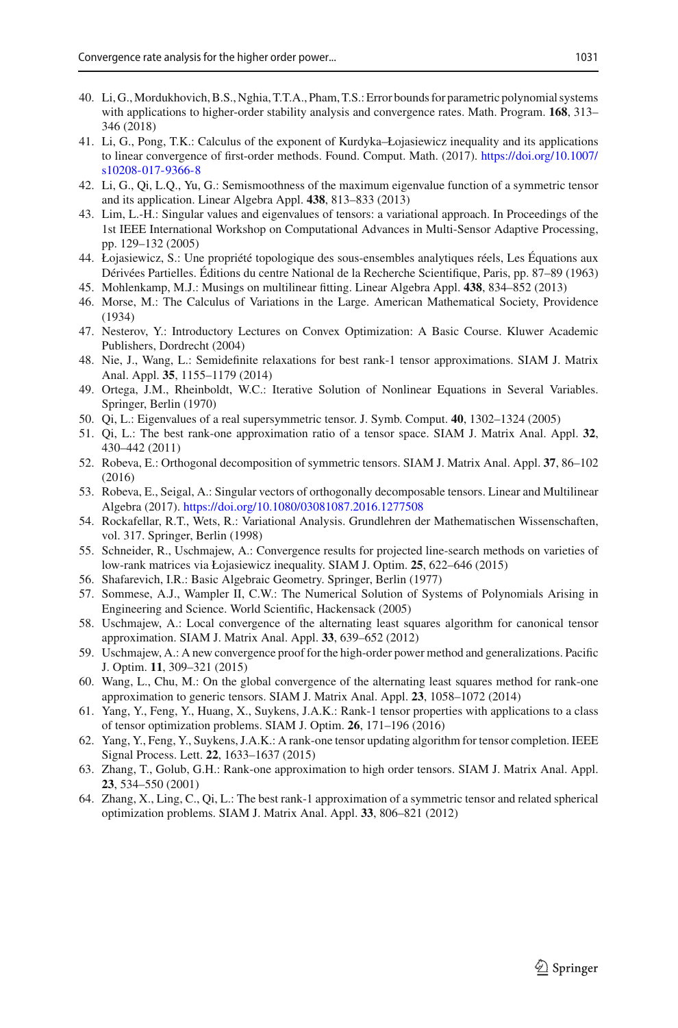40. Li, G., Mordukhovich, B.S., Nghia, T.T.A., Pham, T.S.: Error bounds for parametric polynomial systems with applications to higher-order stability analysis and convergence rates. Math. Program. **168**, 313–346 (2018)
41. Li, G., Pong, T.K.: Calculus of the exponent of Kurdyka–Łojasiewicz inequality and its applications to linear convergence of first-order methods. Found. Comput. Math. (2017). https://doi.org/10.1007/s10208-017-9366-8
42. Li, G., Qi, L.Q., Yu, G.: Semismoothness of the maximum eigenvalue function of a symmetric tensor and its application. Linear Algebra Appl. **438**, 813–833 (2013)
43. Lim, L.-H.: Singular values and eigenvalues of tensors: a variational approach. In Proceedings of the 1st IEEE International Workshop on Computational Advances in Multi-Sensor Adaptive Processing, pp. 129–132 (2005)
44. Łojasiewicz, S.: Une propriété topologique des sous-ensembles analytiques réels, Les Équations aux Dérivées Partielles. Éditions du centre National de la Recherche Scientifique, Paris, pp. 87–89 (1963)
45. Mohlenkamp, M.J.: Musings on multilinear fitting. Linear Algebra Appl. **438**, 834–852 (2013)
46. Morse, M.: The Calculus of Variations in the Large. American Mathematical Society, Providence (1934)
47. Nesterov, Y.: Introductory Lectures on Convex Optimization: A Basic Course. Kluwer Academic Publishers, Dordrecht (2004)
48. Nie, J., Wang, L.: Semidefinite relaxations for best rank-1 tensor approximations. SIAM J. Matrix Anal. Appl. **35**, 1155–1179 (2014)
49. Ortega, J.M., Rheinboldt, W.C.: Iterative Solution of Nonlinear Equations in Several Variables. Springer, Berlin (1970)
50. Qi, L.: Eigenvalues of a real supersymmetric tensor. J. Symb. Comput. **40**, 1302–1324 (2005)
51. Qi, L.: The best rank-one approximation ratio of a tensor space. SIAM J. Matrix Anal. Appl. **32**, 430–442 (2011)
52. Robeva, E.: Orthogonal decomposition of symmetric tensors. SIAM J. Matrix Anal. Appl. **37**, 86–102 (2016)
53. Robeva, E., Seigal, A.: Singular vectors of orthogonally decomposable tensors. Linear and Multilinear Algebra (2017). https://doi.org/10.1080/03081087.2016.1277508
54. Rockafellar, R.T., Wets, R.: Variational Analysis. Grundlehren der Mathematischen Wissenschaften, vol. 317. Springer, Berlin (1998)
55. Schneider, R., Uschmajew, A.: Convergence results for projected line-search methods on varieties of low-rank matrices via Łojasiewicz inequality. SIAM J. Optim. **25**, 622–646 (2015)
56. Shafarevich, I.R.: Basic Algebraic Geometry. Springer, Berlin (1977)
57. Sommese, A.J., Wampler II, C.W.: The Numerical Solution of Systems of Polynomials Arising in Engineering and Science. World Scientific, Hackensack (2005)
58. Uschmajew, A.: Local convergence of the alternating least squares algorithm for canonical tensor approximation. SIAM J. Matrix Anal. Appl. **33**, 639–652 (2012)
59. Uschmajew, A.: A new convergence proof for the high-order power method and generalizations. Pacific J. Optim. **11**, 309–321 (2015)
60. Wang, L., Chu, M.: On the global convergence of the alternating least squares method for rank-one approximation to generic tensors. SIAM J. Matrix Anal. Appl. **23**, 1058–1072 (2014)
61. Yang, Y., Feng, Y., Huang, X., Suykens, J.A.K.: Rank-1 tensor properties with applications to a class of tensor optimization problems. SIAM J. Optim. **26**, 171–196 (2016)
62. Yang, Y., Feng, Y., Suykens, J.A.K.: A rank-one tensor updating algorithm for tensor completion. IEEE Signal Process. Lett. **22**, 1633–1637 (2015)
63. Zhang, T., Golub, G.H.: Rank-one approximation to high order tensors. SIAM J. Matrix Anal. Appl. **23**, 534–550 (2001)
64. Zhang, X., Ling, C., Qi, L.: The best rank-1 approximation of a symmetric tensor and related spherical optimization problems. SIAM J. Matrix Anal. Appl. **33**, 806–821 (2012)